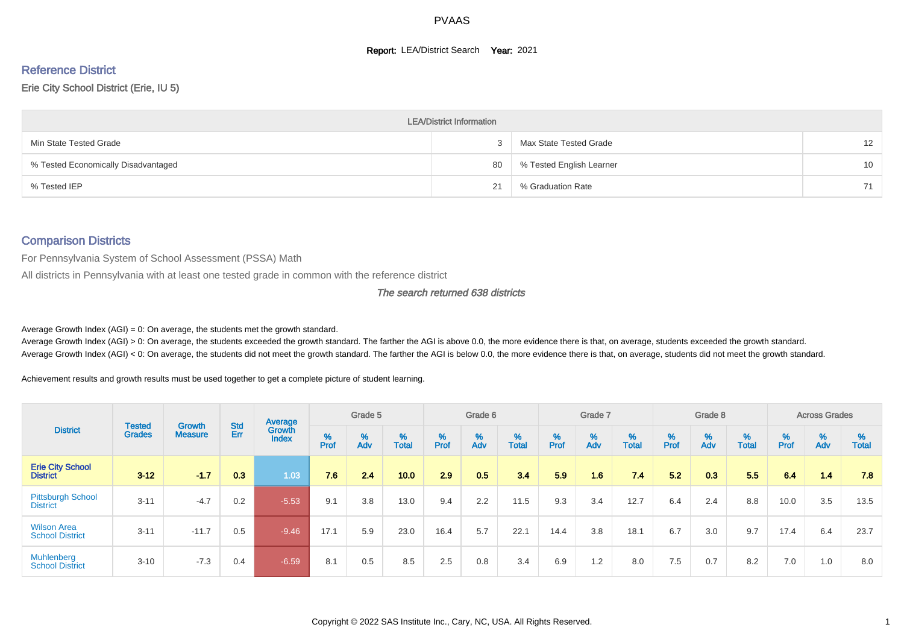PVAAS

**Report:** LEA/District Search **Year:** 2021

## Reference District

Erie City School District (Erie, IU 5)

| LEA/District Information | | | |
|---|---|---|---|
| Min State Tested Grade | 3 | Max State Tested Grade | 12 |
| % Tested Economically Disadvantaged | 80 | % Tested English Learner | 10 |
| % Tested IEP | 21 | % Graduation Rate | 71 |

## Comparison Districts

For Pennsylvania System of School Assessment (PSSA) Math

All districts in Pennsylvania with at least one tested grade in common with the reference district

*The search returned 638 districts*

Average Growth Index (AGI) = 0: On average, the students met the growth standard.

Average Growth Index (AGI) > 0: On average, the students exceeded the growth standard. The farther the AGI is above 0.0, the more evidence there is that, on average, students exceeded the growth standard.

Average Growth Index (AGI) < 0: On average, the students did not meet the growth standard. The farther the AGI is below 0.0, the more evidence there is that, on average, students did not meet the growth standard.

Achievement results and growth results must be used together to get a complete picture of student learning.

| District | Tested Grades | Growth Measure | Std Err | Average Growth Index | Grade 5 | | | Grade 6 | | | Grade 7 | | | Grade 8 | | | Across Grades | | |
|---|---|---|---|---|---|---|---|---|---|---|---|---|---|---|---|---|---|---|---|
| | | | | | % Prof | % Adv | % Total | % Prof | % Adv | % Total | % Prof | % Adv | % Total | % Prof | % Adv | % Total | % Prof | % Adv | % Total |
| **Erie City School District** | **3-12** | **-1.7** | **0.3** | **1.03** | **7.6** | **2.4** | **10.0** | **2.9** | **0.5** | **3.4** | **5.9** | **1.6** | **7.4** | **5.2** | **0.3** | **5.5** | **6.4** | **1.4** | **7.8** |
| Pittsburgh School District | 3-11 | -4.7 | 0.2 | -5.53 | 9.1 | 3.8 | 13.0 | 9.4 | 2.2 | 11.5 | 9.3 | 3.4 | 12.7 | 6.4 | 2.4 | 8.8 | 10.0 | 3.5 | 13.5 |
| Wilson Area School District | 3-11 | -11.7 | 0.5 | -9.46 | 17.1 | 5.9 | 23.0 | 16.4 | 5.7 | 22.1 | 14.4 | 3.8 | 18.1 | 6.7 | 3.0 | 9.7 | 17.4 | 6.4 | 23.7 |
| Muhlenberg School District | 3-10 | -7.3 | 0.4 | -6.59 | 8.1 | 0.5 | 8.5 | 2.5 | 0.8 | 3.4 | 6.9 | 1.2 | 8.0 | 7.5 | 0.7 | 8.2 | 7.0 | 1.0 | 8.0 |

Copyright © 2022 SAS Institute Inc., Cary, NC, USA. All Rights Reserved.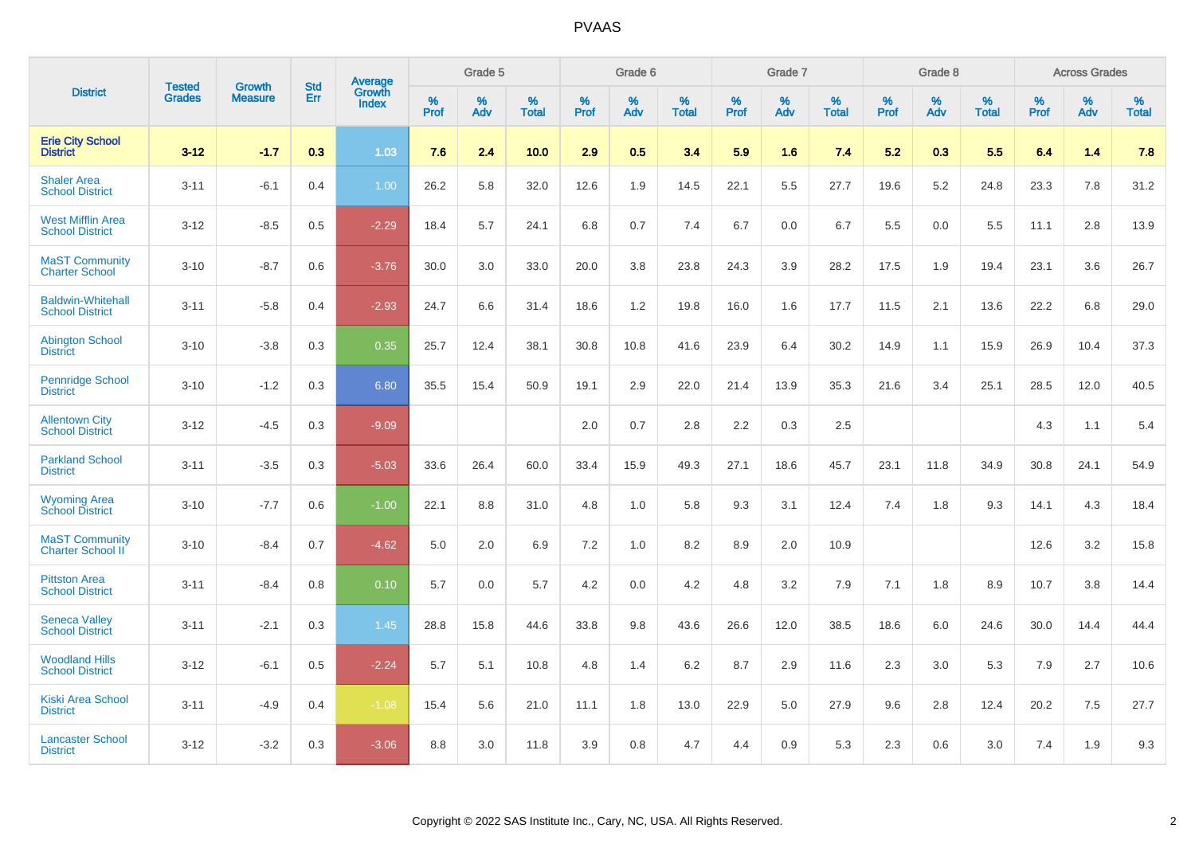# PVAAS

| District | Tested Grades | Growth Measure | Std Err | Average Growth Index | Grade 5 | | | Grade 6 | | | Grade 7 | | | Grade 8 | | | Across Grades | | |
|---|---|---|---|---|---|---|---|---|---|---|---|---|---|---|---|---|---|---|---|
| | | | | | % Prof | % Adv | % Total | % Prof | % Adv | % Total | % Prof | % Adv | % Total | % Prof | % Adv | % Total | % Prof | % Adv | % Total |
| **Erie City School District** | **3-12** | **-1.7** | **0.3** | **1.03** | **7.6** | **2.4** | **10.0** | **2.9** | **0.5** | **3.4** | **5.9** | **1.6** | **7.4** | **5.2** | **0.3** | **5.5** | **6.4** | **1.4** | **7.8** |
| Shaler Area School District | 3-11 | -6.1 | 0.4 | 1.00 | 26.2 | 5.8 | 32.0 | 12.6 | 1.9 | 14.5 | 22.1 | 5.5 | 27.7 | 19.6 | 5.2 | 24.8 | 23.3 | 7.8 | 31.2 |
| West Mifflin Area School District | 3-12 | -8.5 | 0.5 | -2.29 | 18.4 | 5.7 | 24.1 | 6.8 | 0.7 | 7.4 | 6.7 | 0.0 | 6.7 | 5.5 | 0.0 | 5.5 | 11.1 | 2.8 | 13.9 |
| MaST Community Charter School | 3-10 | -8.7 | 0.6 | -3.76 | 30.0 | 3.0 | 33.0 | 20.0 | 3.8 | 23.8 | 24.3 | 3.9 | 28.2 | 17.5 | 1.9 | 19.4 | 23.1 | 3.6 | 26.7 |
| Baldwin-Whitehall School District | 3-11 | -5.8 | 0.4 | -2.93 | 24.7 | 6.6 | 31.4 | 18.6 | 1.2 | 19.8 | 16.0 | 1.6 | 17.7 | 11.5 | 2.1 | 13.6 | 22.2 | 6.8 | 29.0 |
| Abington School District | 3-10 | -3.8 | 0.3 | 0.35 | 25.7 | 12.4 | 38.1 | 30.8 | 10.8 | 41.6 | 23.9 | 6.4 | 30.2 | 14.9 | 1.1 | 15.9 | 26.9 | 10.4 | 37.3 |
| Pennridge School District | 3-10 | -1.2 | 0.3 | 6.80 | 35.5 | 15.4 | 50.9 | 19.1 | 2.9 | 22.0 | 21.4 | 13.9 | 35.3 | 21.6 | 3.4 | 25.1 | 28.5 | 12.0 | 40.5 |
| Allentown City School District | 3-12 | -4.5 | 0.3 | -9.09 | | | | 2.0 | 0.7 | 2.8 | 2.2 | 0.3 | 2.5 | | | | 4.3 | 1.1 | 5.4 |
| Parkland School District | 3-11 | -3.5 | 0.3 | -5.03 | 33.6 | 26.4 | 60.0 | 33.4 | 15.9 | 49.3 | 27.1 | 18.6 | 45.7 | 23.1 | 11.8 | 34.9 | 30.8 | 24.1 | 54.9 |
| Wyoming Area School District | 3-10 | -7.7 | 0.6 | -1.00 | 22.1 | 8.8 | 31.0 | 4.8 | 1.0 | 5.8 | 9.3 | 3.1 | 12.4 | 7.4 | 1.8 | 9.3 | 14.1 | 4.3 | 18.4 |
| MaST Community Charter School II | 3-10 | -8.4 | 0.7 | -4.62 | 5.0 | 2.0 | 6.9 | 7.2 | 1.0 | 8.2 | 8.9 | 2.0 | 10.9 | | | | 12.6 | 3.2 | 15.8 |
| Pittston Area School District | 3-11 | -8.4 | 0.8 | 0.10 | 5.7 | 0.0 | 5.7 | 4.2 | 0.0 | 4.2 | 4.8 | 3.2 | 7.9 | 7.1 | 1.8 | 8.9 | 10.7 | 3.8 | 14.4 |
| Seneca Valley School District | 3-11 | -2.1 | 0.3 | 1.45 | 28.8 | 15.8 | 44.6 | 33.8 | 9.8 | 43.6 | 26.6 | 12.0 | 38.5 | 18.6 | 6.0 | 24.6 | 30.0 | 14.4 | 44.4 |
| Woodland Hills School District | 3-12 | -6.1 | 0.5 | -2.24 | 5.7 | 5.1 | 10.8 | 4.8 | 1.4 | 6.2 | 8.7 | 2.9 | 11.6 | 2.3 | 3.0 | 5.3 | 7.9 | 2.7 | 10.6 |
| Kiski Area School District | 3-11 | -4.9 | 0.4 | -1.08 | 15.4 | 5.6 | 21.0 | 11.1 | 1.8 | 13.0 | 22.9 | 5.0 | 27.9 | 9.6 | 2.8 | 12.4 | 20.2 | 7.5 | 27.7 |
| Lancaster School District | 3-12 | -3.2 | 0.3 | -3.06 | 8.8 | 3.0 | 11.8 | 3.9 | 0.8 | 4.7 | 4.4 | 0.9 | 5.3 | 2.3 | 0.6 | 3.0 | 7.4 | 1.9 | 9.3 |

Copyright © 2022 SAS Institute Inc., Cary, NC, USA. All Rights Reserved.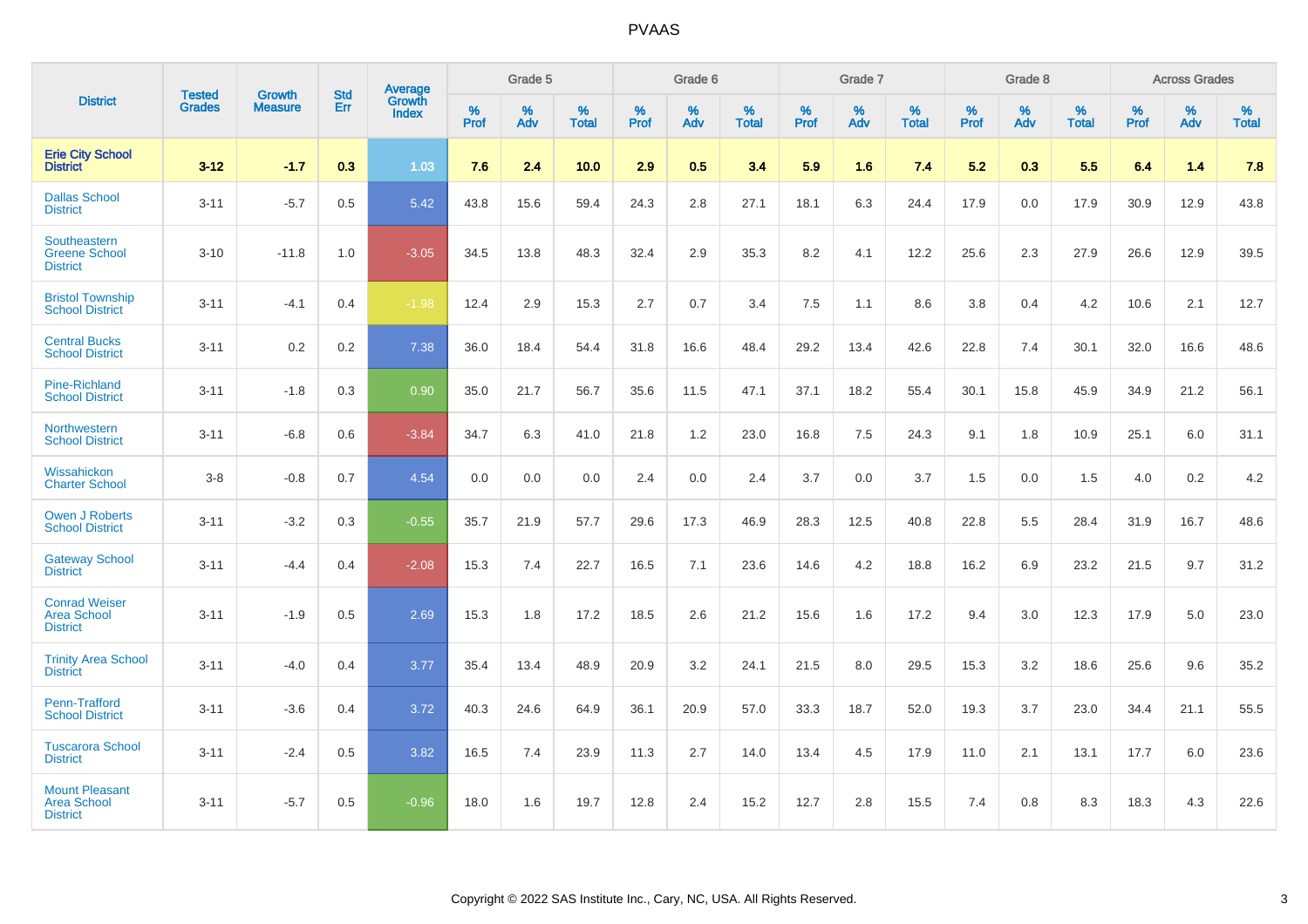| District | Tested Grades | Growth Measure | Std Err | Average Growth Index | Grade 5 | | | Grade 6 | | | Grade 7 | | | Grade 8 | | | Across Grades | | |
|---|---|---|---|---|---|---|---|---|---|---|---|---|---|---|---|---|---|---|---|
| | | | | | % Prof | % Adv | % Total | % Prof | % Adv | % Total | % Prof | % Adv | % Total | % Prof | % Adv | % Total | % Prof | % Adv | % Total |
| **Erie City School District** | **3-12** | **-1.7** | **0.3** | **1.03** | **7.6** | **2.4** | **10.0** | **2.9** | **0.5** | **3.4** | **5.9** | **1.6** | **7.4** | **5.2** | **0.3** | **5.5** | **6.4** | **1.4** | **7.8** |
| Dallas School District | 3-11 | -5.7 | 0.5 | 5.42 | 43.8 | 15.6 | 59.4 | 24.3 | 2.8 | 27.1 | 18.1 | 6.3 | 24.4 | 17.9 | 0.0 | 17.9 | 30.9 | 12.9 | 43.8 |
| Southeastern Greene School District | 3-10 | -11.8 | 1.0 | -3.05 | 34.5 | 13.8 | 48.3 | 32.4 | 2.9 | 35.3 | 8.2 | 4.1 | 12.2 | 25.6 | 2.3 | 27.9 | 26.6 | 12.9 | 39.5 |
| Bristol Township School District | 3-11 | -4.1 | 0.4 | -1.98 | 12.4 | 2.9 | 15.3 | 2.7 | 0.7 | 3.4 | 7.5 | 1.1 | 8.6 | 3.8 | 0.4 | 4.2 | 10.6 | 2.1 | 12.7 |
| Central Bucks School District | 3-11 | 0.2 | 0.2 | 7.38 | 36.0 | 18.4 | 54.4 | 31.8 | 16.6 | 48.4 | 29.2 | 13.4 | 42.6 | 22.8 | 7.4 | 30.1 | 32.0 | 16.6 | 48.6 |
| Pine-Richland School District | 3-11 | -1.8 | 0.3 | 0.90 | 35.0 | 21.7 | 56.7 | 35.6 | 11.5 | 47.1 | 37.1 | 18.2 | 55.4 | 30.1 | 15.8 | 45.9 | 34.9 | 21.2 | 56.1 |
| Northwestern School District | 3-11 | -6.8 | 0.6 | -3.84 | 34.7 | 6.3 | 41.0 | 21.8 | 1.2 | 23.0 | 16.8 | 7.5 | 24.3 | 9.1 | 1.8 | 10.9 | 25.1 | 6.0 | 31.1 |
| Wissahickon Charter School | 3-8 | -0.8 | 0.7 | 4.54 | 0.0 | 0.0 | 0.0 | 2.4 | 0.0 | 2.4 | 3.7 | 0.0 | 3.7 | 1.5 | 0.0 | 1.5 | 4.0 | 0.2 | 4.2 |
| Owen J Roberts School District | 3-11 | -3.2 | 0.3 | -0.55 | 35.7 | 21.9 | 57.7 | 29.6 | 17.3 | 46.9 | 28.3 | 12.5 | 40.8 | 22.8 | 5.5 | 28.4 | 31.9 | 16.7 | 48.6 |
| Gateway School District | 3-11 | -4.4 | 0.4 | -2.08 | 15.3 | 7.4 | 22.7 | 16.5 | 7.1 | 23.6 | 14.6 | 4.2 | 18.8 | 16.2 | 6.9 | 23.2 | 21.5 | 9.7 | 31.2 |
| Conrad Weiser Area School District | 3-11 | -1.9 | 0.5 | 2.69 | 15.3 | 1.8 | 17.2 | 18.5 | 2.6 | 21.2 | 15.6 | 1.6 | 17.2 | 9.4 | 3.0 | 12.3 | 17.9 | 5.0 | 23.0 |
| Trinity Area School District | 3-11 | -4.0 | 0.4 | 3.77 | 35.4 | 13.4 | 48.9 | 20.9 | 3.2 | 24.1 | 21.5 | 8.0 | 29.5 | 15.3 | 3.2 | 18.6 | 25.6 | 9.6 | 35.2 |
| Penn-Trafford School District | 3-11 | -3.6 | 0.4 | 3.72 | 40.3 | 24.6 | 64.9 | 36.1 | 20.9 | 57.0 | 33.3 | 18.7 | 52.0 | 19.3 | 3.7 | 23.0 | 34.4 | 21.1 | 55.5 |
| Tuscarora School District | 3-11 | -2.4 | 0.5 | 3.82 | 16.5 | 7.4 | 23.9 | 11.3 | 2.7 | 14.0 | 13.4 | 4.5 | 17.9 | 11.0 | 2.1 | 13.1 | 17.7 | 6.0 | 23.6 |
| Mount Pleasant Area School District | 3-11 | -5.7 | 0.5 | -0.96 | 18.0 | 1.6 | 19.7 | 12.8 | 2.4 | 15.2 | 12.7 | 2.8 | 15.5 | 7.4 | 0.8 | 8.3 | 18.3 | 4.3 | 22.6 |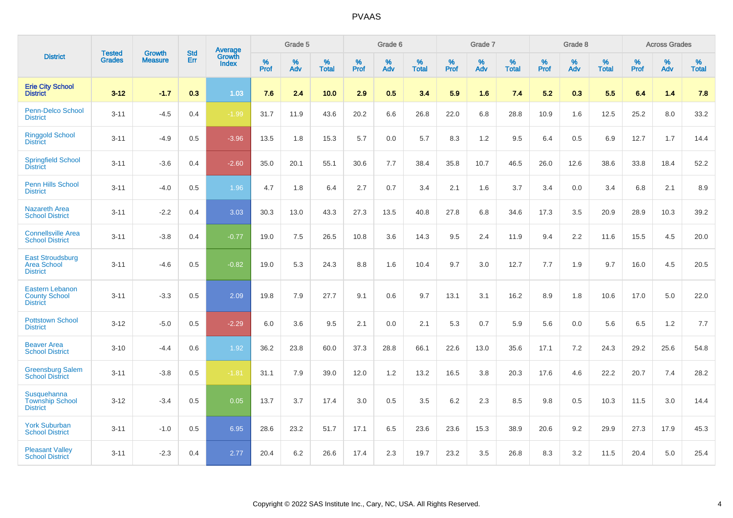# PVAAS

| District | Tested Grades | Growth Measure | Std Err | Average Growth Index | Grade 5 | | | Grade 6 | | | Grade 7 | | | Grade 8 | | | Across Grades | | |
|---|---|---|---|---|---|---|---|---|---|---|---|---|---|---|---|---|---|---|---|
| | | | | | % Prof | % Adv | % Total | % Prof | % Adv | % Total | % Prof | % Adv | % Total | % Prof | % Adv | % Total | % Prof | % Adv | % Total |
| **Erie City School District** | **3-12** | **-1.7** | **0.3** | **1.03** | **7.6** | **2.4** | **10.0** | **2.9** | **0.5** | **3.4** | **5.9** | **1.6** | **7.4** | **5.2** | **0.3** | **5.5** | **6.4** | **1.4** | **7.8** |
| Penn-Delco School District | 3-11 | -4.5 | 0.4 | -1.99 | 31.7 | 11.9 | 43.6 | 20.2 | 6.6 | 26.8 | 22.0 | 6.8 | 28.8 | 10.9 | 1.6 | 12.5 | 25.2 | 8.0 | 33.2 |
| Ringgold School District | 3-11 | -4.9 | 0.5 | -3.96 | 13.5 | 1.8 | 15.3 | 5.7 | 0.0 | 5.7 | 8.3 | 1.2 | 9.5 | 6.4 | 0.5 | 6.9 | 12.7 | 1.7 | 14.4 |
| Springfield School District | 3-11 | -3.6 | 0.4 | -2.60 | 35.0 | 20.1 | 55.1 | 30.6 | 7.7 | 38.4 | 35.8 | 10.7 | 46.5 | 26.0 | 12.6 | 38.6 | 33.8 | 18.4 | 52.2 |
| Penn Hills School District | 3-11 | -4.0 | 0.5 | 1.96 | 4.7 | 1.8 | 6.4 | 2.7 | 0.7 | 3.4 | 2.1 | 1.6 | 3.7 | 3.4 | 0.0 | 3.4 | 6.8 | 2.1 | 8.9 |
| Nazareth Area School District | 3-11 | -2.2 | 0.4 | 3.03 | 30.3 | 13.0 | 43.3 | 27.3 | 13.5 | 40.8 | 27.8 | 6.8 | 34.6 | 17.3 | 3.5 | 20.9 | 28.9 | 10.3 | 39.2 |
| Connellsville Area School District | 3-11 | -3.8 | 0.4 | -0.77 | 19.0 | 7.5 | 26.5 | 10.8 | 3.6 | 14.3 | 9.5 | 2.4 | 11.9 | 9.4 | 2.2 | 11.6 | 15.5 | 4.5 | 20.0 |
| East Stroudsburg Area School District | 3-11 | -4.6 | 0.5 | -0.82 | 19.0 | 5.3 | 24.3 | 8.8 | 1.6 | 10.4 | 9.7 | 3.0 | 12.7 | 7.7 | 1.9 | 9.7 | 16.0 | 4.5 | 20.5 |
| Eastern Lebanon County School District | 3-11 | -3.3 | 0.5 | 2.09 | 19.8 | 7.9 | 27.7 | 9.1 | 0.6 | 9.7 | 13.1 | 3.1 | 16.2 | 8.9 | 1.8 | 10.6 | 17.0 | 5.0 | 22.0 |
| Pottstown School District | 3-12 | -5.0 | 0.5 | -2.29 | 6.0 | 3.6 | 9.5 | 2.1 | 0.0 | 2.1 | 5.3 | 0.7 | 5.9 | 5.6 | 0.0 | 5.6 | 6.5 | 1.2 | 7.7 |
| Beaver Area School District | 3-10 | -4.4 | 0.6 | 1.92 | 36.2 | 23.8 | 60.0 | 37.3 | 28.8 | 66.1 | 22.6 | 13.0 | 35.6 | 17.1 | 7.2 | 24.3 | 29.2 | 25.6 | 54.8 |
| Greensburg Salem School District | 3-11 | -3.8 | 0.5 | -1.81 | 31.1 | 7.9 | 39.0 | 12.0 | 1.2 | 13.2 | 16.5 | 3.8 | 20.3 | 17.6 | 4.6 | 22.2 | 20.7 | 7.4 | 28.2 |
| Susquehanna Township School District | 3-12 | -3.4 | 0.5 | 0.05 | 13.7 | 3.7 | 17.4 | 3.0 | 0.5 | 3.5 | 6.2 | 2.3 | 8.5 | 9.8 | 0.5 | 10.3 | 11.5 | 3.0 | 14.4 |
| York Suburban School District | 3-11 | -1.0 | 0.5 | 6.95 | 28.6 | 23.2 | 51.7 | 17.1 | 6.5 | 23.6 | 23.6 | 15.3 | 38.9 | 20.6 | 9.2 | 29.9 | 27.3 | 17.9 | 45.3 |
| Pleasant Valley School District | 3-11 | -2.3 | 0.4 | 2.77 | 20.4 | 6.2 | 26.6 | 17.4 | 2.3 | 19.7 | 23.2 | 3.5 | 26.8 | 8.3 | 3.2 | 11.5 | 20.4 | 5.0 | 25.4 |

Copyright © 2022 SAS Institute Inc., Cary, NC, USA. All Rights Reserved.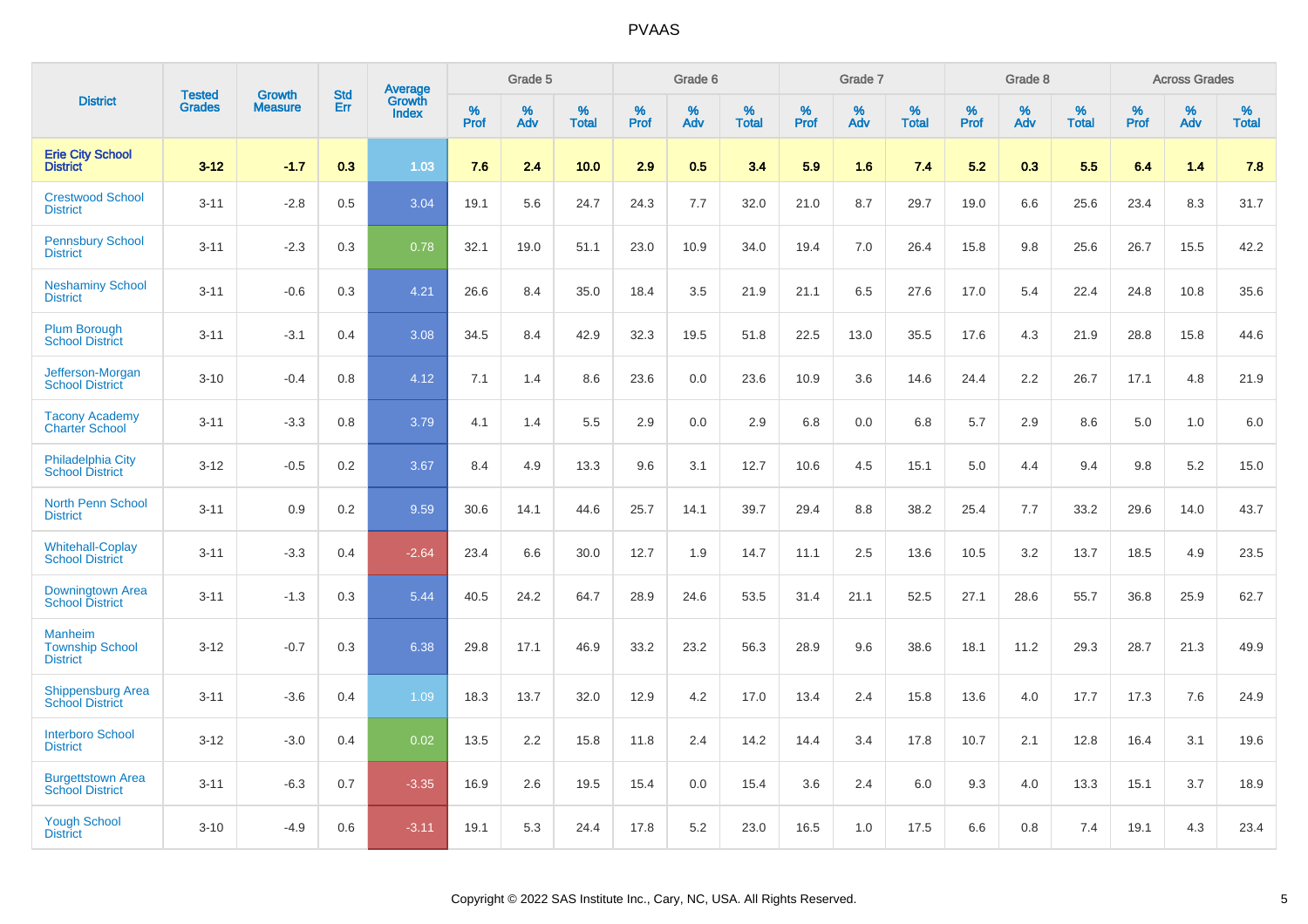| District | Tested Grades | Growth Measure | Std Err | Average Growth Index | Grade 5 | | | Grade 6 | | | Grade 7 | | | Grade 8 | | | Across Grades | | |
|---|---|---|---|---|---|---|---|---|---|---|---|---|---|---|---|---|---|---|---|
| | | | | | % Prof | % Adv | % Total | % Prof | % Adv | % Total | % Prof | % Adv | % Total | % Prof | % Adv | % Total | % Prof | % Adv | % Total |
| **Erie City School District** | **3-12** | **-1.7** | **0.3** | **1.03** | **7.6** | **2.4** | **10.0** | **2.9** | **0.5** | **3.4** | **5.9** | **1.6** | **7.4** | **5.2** | **0.3** | **5.5** | **6.4** | **1.4** | **7.8** |
| Crestwood School District | 3-11 | -2.8 | 0.5 | 3.04 | 19.1 | 5.6 | 24.7 | 24.3 | 7.7 | 32.0 | 21.0 | 8.7 | 29.7 | 19.0 | 6.6 | 25.6 | 23.4 | 8.3 | 31.7 |
| Pennsbury School District | 3-11 | -2.3 | 0.3 | 0.78 | 32.1 | 19.0 | 51.1 | 23.0 | 10.9 | 34.0 | 19.4 | 7.0 | 26.4 | 15.8 | 9.8 | 25.6 | 26.7 | 15.5 | 42.2 |
| Neshaminy School District | 3-11 | -0.6 | 0.3 | 4.21 | 26.6 | 8.4 | 35.0 | 18.4 | 3.5 | 21.9 | 21.1 | 6.5 | 27.6 | 17.0 | 5.4 | 22.4 | 24.8 | 10.8 | 35.6 |
| Plum Borough School District | 3-11 | -3.1 | 0.4 | 3.08 | 34.5 | 8.4 | 42.9 | 32.3 | 19.5 | 51.8 | 22.5 | 13.0 | 35.5 | 17.6 | 4.3 | 21.9 | 28.8 | 15.8 | 44.6 |
| Jefferson-Morgan School District | 3-10 | -0.4 | 0.8 | 4.12 | 7.1 | 1.4 | 8.6 | 23.6 | 0.0 | 23.6 | 10.9 | 3.6 | 14.6 | 24.4 | 2.2 | 26.7 | 17.1 | 4.8 | 21.9 |
| Tacony Academy Charter School | 3-11 | -3.3 | 0.8 | 3.79 | 4.1 | 1.4 | 5.5 | 2.9 | 0.0 | 2.9 | 6.8 | 0.0 | 6.8 | 5.7 | 2.9 | 8.6 | 5.0 | 1.0 | 6.0 |
| Philadelphia City School District | 3-12 | -0.5 | 0.2 | 3.67 | 8.4 | 4.9 | 13.3 | 9.6 | 3.1 | 12.7 | 10.6 | 4.5 | 15.1 | 5.0 | 4.4 | 9.4 | 9.8 | 5.2 | 15.0 |
| North Penn School District | 3-11 | 0.9 | 0.2 | 9.59 | 30.6 | 14.1 | 44.6 | 25.7 | 14.1 | 39.7 | 29.4 | 8.8 | 38.2 | 25.4 | 7.7 | 33.2 | 29.6 | 14.0 | 43.7 |
| Whitehall-Coplay School District | 3-11 | -3.3 | 0.4 | -2.64 | 23.4 | 6.6 | 30.0 | 12.7 | 1.9 | 14.7 | 11.1 | 2.5 | 13.6 | 10.5 | 3.2 | 13.7 | 18.5 | 4.9 | 23.5 |
| Downingtown Area School District | 3-11 | -1.3 | 0.3 | 5.44 | 40.5 | 24.2 | 64.7 | 28.9 | 24.6 | 53.5 | 31.4 | 21.1 | 52.5 | 27.1 | 28.6 | 55.7 | 36.8 | 25.9 | 62.7 |
| Manheim Township School District | 3-12 | -0.7 | 0.3 | 6.38 | 29.8 | 17.1 | 46.9 | 33.2 | 23.2 | 56.3 | 28.9 | 9.6 | 38.6 | 18.1 | 11.2 | 29.3 | 28.7 | 21.3 | 49.9 |
| Shippensburg Area School District | 3-11 | -3.6 | 0.4 | 1.09 | 18.3 | 13.7 | 32.0 | 12.9 | 4.2 | 17.0 | 13.4 | 2.4 | 15.8 | 13.6 | 4.0 | 17.7 | 17.3 | 7.6 | 24.9 |
| Interboro School District | 3-12 | -3.0 | 0.4 | 0.02 | 13.5 | 2.2 | 15.8 | 11.8 | 2.4 | 14.2 | 14.4 | 3.4 | 17.8 | 10.7 | 2.1 | 12.8 | 16.4 | 3.1 | 19.6 |
| Burgettstown Area School District | 3-11 | -6.3 | 0.7 | -3.35 | 16.9 | 2.6 | 19.5 | 15.4 | 0.0 | 15.4 | 3.6 | 2.4 | 6.0 | 9.3 | 4.0 | 13.3 | 15.1 | 3.7 | 18.9 |
| Yough School District | 3-10 | -4.9 | 0.6 | -3.11 | 19.1 | 5.3 | 24.4 | 17.8 | 5.2 | 23.0 | 16.5 | 1.0 | 17.5 | 6.6 | 0.8 | 7.4 | 19.1 | 4.3 | 23.4 |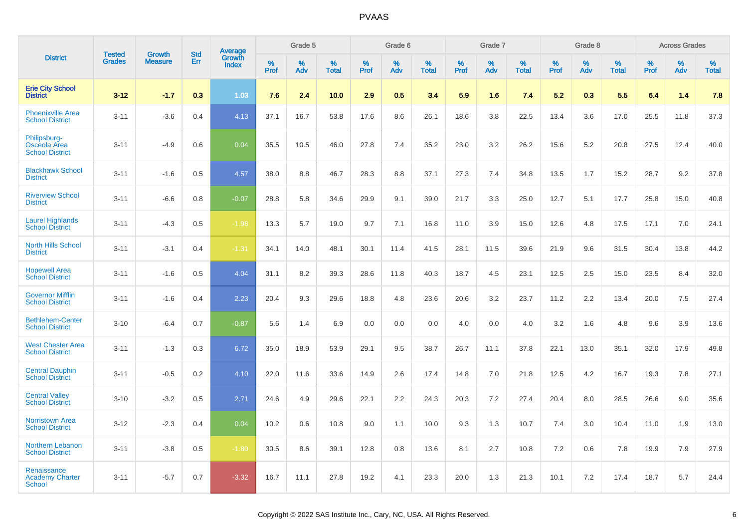| District | Tested Grades | Growth Measure | Std Err | Average Growth Index | Grade 5 | | | Grade 6 | | | Grade 7 | | | Grade 8 | | | Across Grades | | |
|---|---|---|---|---|---|---|---|---|---|---|---|---|---|---|---|---|---|---|---|
| | | | | | % Prof | % Adv | % Total | % Prof | % Adv | % Total | % Prof | % Adv | % Total | % Prof | % Adv | % Total | % Prof | % Adv | % Total |
| **Erie City School District** | **3-12** | **-1.7** | **0.3** | **1.03** | **7.6** | **2.4** | **10.0** | **2.9** | **0.5** | **3.4** | **5.9** | **1.6** | **7.4** | **5.2** | **0.3** | **5.5** | **6.4** | **1.4** | **7.8** |
| Phoenixville Area School District | 3-11 | -3.6 | 0.4 | 4.13 | 37.1 | 16.7 | 53.8 | 17.6 | 8.6 | 26.1 | 18.6 | 3.8 | 22.5 | 13.4 | 3.6 | 17.0 | 25.5 | 11.8 | 37.3 |
| Philipsburg-Osceola Area School District | 3-11 | -4.9 | 0.6 | 0.04 | 35.5 | 10.5 | 46.0 | 27.8 | 7.4 | 35.2 | 23.0 | 3.2 | 26.2 | 15.6 | 5.2 | 20.8 | 27.5 | 12.4 | 40.0 |
| Blackhawk School District | 3-11 | -1.6 | 0.5 | 4.57 | 38.0 | 8.8 | 46.7 | 28.3 | 8.8 | 37.1 | 27.3 | 7.4 | 34.8 | 13.5 | 1.7 | 15.2 | 28.7 | 9.2 | 37.8 |
| Riverview School District | 3-11 | -6.6 | 0.8 | -0.07 | 28.8 | 5.8 | 34.6 | 29.9 | 9.1 | 39.0 | 21.7 | 3.3 | 25.0 | 12.7 | 5.1 | 17.7 | 25.8 | 15.0 | 40.8 |
| Laurel Highlands School District | 3-11 | -4.3 | 0.5 | -1.98 | 13.3 | 5.7 | 19.0 | 9.7 | 7.1 | 16.8 | 11.0 | 3.9 | 15.0 | 12.6 | 4.8 | 17.5 | 17.1 | 7.0 | 24.1 |
| North Hills School District | 3-11 | -3.1 | 0.4 | -1.31 | 34.1 | 14.0 | 48.1 | 30.1 | 11.4 | 41.5 | 28.1 | 11.5 | 39.6 | 21.9 | 9.6 | 31.5 | 30.4 | 13.8 | 44.2 |
| Hopewell Area School District | 3-11 | -1.6 | 0.5 | 4.04 | 31.1 | 8.2 | 39.3 | 28.6 | 11.8 | 40.3 | 18.7 | 4.5 | 23.1 | 12.5 | 2.5 | 15.0 | 23.5 | 8.4 | 32.0 |
| Governor Mifflin School District | 3-11 | -1.6 | 0.4 | 2.23 | 20.4 | 9.3 | 29.6 | 18.8 | 4.8 | 23.6 | 20.6 | 3.2 | 23.7 | 11.2 | 2.2 | 13.4 | 20.0 | 7.5 | 27.4 |
| Bethlehem-Center School District | 3-10 | -6.4 | 0.7 | -0.87 | 5.6 | 1.4 | 6.9 | 0.0 | 0.0 | 0.0 | 4.0 | 0.0 | 4.0 | 3.2 | 1.6 | 4.8 | 9.6 | 3.9 | 13.6 |
| West Chester Area School District | 3-11 | -1.3 | 0.3 | 6.72 | 35.0 | 18.9 | 53.9 | 29.1 | 9.5 | 38.7 | 26.7 | 11.1 | 37.8 | 22.1 | 13.0 | 35.1 | 32.0 | 17.9 | 49.8 |
| Central Dauphin School District | 3-11 | -0.5 | 0.2 | 4.10 | 22.0 | 11.6 | 33.6 | 14.9 | 2.6 | 17.4 | 14.8 | 7.0 | 21.8 | 12.5 | 4.2 | 16.7 | 19.3 | 7.8 | 27.1 |
| Central Valley School District | 3-10 | -3.2 | 0.5 | 2.71 | 24.6 | 4.9 | 29.6 | 22.1 | 2.2 | 24.3 | 20.3 | 7.2 | 27.4 | 20.4 | 8.0 | 28.5 | 26.6 | 9.0 | 35.6 |
| Norristown Area School District | 3-12 | -2.3 | 0.4 | 0.04 | 10.2 | 0.6 | 10.8 | 9.0 | 1.1 | 10.0 | 9.3 | 1.3 | 10.7 | 7.4 | 3.0 | 10.4 | 11.0 | 1.9 | 13.0 |
| Northern Lebanon School District | 3-11 | -3.8 | 0.5 | -1.80 | 30.5 | 8.6 | 39.1 | 12.8 | 0.8 | 13.6 | 8.1 | 2.7 | 10.8 | 7.2 | 0.6 | 7.8 | 19.9 | 7.9 | 27.9 |
| Renaissance Academy Charter School | 3-11 | -5.7 | 0.7 | -3.32 | 16.7 | 11.1 | 27.8 | 19.2 | 4.1 | 23.3 | 20.0 | 1.3 | 21.3 | 10.1 | 7.2 | 17.4 | 18.7 | 5.7 | 24.4 |

Copyright © 2022 SAS Institute Inc., Cary, NC, USA. All Rights Reserved.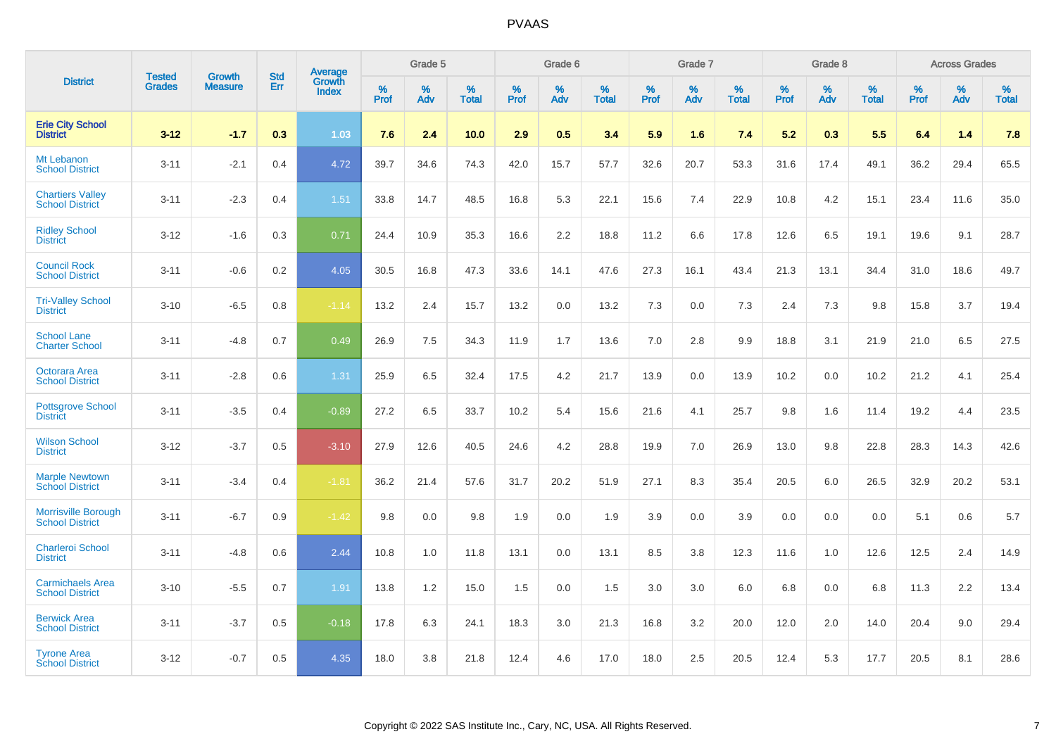# PVAAS

| District | Tested Grades | Growth Measure | Std Err | Average Growth Index | Grade 5 | | | Grade 6 | | | Grade 7 | | | Grade 8 | | | Across Grades | | |
|---|---|---|---|---|---|---|---|---|---|---|---|---|---|---|---|---|---|---|---|
| | | | | | % Prof | % Adv | % Total | % Prof | % Adv | % Total | % Prof | % Adv | % Total | % Prof | % Adv | % Total | % Prof | % Adv | % Total |
| **Erie City School District** | **3-12** | **-1.7** | **0.3** | **1.03** | **7.6** | **2.4** | **10.0** | **2.9** | **0.5** | **3.4** | **5.9** | **1.6** | **7.4** | **5.2** | **0.3** | **5.5** | **6.4** | **1.4** | **7.8** |
| Mt Lebanon School District | 3-11 | -2.1 | 0.4 | 4.72 | 39.7 | 34.6 | 74.3 | 42.0 | 15.7 | 57.7 | 32.6 | 20.7 | 53.3 | 31.6 | 17.4 | 49.1 | 36.2 | 29.4 | 65.5 |
| Chartiers Valley School District | 3-11 | -2.3 | 0.4 | 1.51 | 33.8 | 14.7 | 48.5 | 16.8 | 5.3 | 22.1 | 15.6 | 7.4 | 22.9 | 10.8 | 4.2 | 15.1 | 23.4 | 11.6 | 35.0 |
| Ridley School District | 3-12 | -1.6 | 0.3 | 0.71 | 24.4 | 10.9 | 35.3 | 16.6 | 2.2 | 18.8 | 11.2 | 6.6 | 17.8 | 12.6 | 6.5 | 19.1 | 19.6 | 9.1 | 28.7 |
| Council Rock School District | 3-11 | -0.6 | 0.2 | 4.05 | 30.5 | 16.8 | 47.3 | 33.6 | 14.1 | 47.6 | 27.3 | 16.1 | 43.4 | 21.3 | 13.1 | 34.4 | 31.0 | 18.6 | 49.7 |
| Tri-Valley School District | 3-10 | -6.5 | 0.8 | -1.14 | 13.2 | 2.4 | 15.7 | 13.2 | 0.0 | 13.2 | 7.3 | 0.0 | 7.3 | 2.4 | 7.3 | 9.8 | 15.8 | 3.7 | 19.4 |
| School Lane Charter School | 3-11 | -4.8 | 0.7 | 0.49 | 26.9 | 7.5 | 34.3 | 11.9 | 1.7 | 13.6 | 7.0 | 2.8 | 9.9 | 18.8 | 3.1 | 21.9 | 21.0 | 6.5 | 27.5 |
| Octorara Area School District | 3-11 | -2.8 | 0.6 | 1.31 | 25.9 | 6.5 | 32.4 | 17.5 | 4.2 | 21.7 | 13.9 | 0.0 | 13.9 | 10.2 | 0.0 | 10.2 | 21.2 | 4.1 | 25.4 |
| Pottsgrove School District | 3-11 | -3.5 | 0.4 | -0.89 | 27.2 | 6.5 | 33.7 | 10.2 | 5.4 | 15.6 | 21.6 | 4.1 | 25.7 | 9.8 | 1.6 | 11.4 | 19.2 | 4.4 | 23.5 |
| Wilson School District | 3-12 | -3.7 | 0.5 | -3.10 | 27.9 | 12.6 | 40.5 | 24.6 | 4.2 | 28.8 | 19.9 | 7.0 | 26.9 | 13.0 | 9.8 | 22.8 | 28.3 | 14.3 | 42.6 |
| Marple Newtown School District | 3-11 | -3.4 | 0.4 | -1.81 | 36.2 | 21.4 | 57.6 | 31.7 | 20.2 | 51.9 | 27.1 | 8.3 | 35.4 | 20.5 | 6.0 | 26.5 | 32.9 | 20.2 | 53.1 |
| Morrisville Borough School District | 3-11 | -6.7 | 0.9 | -1.42 | 9.8 | 0.0 | 9.8 | 1.9 | 0.0 | 1.9 | 3.9 | 0.0 | 3.9 | 0.0 | 0.0 | 0.0 | 5.1 | 0.6 | 5.7 |
| Charleroi School District | 3-11 | -4.8 | 0.6 | 2.44 | 10.8 | 1.0 | 11.8 | 13.1 | 0.0 | 13.1 | 8.5 | 3.8 | 12.3 | 11.6 | 1.0 | 12.6 | 12.5 | 2.4 | 14.9 |
| Carmichaels Area School District | 3-10 | -5.5 | 0.7 | 1.91 | 13.8 | 1.2 | 15.0 | 1.5 | 0.0 | 1.5 | 3.0 | 3.0 | 6.0 | 6.8 | 0.0 | 6.8 | 11.3 | 2.2 | 13.4 |
| Berwick Area School District | 3-11 | -3.7 | 0.5 | -0.18 | 17.8 | 6.3 | 24.1 | 18.3 | 3.0 | 21.3 | 16.8 | 3.2 | 20.0 | 12.0 | 2.0 | 14.0 | 20.4 | 9.0 | 29.4 |
| Tyrone Area School District | 3-12 | -0.7 | 0.5 | 4.35 | 18.0 | 3.8 | 21.8 | 12.4 | 4.6 | 17.0 | 18.0 | 2.5 | 20.5 | 12.4 | 5.3 | 17.7 | 20.5 | 8.1 | 28.6 |

Copyright © 2022 SAS Institute Inc., Cary, NC, USA. All Rights Reserved.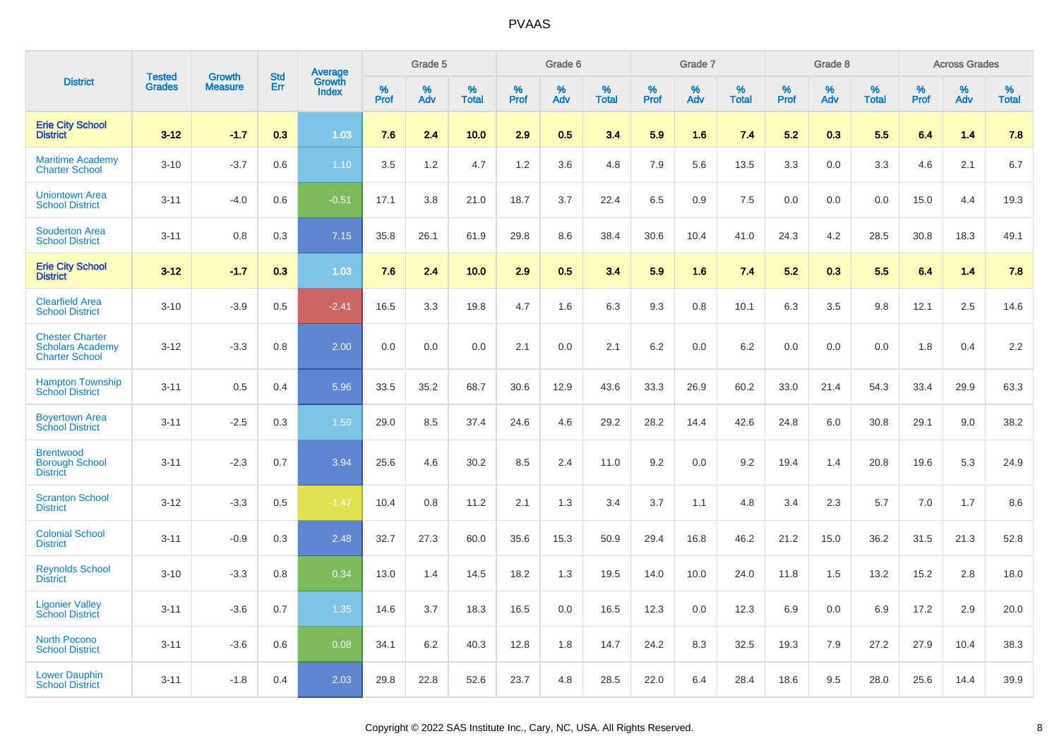# PVAAS

| District | Tested Grades | Growth Measure | Std Err | Average Growth Index | Grade 5 | | | Grade 6 | | | Grade 7 | | | Grade 8 | | | Across Grades | | |
|---|---|---|---|---|---|---|---|---|---|---|---|---|---|---|---|---|---|---|---|
| | | | | | % Prof | % Adv | % Total | % Prof | % Adv | % Total | % Prof | % Adv | % Total | % Prof | % Adv | % Total | % Prof | % Adv | % Total |
| **Erie City School District** | **3-12** | **-1.7** | **0.3** | **1.03** | **7.6** | **2.4** | **10.0** | **2.9** | **0.5** | **3.4** | **5.9** | **1.6** | **7.4** | **5.2** | **0.3** | **5.5** | **6.4** | **1.4** | **7.8** |
| Maritime Academy Charter School | 3-10 | -3.7 | 0.6 | 1.10 | 3.5 | 1.2 | 4.7 | 1.2 | 3.6 | 4.8 | 7.9 | 5.6 | 13.5 | 3.3 | 0.0 | 3.3 | 4.6 | 2.1 | 6.7 |
| Uniontown Area School District | 3-11 | -4.0 | 0.6 | -0.51 | 17.1 | 3.8 | 21.0 | 18.7 | 3.7 | 22.4 | 6.5 | 0.9 | 7.5 | 0.0 | 0.0 | 0.0 | 15.0 | 4.4 | 19.3 |
| Souderton Area School District | 3-11 | 0.8 | 0.3 | 7.15 | 35.8 | 26.1 | 61.9 | 29.8 | 8.6 | 38.4 | 30.6 | 10.4 | 41.0 | 24.3 | 4.2 | 28.5 | 30.8 | 18.3 | 49.1 |
| **Erie City School District** | **3-12** | **-1.7** | **0.3** | **1.03** | **7.6** | **2.4** | **10.0** | **2.9** | **0.5** | **3.4** | **5.9** | **1.6** | **7.4** | **5.2** | **0.3** | **5.5** | **6.4** | **1.4** | **7.8** |
| Clearfield Area School District | 3-10 | -3.9 | 0.5 | -2.41 | 16.5 | 3.3 | 19.8 | 4.7 | 1.6 | 6.3 | 9.3 | 0.8 | 10.1 | 6.3 | 3.5 | 9.8 | 12.1 | 2.5 | 14.6 |
| Chester Charter Scholars Academy Charter School | 3-12 | -3.3 | 0.8 | 2.00 | 0.0 | 0.0 | 0.0 | 2.1 | 0.0 | 2.1 | 6.2 | 0.0 | 6.2 | 0.0 | 0.0 | 0.0 | 1.8 | 0.4 | 2.2 |
| Hampton Township School District | 3-11 | 0.5 | 0.4 | 5.96 | 33.5 | 35.2 | 68.7 | 30.6 | 12.9 | 43.6 | 33.3 | 26.9 | 60.2 | 33.0 | 21.4 | 54.3 | 33.4 | 29.9 | 63.3 |
| Boyertown Area School District | 3-11 | -2.5 | 0.3 | 1.59 | 29.0 | 8.5 | 37.4 | 24.6 | 4.6 | 29.2 | 28.2 | 14.4 | 42.6 | 24.8 | 6.0 | 30.8 | 29.1 | 9.0 | 38.2 |
| Brentwood Borough School District | 3-11 | -2.3 | 0.7 | 3.94 | 25.6 | 4.6 | 30.2 | 8.5 | 2.4 | 11.0 | 9.2 | 0.0 | 9.2 | 19.4 | 1.4 | 20.8 | 19.6 | 5.3 | 24.9 |
| Scranton School District | 3-12 | -3.3 | 0.5 | -1.47 | 10.4 | 0.8 | 11.2 | 2.1 | 1.3 | 3.4 | 3.7 | 1.1 | 4.8 | 3.4 | 2.3 | 5.7 | 7.0 | 1.7 | 8.6 |
| Colonial School District | 3-11 | -0.9 | 0.3 | 2.48 | 32.7 | 27.3 | 60.0 | 35.6 | 15.3 | 50.9 | 29.4 | 16.8 | 46.2 | 21.2 | 15.0 | 36.2 | 31.5 | 21.3 | 52.8 |
| Reynolds School District | 3-10 | -3.3 | 0.8 | 0.34 | 13.0 | 1.4 | 14.5 | 18.2 | 1.3 | 19.5 | 14.0 | 10.0 | 24.0 | 11.8 | 1.5 | 13.2 | 15.2 | 2.8 | 18.0 |
| Ligonier Valley School District | 3-11 | -3.6 | 0.7 | 1.35 | 14.6 | 3.7 | 18.3 | 16.5 | 0.0 | 16.5 | 12.3 | 0.0 | 12.3 | 6.9 | 0.0 | 6.9 | 17.2 | 2.9 | 20.0 |
| North Pocono School District | 3-11 | -3.6 | 0.6 | 0.08 | 34.1 | 6.2 | 40.3 | 12.8 | 1.8 | 14.7 | 24.2 | 8.3 | 32.5 | 19.3 | 7.9 | 27.2 | 27.9 | 10.4 | 38.3 |
| Lower Dauphin School District | 3-11 | -1.8 | 0.4 | 2.03 | 29.8 | 22.8 | 52.6 | 23.7 | 4.8 | 28.5 | 22.0 | 6.4 | 28.4 | 18.6 | 9.5 | 28.0 | 25.6 | 14.4 | 39.9 |

Copyright © 2022 SAS Institute Inc., Cary, NC, USA. All Rights Reserved.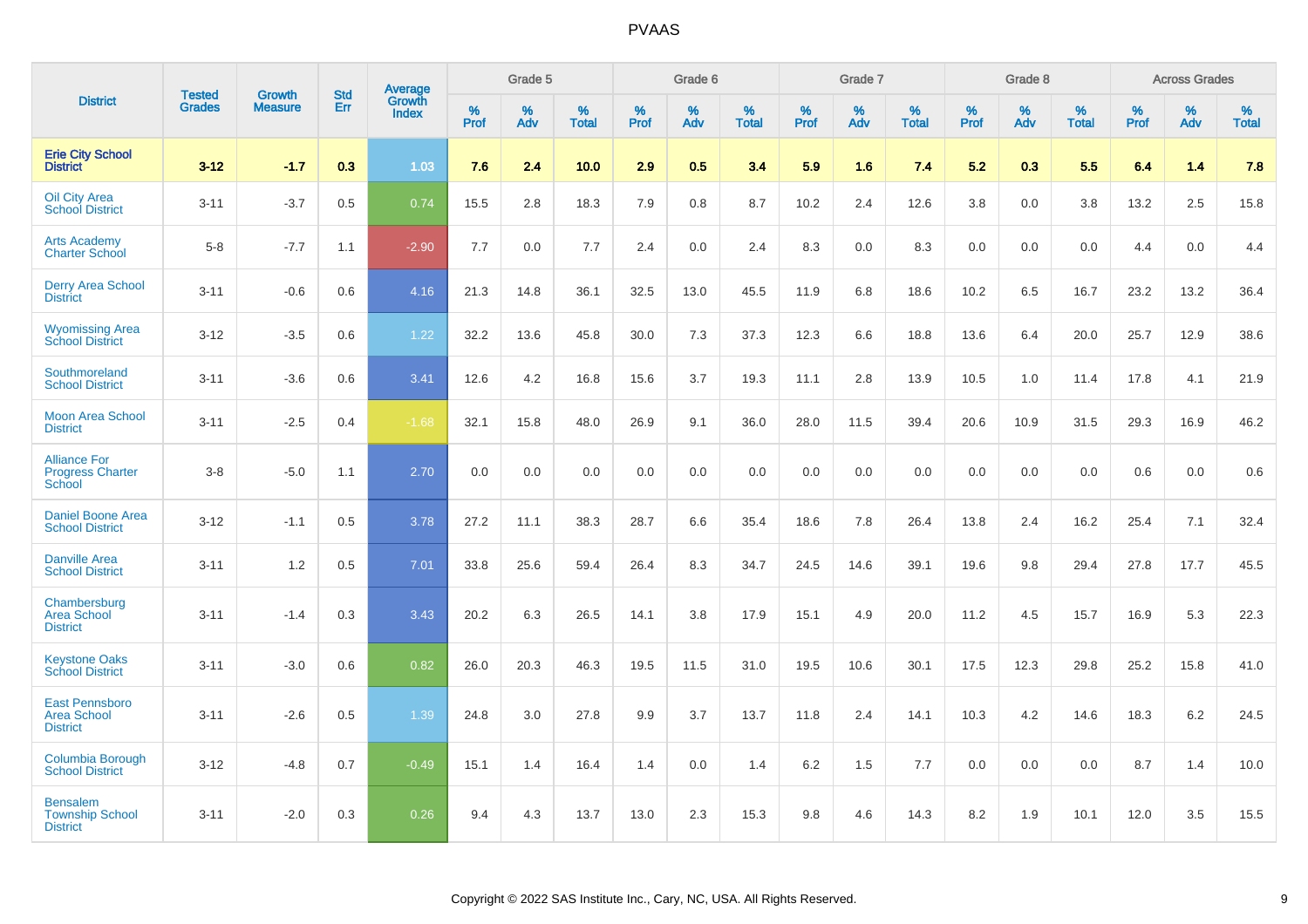# PVAAS

| District | Tested Grades | Growth Measure | Std Err | Average Growth Index | Grade 5 | | | Grade 6 | | | Grade 7 | | | Grade 8 | | | Across Grades | | |
|---|---|---|---|---|---|---|---|---|---|---|---|---|---|---|---|---|---|---|---|
| | | | | | % Prof | % Adv | % Total | % Prof | % Adv | % Total | % Prof | % Adv | % Total | % Prof | % Adv | % Total | % Prof | % Adv | % Total |
| **Erie City School District** | **3-12** | **-1.7** | **0.3** | **1.03** | **7.6** | **2.4** | **10.0** | **2.9** | **0.5** | **3.4** | **5.9** | **1.6** | **7.4** | **5.2** | **0.3** | **5.5** | **6.4** | **1.4** | **7.8** |
| Oil City Area School District | 3-11 | -3.7 | 0.5 | 0.74 | 15.5 | 2.8 | 18.3 | 7.9 | 0.8 | 8.7 | 10.2 | 2.4 | 12.6 | 3.8 | 0.0 | 3.8 | 13.2 | 2.5 | 15.8 |
| Arts Academy Charter School | 5-8 | -7.7 | 1.1 | -2.90 | 7.7 | 0.0 | 7.7 | 2.4 | 0.0 | 2.4 | 8.3 | 0.0 | 8.3 | 0.0 | 0.0 | 0.0 | 4.4 | 0.0 | 4.4 |
| Derry Area School District | 3-11 | -0.6 | 0.6 | 4.16 | 21.3 | 14.8 | 36.1 | 32.5 | 13.0 | 45.5 | 11.9 | 6.8 | 18.6 | 10.2 | 6.5 | 16.7 | 23.2 | 13.2 | 36.4 |
| Wyomissing Area School District | 3-12 | -3.5 | 0.6 | 1.22 | 32.2 | 13.6 | 45.8 | 30.0 | 7.3 | 37.3 | 12.3 | 6.6 | 18.8 | 13.6 | 6.4 | 20.0 | 25.7 | 12.9 | 38.6 |
| Southmoreland School District | 3-11 | -3.6 | 0.6 | 3.41 | 12.6 | 4.2 | 16.8 | 15.6 | 3.7 | 19.3 | 11.1 | 2.8 | 13.9 | 10.5 | 1.0 | 11.4 | 17.8 | 4.1 | 21.9 |
| Moon Area School District | 3-11 | -2.5 | 0.4 | -1.68 | 32.1 | 15.8 | 48.0 | 26.9 | 9.1 | 36.0 | 28.0 | 11.5 | 39.4 | 20.6 | 10.9 | 31.5 | 29.3 | 16.9 | 46.2 |
| Alliance For Progress Charter School | 3-8 | -5.0 | 1.1 | 2.70 | 0.0 | 0.0 | 0.0 | 0.0 | 0.0 | 0.0 | 0.0 | 0.0 | 0.0 | 0.0 | 0.0 | 0.0 | 0.6 | 0.0 | 0.6 |
| Daniel Boone Area School District | 3-12 | -1.1 | 0.5 | 3.78 | 27.2 | 11.1 | 38.3 | 28.7 | 6.6 | 35.4 | 18.6 | 7.8 | 26.4 | 13.8 | 2.4 | 16.2 | 25.4 | 7.1 | 32.4 |
| Danville Area School District | 3-11 | 1.2 | 0.5 | 7.01 | 33.8 | 25.6 | 59.4 | 26.4 | 8.3 | 34.7 | 24.5 | 14.6 | 39.1 | 19.6 | 9.8 | 29.4 | 27.8 | 17.7 | 45.5 |
| Chambersburg Area School District | 3-11 | -1.4 | 0.3 | 3.43 | 20.2 | 6.3 | 26.5 | 14.1 | 3.8 | 17.9 | 15.1 | 4.9 | 20.0 | 11.2 | 4.5 | 15.7 | 16.9 | 5.3 | 22.3 |
| Keystone Oaks School District | 3-11 | -3.0 | 0.6 | 0.82 | 26.0 | 20.3 | 46.3 | 19.5 | 11.5 | 31.0 | 19.5 | 10.6 | 30.1 | 17.5 | 12.3 | 29.8 | 25.2 | 15.8 | 41.0 |
| East Pennsboro Area School District | 3-11 | -2.6 | 0.5 | 1.39 | 24.8 | 3.0 | 27.8 | 9.9 | 3.7 | 13.7 | 11.8 | 2.4 | 14.1 | 10.3 | 4.2 | 14.6 | 18.3 | 6.2 | 24.5 |
| Columbia Borough School District | 3-12 | -4.8 | 0.7 | -0.49 | 15.1 | 1.4 | 16.4 | 1.4 | 0.0 | 1.4 | 6.2 | 1.5 | 7.7 | 0.0 | 0.0 | 0.0 | 8.7 | 1.4 | 10.0 |
| Bensalem Township School District | 3-11 | -2.0 | 0.3 | 0.26 | 9.4 | 4.3 | 13.7 | 13.0 | 2.3 | 15.3 | 9.8 | 4.6 | 14.3 | 8.2 | 1.9 | 10.1 | 12.0 | 3.5 | 15.5 |

Copyright © 2022 SAS Institute Inc., Cary, NC, USA. All Rights Reserved.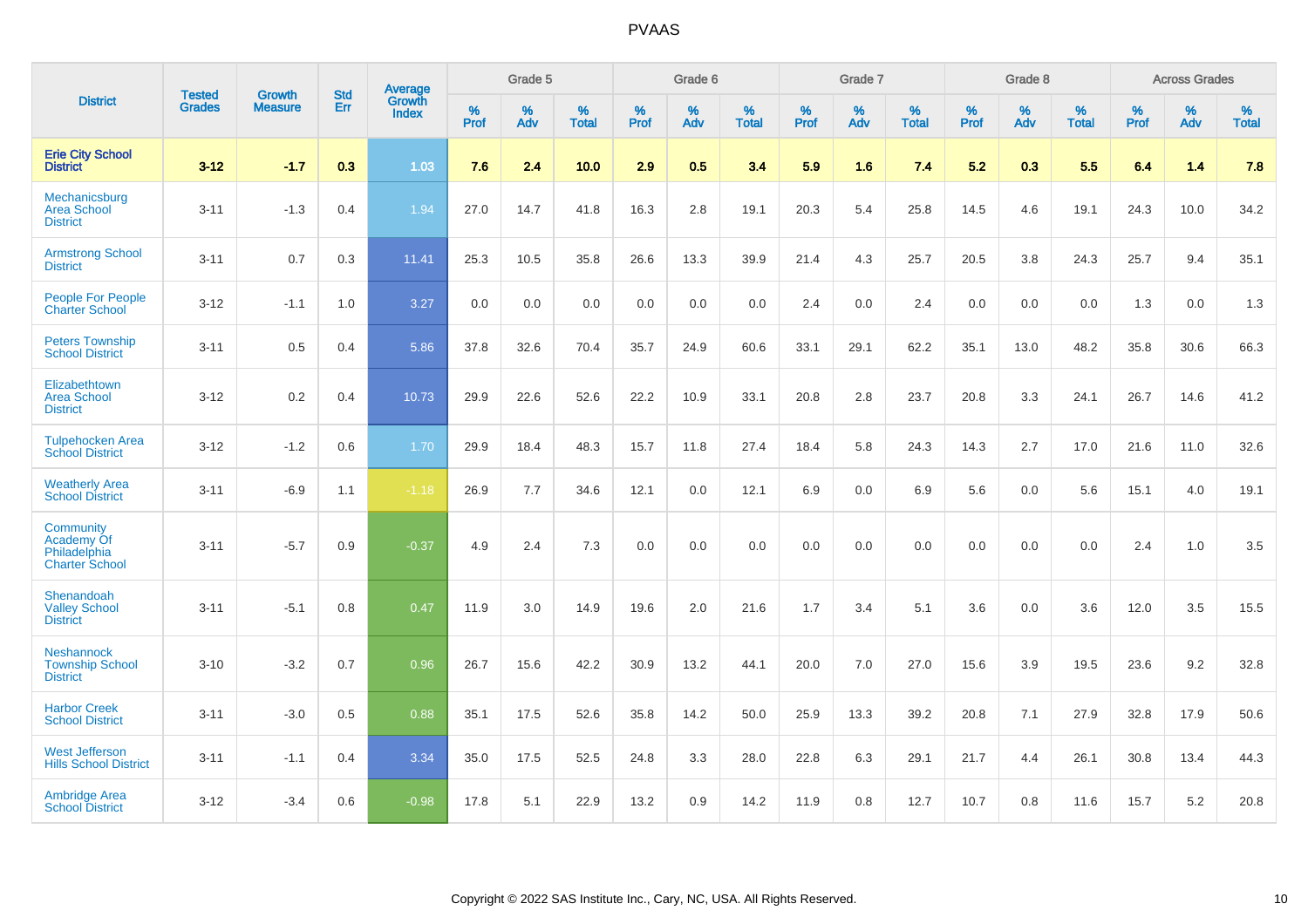# PVAAS

| District | Tested Grades | Growth Measure | Std Err | Average Growth Index | Grade 5 | | | Grade 6 | | | Grade 7 | | | Grade 8 | | | Across Grades | | |
|---|---|---|---|---|---|---|---|---|---|---|---|---|---|---|---|---|---|---|---|
| | | | | | % Prof | % Adv | % Total | % Prof | % Adv | % Total | % Prof | % Adv | % Total | % Prof | % Adv | % Total | % Prof | % Adv | % Total |
| **Erie City School District** | **3-12** | **-1.7** | **0.3** | **1.03** | **7.6** | **2.4** | **10.0** | **2.9** | **0.5** | **3.4** | **5.9** | **1.6** | **7.4** | **5.2** | **0.3** | **5.5** | **6.4** | **1.4** | **7.8** |
| Mechanicsburg Area School District | 3-11 | -1.3 | 0.4 | 1.94 | 27.0 | 14.7 | 41.8 | 16.3 | 2.8 | 19.1 | 20.3 | 5.4 | 25.8 | 14.5 | 4.6 | 19.1 | 24.3 | 10.0 | 34.2 |
| Armstrong School District | 3-11 | 0.7 | 0.3 | 11.41 | 25.3 | 10.5 | 35.8 | 26.6 | 13.3 | 39.9 | 21.4 | 4.3 | 25.7 | 20.5 | 3.8 | 24.3 | 25.7 | 9.4 | 35.1 |
| People For People Charter School | 3-12 | -1.1 | 1.0 | 3.27 | 0.0 | 0.0 | 0.0 | 0.0 | 0.0 | 0.0 | 2.4 | 0.0 | 2.4 | 0.0 | 0.0 | 0.0 | 1.3 | 0.0 | 1.3 |
| Peters Township School District | 3-11 | 0.5 | 0.4 | 5.86 | 37.8 | 32.6 | 70.4 | 35.7 | 24.9 | 60.6 | 33.1 | 29.1 | 62.2 | 35.1 | 13.0 | 48.2 | 35.8 | 30.6 | 66.3 |
| Elizabethtown Area School District | 3-12 | 0.2 | 0.4 | 10.73 | 29.9 | 22.6 | 52.6 | 22.2 | 10.9 | 33.1 | 20.8 | 2.8 | 23.7 | 20.8 | 3.3 | 24.1 | 26.7 | 14.6 | 41.2 |
| Tulpehocken Area School District | 3-12 | -1.2 | 0.6 | 1.70 | 29.9 | 18.4 | 48.3 | 15.7 | 11.8 | 27.4 | 18.4 | 5.8 | 24.3 | 14.3 | 2.7 | 17.0 | 21.6 | 11.0 | 32.6 |
| Weatherly Area School District | 3-11 | -6.9 | 1.1 | -1.18 | 26.9 | 7.7 | 34.6 | 12.1 | 0.0 | 12.1 | 6.9 | 0.0 | 6.9 | 5.6 | 0.0 | 5.6 | 15.1 | 4.0 | 19.1 |
| Community Academy Of Philadelphia Charter School | 3-11 | -5.7 | 0.9 | -0.37 | 4.9 | 2.4 | 7.3 | 0.0 | 0.0 | 0.0 | 0.0 | 0.0 | 0.0 | 0.0 | 0.0 | 0.0 | 2.4 | 1.0 | 3.5 |
| Shenandoah Valley School District | 3-11 | -5.1 | 0.8 | 0.47 | 11.9 | 3.0 | 14.9 | 19.6 | 2.0 | 21.6 | 1.7 | 3.4 | 5.1 | 3.6 | 0.0 | 3.6 | 12.0 | 3.5 | 15.5 |
| Neshannock Township School District | 3-10 | -3.2 | 0.7 | 0.96 | 26.7 | 15.6 | 42.2 | 30.9 | 13.2 | 44.1 | 20.0 | 7.0 | 27.0 | 15.6 | 3.9 | 19.5 | 23.6 | 9.2 | 32.8 |
| Harbor Creek School District | 3-11 | -3.0 | 0.5 | 0.88 | 35.1 | 17.5 | 52.6 | 35.8 | 14.2 | 50.0 | 25.9 | 13.3 | 39.2 | 20.8 | 7.1 | 27.9 | 32.8 | 17.9 | 50.6 |
| West Jefferson Hills School District | 3-11 | -1.1 | 0.4 | 3.34 | 35.0 | 17.5 | 52.5 | 24.8 | 3.3 | 28.0 | 22.8 | 6.3 | 29.1 | 21.7 | 4.4 | 26.1 | 30.8 | 13.4 | 44.3 |
| Ambridge Area School District | 3-12 | -3.4 | 0.6 | -0.98 | 17.8 | 5.1 | 22.9 | 13.2 | 0.9 | 14.2 | 11.9 | 0.8 | 12.7 | 10.7 | 0.8 | 11.6 | 15.7 | 5.2 | 20.8 |

Copyright © 2022 SAS Institute Inc., Cary, NC, USA. All Rights Reserved.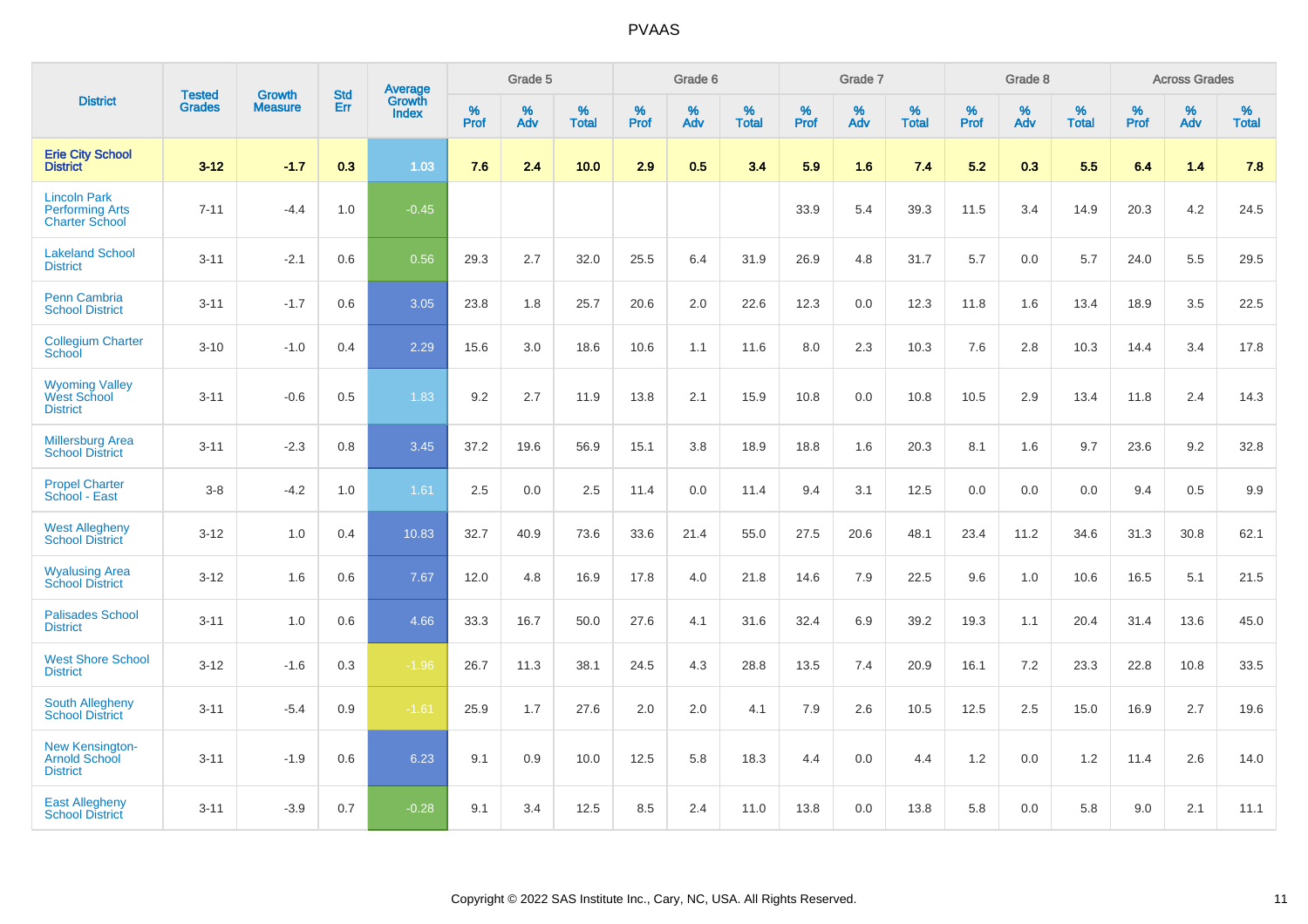| District | Tested Grades | Growth Measure | Std Err | Average Growth Index | Grade 5 | | | Grade 6 | | | Grade 7 | | | Grade 8 | | | Across Grades | | |
|---|---|---|---|---|---|---|---|---|---|---|---|---|---|---|---|---|---|---|---|
| | | | | | % Prof | % Adv | % Total | % Prof | % Adv | % Total | % Prof | % Adv | % Total | % Prof | % Adv | % Total | % Prof | % Adv | % Total |
| **Erie City School District** | **3-12** | **-1.7** | **0.3** | **1.03** | **7.6** | **2.4** | **10.0** | **2.9** | **0.5** | **3.4** | **5.9** | **1.6** | **7.4** | **5.2** | **0.3** | **5.5** | **6.4** | **1.4** | **7.8** |
| Lincoln Park Performing Arts Charter School | 7-11 | -4.4 | 1.0 | -0.45 | | | | | | | 33.9 | 5.4 | 39.3 | 11.5 | 3.4 | 14.9 | 20.3 | 4.2 | 24.5 |
| Lakeland School District | 3-11 | -2.1 | 0.6 | 0.56 | 29.3 | 2.7 | 32.0 | 25.5 | 6.4 | 31.9 | 26.9 | 4.8 | 31.7 | 5.7 | 0.0 | 5.7 | 24.0 | 5.5 | 29.5 |
| Penn Cambria School District | 3-11 | -1.7 | 0.6 | 3.05 | 23.8 | 1.8 | 25.7 | 20.6 | 2.0 | 22.6 | 12.3 | 0.0 | 12.3 | 11.8 | 1.6 | 13.4 | 18.9 | 3.5 | 22.5 |
| Collegium Charter School | 3-10 | -1.0 | 0.4 | 2.29 | 15.6 | 3.0 | 18.6 | 10.6 | 1.1 | 11.6 | 8.0 | 2.3 | 10.3 | 7.6 | 2.8 | 10.3 | 14.4 | 3.4 | 17.8 |
| Wyoming Valley West School District | 3-11 | -0.6 | 0.5 | 1.83 | 9.2 | 2.7 | 11.9 | 13.8 | 2.1 | 15.9 | 10.8 | 0.0 | 10.8 | 10.5 | 2.9 | 13.4 | 11.8 | 2.4 | 14.3 |
| Millersburg Area School District | 3-11 | -2.3 | 0.8 | 3.45 | 37.2 | 19.6 | 56.9 | 15.1 | 3.8 | 18.9 | 18.8 | 1.6 | 20.3 | 8.1 | 1.6 | 9.7 | 23.6 | 9.2 | 32.8 |
| Propel Charter School - East | 3-8 | -4.2 | 1.0 | 1.61 | 2.5 | 0.0 | 2.5 | 11.4 | 0.0 | 11.4 | 9.4 | 3.1 | 12.5 | 0.0 | 0.0 | 0.0 | 9.4 | 0.5 | 9.9 |
| West Allegheny School District | 3-12 | 1.0 | 0.4 | 10.83 | 32.7 | 40.9 | 73.6 | 33.6 | 21.4 | 55.0 | 27.5 | 20.6 | 48.1 | 23.4 | 11.2 | 34.6 | 31.3 | 30.8 | 62.1 |
| Wyalusing Area School District | 3-12 | 1.6 | 0.6 | 7.67 | 12.0 | 4.8 | 16.9 | 17.8 | 4.0 | 21.8 | 14.6 | 7.9 | 22.5 | 9.6 | 1.0 | 10.6 | 16.5 | 5.1 | 21.5 |
| Palisades School District | 3-11 | 1.0 | 0.6 | 4.66 | 33.3 | 16.7 | 50.0 | 27.6 | 4.1 | 31.6 | 32.4 | 6.9 | 39.2 | 19.3 | 1.1 | 20.4 | 31.4 | 13.6 | 45.0 |
| West Shore School District | 3-12 | -1.6 | 0.3 | -1.96 | 26.7 | 11.3 | 38.1 | 24.5 | 4.3 | 28.8 | 13.5 | 7.4 | 20.9 | 16.1 | 7.2 | 23.3 | 22.8 | 10.8 | 33.5 |
| South Allegheny School District | 3-11 | -5.4 | 0.9 | -1.61 | 25.9 | 1.7 | 27.6 | 2.0 | 2.0 | 4.1 | 7.9 | 2.6 | 10.5 | 12.5 | 2.5 | 15.0 | 16.9 | 2.7 | 19.6 |
| New Kensington-Arnold School District | 3-11 | -1.9 | 0.6 | 6.23 | 9.1 | 0.9 | 10.0 | 12.5 | 5.8 | 18.3 | 4.4 | 0.0 | 4.4 | 1.2 | 0.0 | 1.2 | 11.4 | 2.6 | 14.0 |
| East Allegheny School District | 3-11 | -3.9 | 0.7 | -0.28 | 9.1 | 3.4 | 12.5 | 8.5 | 2.4 | 11.0 | 13.8 | 0.0 | 13.8 | 5.8 | 0.0 | 5.8 | 9.0 | 2.1 | 11.1 |

Copyright © 2022 SAS Institute Inc., Cary, NC, USA. All Rights Reserved.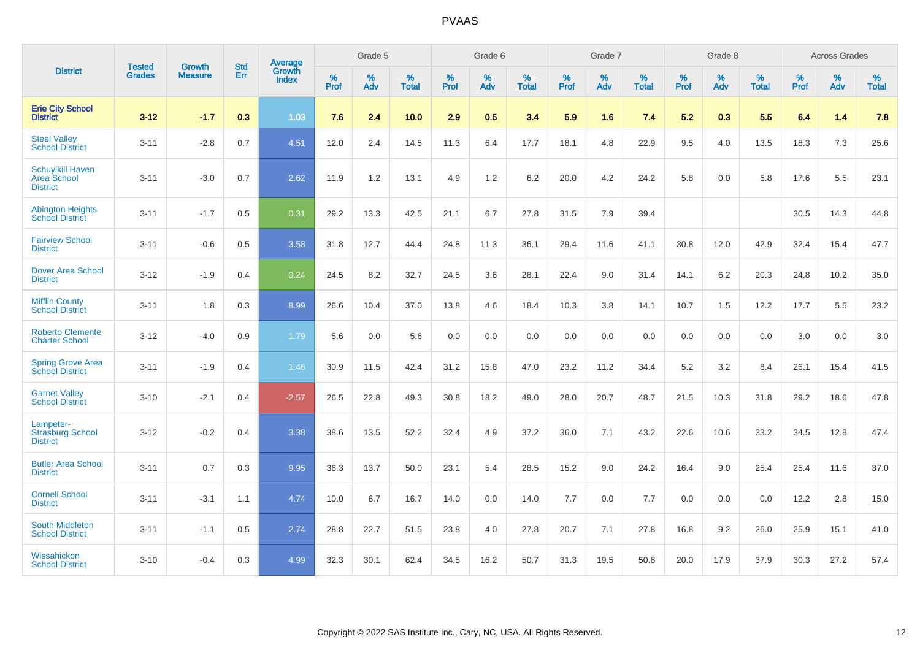# PVAAS

| District | Tested Grades | Growth Measure | Std Err | Average Growth Index | Grade 5 | | | Grade 6 | | | Grade 7 | | | Grade 8 | | | Across Grades | | |
|---|---|---|---|---|---|---|---|---|---|---|---|---|---|---|---|---|---|---|---|
| | | | | | % Prof | % Adv | % Total | % Prof | % Adv | % Total | % Prof | % Adv | % Total | % Prof | % Adv | % Total | % Prof | % Adv | % Total |
| **Erie City School District** | **3-12** | **-1.7** | **0.3** | **1.03** | **7.6** | **2.4** | **10.0** | **2.9** | **0.5** | **3.4** | **5.9** | **1.6** | **7.4** | **5.2** | **0.3** | **5.5** | **6.4** | **1.4** | **7.8** |
| Steel Valley School District | 3-11 | -2.8 | 0.7 | 4.51 | 12.0 | 2.4 | 14.5 | 11.3 | 6.4 | 17.7 | 18.1 | 4.8 | 22.9 | 9.5 | 4.0 | 13.5 | 18.3 | 7.3 | 25.6 |
| Schuylkill Haven Area School District | 3-11 | -3.0 | 0.7 | 2.62 | 11.9 | 1.2 | 13.1 | 4.9 | 1.2 | 6.2 | 20.0 | 4.2 | 24.2 | 5.8 | 0.0 | 5.8 | 17.6 | 5.5 | 23.1 |
| Abington Heights School District | 3-11 | -1.7 | 0.5 | 0.31 | 29.2 | 13.3 | 42.5 | 21.1 | 6.7 | 27.8 | 31.5 | 7.9 | 39.4 | | | | 30.5 | 14.3 | 44.8 |
| Fairview School District | 3-11 | -0.6 | 0.5 | 3.58 | 31.8 | 12.7 | 44.4 | 24.8 | 11.3 | 36.1 | 29.4 | 11.6 | 41.1 | 30.8 | 12.0 | 42.9 | 32.4 | 15.4 | 47.7 |
| Dover Area School District | 3-12 | -1.9 | 0.4 | 0.24 | 24.5 | 8.2 | 32.7 | 24.5 | 3.6 | 28.1 | 22.4 | 9.0 | 31.4 | 14.1 | 6.2 | 20.3 | 24.8 | 10.2 | 35.0 |
| Mifflin County School District | 3-11 | 1.8 | 0.3 | 8.99 | 26.6 | 10.4 | 37.0 | 13.8 | 4.6 | 18.4 | 10.3 | 3.8 | 14.1 | 10.7 | 1.5 | 12.2 | 17.7 | 5.5 | 23.2 |
| Roberto Clemente Charter School | 3-12 | -4.0 | 0.9 | 1.79 | 5.6 | 0.0 | 5.6 | 0.0 | 0.0 | 0.0 | 0.0 | 0.0 | 0.0 | 0.0 | 0.0 | 0.0 | 3.0 | 0.0 | 3.0 |
| Spring Grove Area School District | 3-11 | -1.9 | 0.4 | 1.46 | 30.9 | 11.5 | 42.4 | 31.2 | 15.8 | 47.0 | 23.2 | 11.2 | 34.4 | 5.2 | 3.2 | 8.4 | 26.1 | 15.4 | 41.5 |
| Garnet Valley School District | 3-10 | -2.1 | 0.4 | -2.57 | 26.5 | 22.8 | 49.3 | 30.8 | 18.2 | 49.0 | 28.0 | 20.7 | 48.7 | 21.5 | 10.3 | 31.8 | 29.2 | 18.6 | 47.8 |
| Lampeter-Strasburg School District | 3-12 | -0.2 | 0.4 | 3.38 | 38.6 | 13.5 | 52.2 | 32.4 | 4.9 | 37.2 | 36.0 | 7.1 | 43.2 | 22.6 | 10.6 | 33.2 | 34.5 | 12.8 | 47.4 |
| Butler Area School District | 3-11 | 0.7 | 0.3 | 9.95 | 36.3 | 13.7 | 50.0 | 23.1 | 5.4 | 28.5 | 15.2 | 9.0 | 24.2 | 16.4 | 9.0 | 25.4 | 25.4 | 11.6 | 37.0 |
| Cornell School District | 3-11 | -3.1 | 1.1 | 4.74 | 10.0 | 6.7 | 16.7 | 14.0 | 0.0 | 14.0 | 7.7 | 0.0 | 7.7 | 0.0 | 0.0 | 0.0 | 12.2 | 2.8 | 15.0 |
| South Middleton School District | 3-11 | -1.1 | 0.5 | 2.74 | 28.8 | 22.7 | 51.5 | 23.8 | 4.0 | 27.8 | 20.7 | 7.1 | 27.8 | 16.8 | 9.2 | 26.0 | 25.9 | 15.1 | 41.0 |
| Wissahickon School District | 3-10 | -0.4 | 0.3 | 4.99 | 32.3 | 30.1 | 62.4 | 34.5 | 16.2 | 50.7 | 31.3 | 19.5 | 50.8 | 20.0 | 17.9 | 37.9 | 30.3 | 27.2 | 57.4 |

Copyright © 2022 SAS Institute Inc., Cary, NC, USA. All Rights Reserved.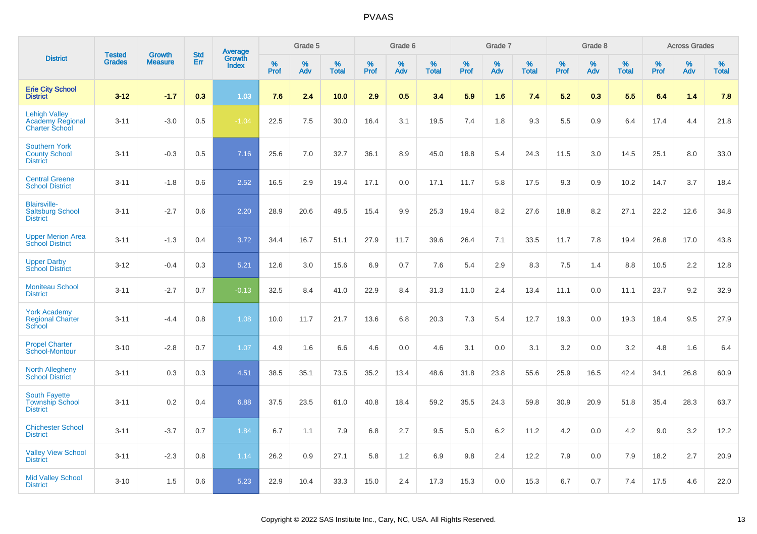# PVAAS

| District | Tested Grades | Growth Measure | Std Err | Average Growth Index | Grade 5 | | | Grade 6 | | | Grade 7 | | | Grade 8 | | | Across Grades | | |
|---|---|---|---|---|---|---|---|---|---|---|---|---|---|---|---|---|---|---|---|
| | | | | | % Prof | % Adv | % Total | % Prof | % Adv | % Total | % Prof | % Adv | % Total | % Prof | % Adv | % Total | % Prof | % Adv | % Total |
| **Erie City School District** | **3-12** | **-1.7** | **0.3** | **1.03** | **7.6** | **2.4** | **10.0** | **2.9** | **0.5** | **3.4** | **5.9** | **1.6** | **7.4** | **5.2** | **0.3** | **5.5** | **6.4** | **1.4** | **7.8** |
| Lehigh Valley Academy Regional Charter School | 3-11 | -3.0 | 0.5 | -1.04 | 22.5 | 7.5 | 30.0 | 16.4 | 3.1 | 19.5 | 7.4 | 1.8 | 9.3 | 5.5 | 0.9 | 6.4 | 17.4 | 4.4 | 21.8 |
| Southern York County School District | 3-11 | -0.3 | 0.5 | 7.16 | 25.6 | 7.0 | 32.7 | 36.1 | 8.9 | 45.0 | 18.8 | 5.4 | 24.3 | 11.5 | 3.0 | 14.5 | 25.1 | 8.0 | 33.0 |
| Central Greene School District | 3-11 | -1.8 | 0.6 | 2.52 | 16.5 | 2.9 | 19.4 | 17.1 | 0.0 | 17.1 | 11.7 | 5.8 | 17.5 | 9.3 | 0.9 | 10.2 | 14.7 | 3.7 | 18.4 |
| Blairsville-Saltsburg School District | 3-11 | -2.7 | 0.6 | 2.20 | 28.9 | 20.6 | 49.5 | 15.4 | 9.9 | 25.3 | 19.4 | 8.2 | 27.6 | 18.8 | 8.2 | 27.1 | 22.2 | 12.6 | 34.8 |
| Upper Merion Area School District | 3-11 | -1.3 | 0.4 | 3.72 | 34.4 | 16.7 | 51.1 | 27.9 | 11.7 | 39.6 | 26.4 | 7.1 | 33.5 | 11.7 | 7.8 | 19.4 | 26.8 | 17.0 | 43.8 |
| Upper Darby School District | 3-12 | -0.4 | 0.3 | 5.21 | 12.6 | 3.0 | 15.6 | 6.9 | 0.7 | 7.6 | 5.4 | 2.9 | 8.3 | 7.5 | 1.4 | 8.8 | 10.5 | 2.2 | 12.8 |
| Moniteau School District | 3-11 | -2.7 | 0.7 | -0.13 | 32.5 | 8.4 | 41.0 | 22.9 | 8.4 | 31.3 | 11.0 | 2.4 | 13.4 | 11.1 | 0.0 | 11.1 | 23.7 | 9.2 | 32.9 |
| York Academy Regional Charter School | 3-11 | -4.4 | 0.8 | 1.08 | 10.0 | 11.7 | 21.7 | 13.6 | 6.8 | 20.3 | 7.3 | 5.4 | 12.7 | 19.3 | 0.0 | 19.3 | 18.4 | 9.5 | 27.9 |
| Propel Charter School-Montour | 3-10 | -2.8 | 0.7 | 1.07 | 4.9 | 1.6 | 6.6 | 4.6 | 0.0 | 4.6 | 3.1 | 0.0 | 3.1 | 3.2 | 0.0 | 3.2 | 4.8 | 1.6 | 6.4 |
| North Allegheny School District | 3-11 | 0.3 | 0.3 | 4.51 | 38.5 | 35.1 | 73.5 | 35.2 | 13.4 | 48.6 | 31.8 | 23.8 | 55.6 | 25.9 | 16.5 | 42.4 | 34.1 | 26.8 | 60.9 |
| South Fayette Township School District | 3-11 | 0.2 | 0.4 | 6.88 | 37.5 | 23.5 | 61.0 | 40.8 | 18.4 | 59.2 | 35.5 | 24.3 | 59.8 | 30.9 | 20.9 | 51.8 | 35.4 | 28.3 | 63.7 |
| Chichester School District | 3-11 | -3.7 | 0.7 | 1.84 | 6.7 | 1.1 | 7.9 | 6.8 | 2.7 | 9.5 | 5.0 | 6.2 | 11.2 | 4.2 | 0.0 | 4.2 | 9.0 | 3.2 | 12.2 |
| Valley View School District | 3-11 | -2.3 | 0.8 | 1.14 | 26.2 | 0.9 | 27.1 | 5.8 | 1.2 | 6.9 | 9.8 | 2.4 | 12.2 | 7.9 | 0.0 | 7.9 | 18.2 | 2.7 | 20.9 |
| Mid Valley School District | 3-10 | 1.5 | 0.6 | 5.23 | 22.9 | 10.4 | 33.3 | 15.0 | 2.4 | 17.3 | 15.3 | 0.0 | 15.3 | 6.7 | 0.7 | 7.4 | 17.5 | 4.6 | 22.0 |

Copyright © 2022 SAS Institute Inc., Cary, NC, USA. All Rights Reserved.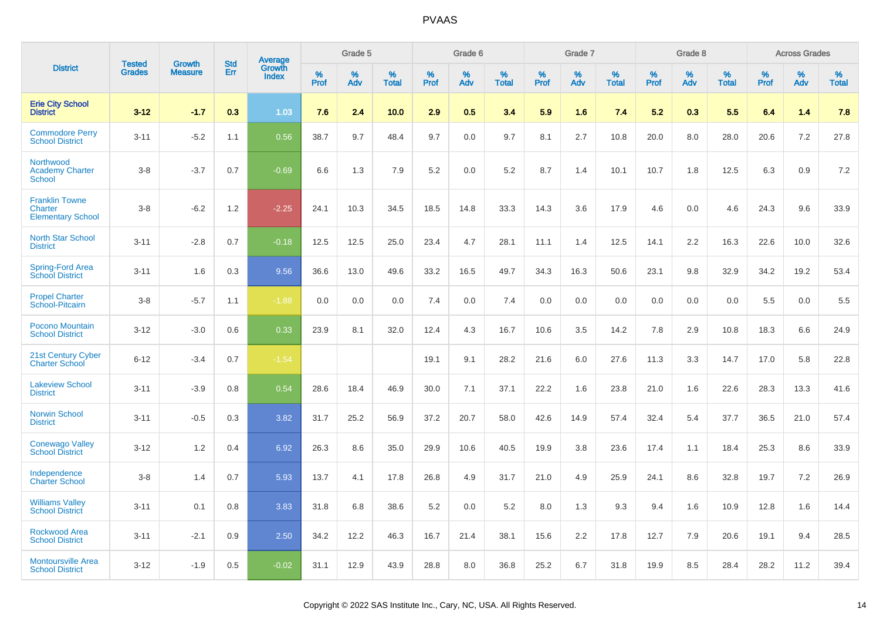# PVAAS

| District | Tested Grades | Growth Measure | Std Err | Average Growth Index | Grade 5 | | | Grade 6 | | | Grade 7 | | | Grade 8 | | | Across Grades | | |
|---|---|---|---|---|---|---|---|---|---|---|---|---|---|---|---|---|---|---|---|
| | | | | | % Prof | % Adv | % Total | % Prof | % Adv | % Total | % Prof | % Adv | % Total | % Prof | % Adv | % Total | % Prof | % Adv | % Total |
| **Erie City School District** | **3-12** | **-1.7** | **0.3** | **1.03** | **7.6** | **2.4** | **10.0** | **2.9** | **0.5** | **3.4** | **5.9** | **1.6** | **7.4** | **5.2** | **0.3** | **5.5** | **6.4** | **1.4** | **7.8** |
| Commodore Perry School District | 3-11 | -5.2 | 1.1 | 0.56 | 38.7 | 9.7 | 48.4 | 9.7 | 0.0 | 9.7 | 8.1 | 2.7 | 10.8 | 20.0 | 8.0 | 28.0 | 20.6 | 7.2 | 27.8 |
| Northwood Academy Charter School | 3-8 | -3.7 | 0.7 | -0.69 | 6.6 | 1.3 | 7.9 | 5.2 | 0.0 | 5.2 | 8.7 | 1.4 | 10.1 | 10.7 | 1.8 | 12.5 | 6.3 | 0.9 | 7.2 |
| Franklin Towne Charter Elementary School | 3-8 | -6.2 | 1.2 | -2.25 | 24.1 | 10.3 | 34.5 | 18.5 | 14.8 | 33.3 | 14.3 | 3.6 | 17.9 | 4.6 | 0.0 | 4.6 | 24.3 | 9.6 | 33.9 |
| North Star School District | 3-11 | -2.8 | 0.7 | -0.18 | 12.5 | 12.5 | 25.0 | 23.4 | 4.7 | 28.1 | 11.1 | 1.4 | 12.5 | 14.1 | 2.2 | 16.3 | 22.6 | 10.0 | 32.6 |
| Spring-Ford Area School District | 3-11 | 1.6 | 0.3 | 9.56 | 36.6 | 13.0 | 49.6 | 33.2 | 16.5 | 49.7 | 34.3 | 16.3 | 50.6 | 23.1 | 9.8 | 32.9 | 34.2 | 19.2 | 53.4 |
| Propel Charter School-Pitcairn | 3-8 | -5.7 | 1.1 | -1.88 | 0.0 | 0.0 | 0.0 | 7.4 | 0.0 | 7.4 | 0.0 | 0.0 | 0.0 | 0.0 | 0.0 | 0.0 | 5.5 | 0.0 | 5.5 |
| Pocono Mountain School District | 3-12 | -3.0 | 0.6 | 0.33 | 23.9 | 8.1 | 32.0 | 12.4 | 4.3 | 16.7 | 10.6 | 3.5 | 14.2 | 7.8 | 2.9 | 10.8 | 18.3 | 6.6 | 24.9 |
| 21st Century Cyber Charter School | 6-12 | -3.4 | 0.7 | -1.54 | | | | 19.1 | 9.1 | 28.2 | 21.6 | 6.0 | 27.6 | 11.3 | 3.3 | 14.7 | 17.0 | 5.8 | 22.8 |
| Lakeview School District | 3-11 | -3.9 | 0.8 | 0.54 | 28.6 | 18.4 | 46.9 | 30.0 | 7.1 | 37.1 | 22.2 | 1.6 | 23.8 | 21.0 | 1.6 | 22.6 | 28.3 | 13.3 | 41.6 |
| Norwin School District | 3-11 | -0.5 | 0.3 | 3.82 | 31.7 | 25.2 | 56.9 | 37.2 | 20.7 | 58.0 | 42.6 | 14.9 | 57.4 | 32.4 | 5.4 | 37.7 | 36.5 | 21.0 | 57.4 |
| Conewago Valley School District | 3-12 | 1.2 | 0.4 | 6.92 | 26.3 | 8.6 | 35.0 | 29.9 | 10.6 | 40.5 | 19.9 | 3.8 | 23.6 | 17.4 | 1.1 | 18.4 | 25.3 | 8.6 | 33.9 |
| Independence Charter School | 3-8 | 1.4 | 0.7 | 5.93 | 13.7 | 4.1 | 17.8 | 26.8 | 4.9 | 31.7 | 21.0 | 4.9 | 25.9 | 24.1 | 8.6 | 32.8 | 19.7 | 7.2 | 26.9 |
| Williams Valley School District | 3-11 | 0.1 | 0.8 | 3.83 | 31.8 | 6.8 | 38.6 | 5.2 | 0.0 | 5.2 | 8.0 | 1.3 | 9.3 | 9.4 | 1.6 | 10.9 | 12.8 | 1.6 | 14.4 |
| Rockwood Area School District | 3-11 | -2.1 | 0.9 | 2.50 | 34.2 | 12.2 | 46.3 | 16.7 | 21.4 | 38.1 | 15.6 | 2.2 | 17.8 | 12.7 | 7.9 | 20.6 | 19.1 | 9.4 | 28.5 |
| Montoursville Area School District | 3-12 | -1.9 | 0.5 | -0.02 | 31.1 | 12.9 | 43.9 | 28.8 | 8.0 | 36.8 | 25.2 | 6.7 | 31.8 | 19.9 | 8.5 | 28.4 | 28.2 | 11.2 | 39.4 |

Copyright © 2022 SAS Institute Inc., Cary, NC, USA. All Rights Reserved.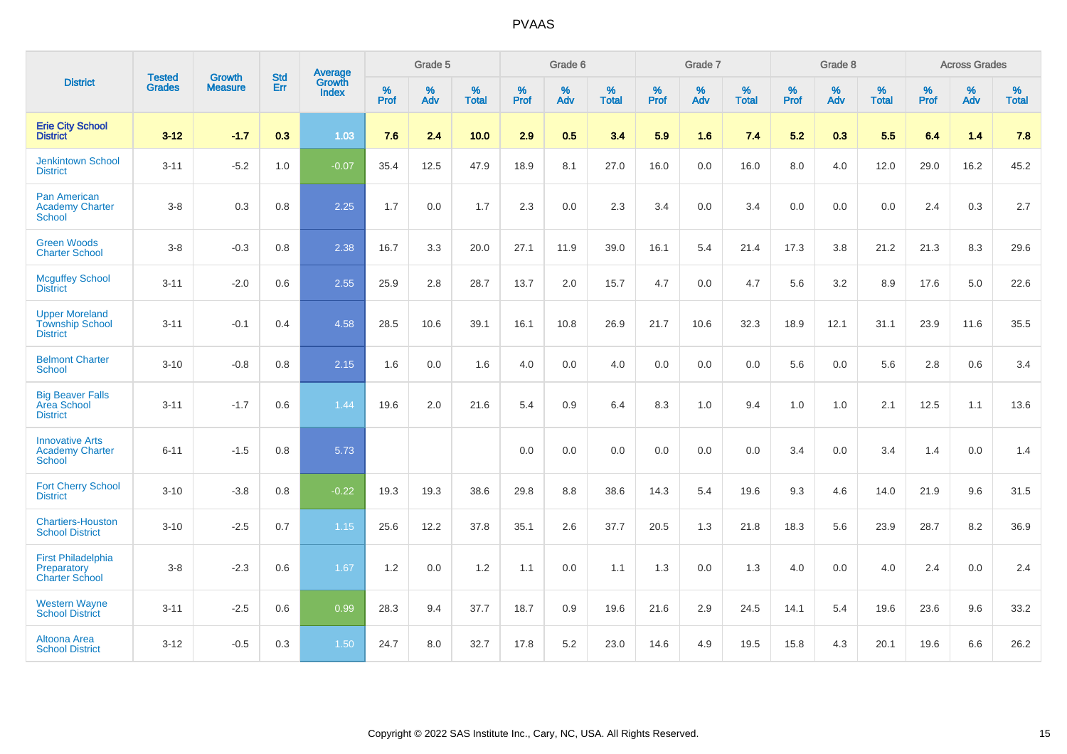# PVAAS

| District | Tested Grades | Growth Measure | Std Err | Average Growth Index | Grade 5 | | | Grade 6 | | | Grade 7 | | | Grade 8 | | | Across Grades | | |
|---|---|---|---|---|---|---|---|---|---|---|---|---|---|---|---|---|---|---|---|
| | | | | | % Prof | % Adv | % Total | % Prof | % Adv | % Total | % Prof | % Adv | % Total | % Prof | % Adv | % Total | % Prof | % Adv | % Total |
| **Erie City School District** | **3-12** | **-1.7** | **0.3** | **1.03** | **7.6** | **2.4** | **10.0** | **2.9** | **0.5** | **3.4** | **5.9** | **1.6** | **7.4** | **5.2** | **0.3** | **5.5** | **6.4** | **1.4** | **7.8** |
| Jenkintown School District | 3-11 | -5.2 | 1.0 | -0.07 | 35.4 | 12.5 | 47.9 | 18.9 | 8.1 | 27.0 | 16.0 | 0.0 | 16.0 | 8.0 | 4.0 | 12.0 | 29.0 | 16.2 | 45.2 |
| Pan American Academy Charter School | 3-8 | 0.3 | 0.8 | 2.25 | 1.7 | 0.0 | 1.7 | 2.3 | 0.0 | 2.3 | 3.4 | 0.0 | 3.4 | 0.0 | 0.0 | 0.0 | 2.4 | 0.3 | 2.7 |
| Green Woods Charter School | 3-8 | -0.3 | 0.8 | 2.38 | 16.7 | 3.3 | 20.0 | 27.1 | 11.9 | 39.0 | 16.1 | 5.4 | 21.4 | 17.3 | 3.8 | 21.2 | 21.3 | 8.3 | 29.6 |
| Mcguffey School District | 3-11 | -2.0 | 0.6 | 2.55 | 25.9 | 2.8 | 28.7 | 13.7 | 2.0 | 15.7 | 4.7 | 0.0 | 4.7 | 5.6 | 3.2 | 8.9 | 17.6 | 5.0 | 22.6 |
| Upper Moreland Township School District | 3-11 | -0.1 | 0.4 | 4.58 | 28.5 | 10.6 | 39.1 | 16.1 | 10.8 | 26.9 | 21.7 | 10.6 | 32.3 | 18.9 | 12.1 | 31.1 | 23.9 | 11.6 | 35.5 |
| Belmont Charter School | 3-10 | -0.8 | 0.8 | 2.15 | 1.6 | 0.0 | 1.6 | 4.0 | 0.0 | 4.0 | 0.0 | 0.0 | 0.0 | 5.6 | 0.0 | 5.6 | 2.8 | 0.6 | 3.4 |
| Big Beaver Falls Area School District | 3-11 | -1.7 | 0.6 | 1.44 | 19.6 | 2.0 | 21.6 | 5.4 | 0.9 | 6.4 | 8.3 | 1.0 | 9.4 | 1.0 | 1.0 | 2.1 | 12.5 | 1.1 | 13.6 |
| Innovative Arts Academy Charter School | 6-11 | -1.5 | 0.8 | 5.73 | | | | 0.0 | 0.0 | 0.0 | 0.0 | 0.0 | 0.0 | 3.4 | 0.0 | 3.4 | 1.4 | 0.0 | 1.4 |
| Fort Cherry School District | 3-10 | -3.8 | 0.8 | -0.22 | 19.3 | 19.3 | 38.6 | 29.8 | 8.8 | 38.6 | 14.3 | 5.4 | 19.6 | 9.3 | 4.6 | 14.0 | 21.9 | 9.6 | 31.5 |
| Chartiers-Houston School District | 3-10 | -2.5 | 0.7 | 1.15 | 25.6 | 12.2 | 37.8 | 35.1 | 2.6 | 37.7 | 20.5 | 1.3 | 21.8 | 18.3 | 5.6 | 23.9 | 28.7 | 8.2 | 36.9 |
| First Philadelphia Preparatory Charter School | 3-8 | -2.3 | 0.6 | 1.67 | 1.2 | 0.0 | 1.2 | 1.1 | 0.0 | 1.1 | 1.3 | 0.0 | 1.3 | 4.0 | 0.0 | 4.0 | 2.4 | 0.0 | 2.4 |
| Western Wayne School District | 3-11 | -2.5 | 0.6 | 0.99 | 28.3 | 9.4 | 37.7 | 18.7 | 0.9 | 19.6 | 21.6 | 2.9 | 24.5 | 14.1 | 5.4 | 19.6 | 23.6 | 9.6 | 33.2 |
| Altoona Area School District | 3-12 | -0.5 | 0.3 | 1.50 | 24.7 | 8.0 | 32.7 | 17.8 | 5.2 | 23.0 | 14.6 | 4.9 | 19.5 | 15.8 | 4.3 | 20.1 | 19.6 | 6.6 | 26.2 |

Copyright © 2022 SAS Institute Inc., Cary, NC, USA. All Rights Reserved.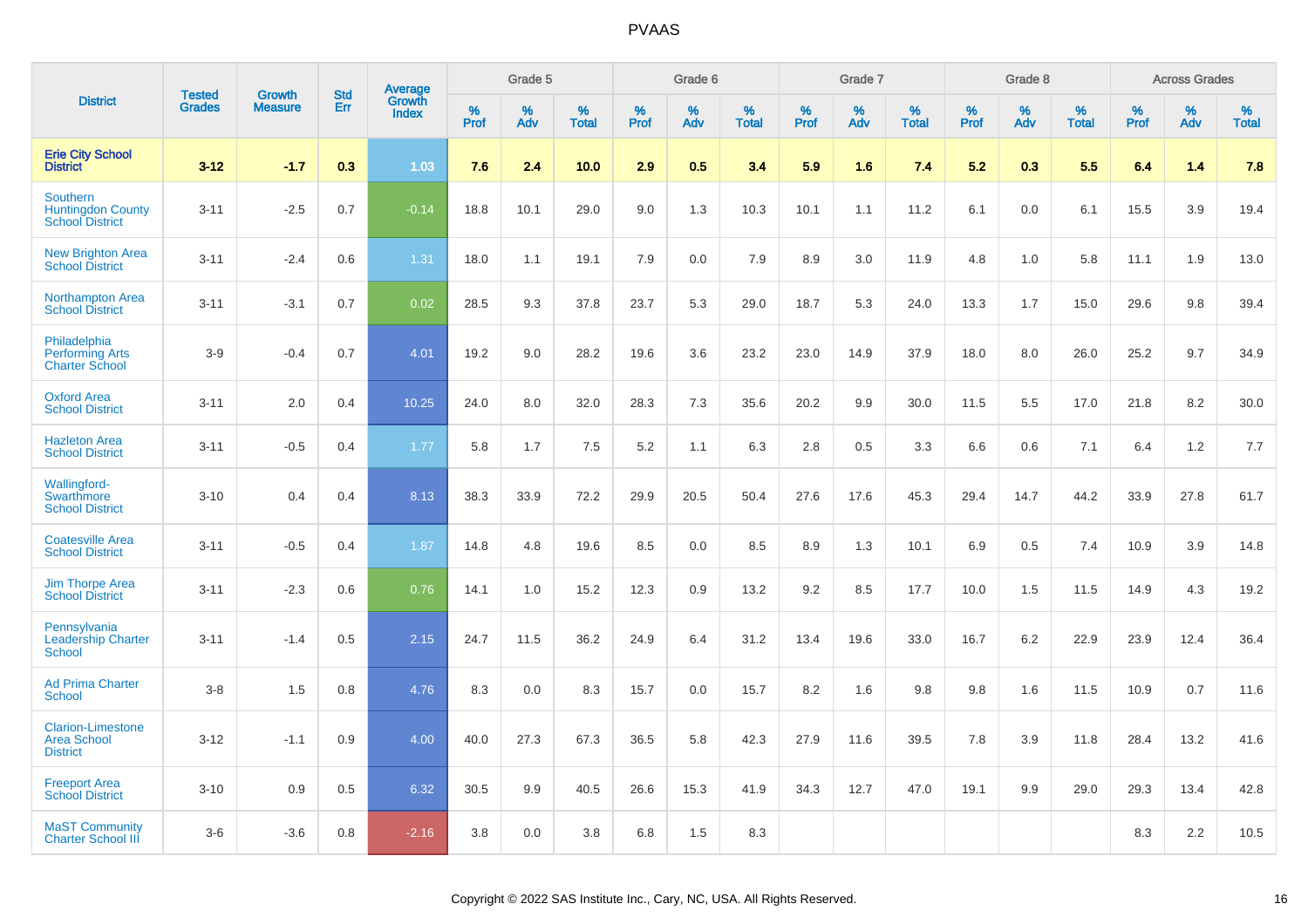# PVAAS

| District | Tested Grades | Growth Measure | Std Err | Average Growth Index | Grade 5 | | | Grade 6 | | | Grade 7 | | | Grade 8 | | | Across Grades | | |
|---|---|---|---|---|---|---|---|---|---|---|---|---|---|---|---|---|---|---|---|
| | | | | | % Prof | % Adv | % Total | % Prof | % Adv | % Total | % Prof | % Adv | % Total | % Prof | % Adv | % Total | % Prof | % Adv | % Total |
| **Erie City School District** | **3-12** | **-1.7** | **0.3** | **1.03** | **7.6** | **2.4** | **10.0** | **2.9** | **0.5** | **3.4** | **5.9** | **1.6** | **7.4** | **5.2** | **0.3** | **5.5** | **6.4** | **1.4** | **7.8** |
| Southern Huntingdon County School District | 3-11 | -2.5 | 0.7 | -0.14 | 18.8 | 10.1 | 29.0 | 9.0 | 1.3 | 10.3 | 10.1 | 1.1 | 11.2 | 6.1 | 0.0 | 6.1 | 15.5 | 3.9 | 19.4 |
| New Brighton Area School District | 3-11 | -2.4 | 0.6 | 1.31 | 18.0 | 1.1 | 19.1 | 7.9 | 0.0 | 7.9 | 8.9 | 3.0 | 11.9 | 4.8 | 1.0 | 5.8 | 11.1 | 1.9 | 13.0 |
| Northampton Area School District | 3-11 | -3.1 | 0.7 | 0.02 | 28.5 | 9.3 | 37.8 | 23.7 | 5.3 | 29.0 | 18.7 | 5.3 | 24.0 | 13.3 | 1.7 | 15.0 | 29.6 | 9.8 | 39.4 |
| Philadelphia Performing Arts Charter School | 3-9 | -0.4 | 0.7 | 4.01 | 19.2 | 9.0 | 28.2 | 19.6 | 3.6 | 23.2 | 23.0 | 14.9 | 37.9 | 18.0 | 8.0 | 26.0 | 25.2 | 9.7 | 34.9 |
| Oxford Area School District | 3-11 | 2.0 | 0.4 | 10.25 | 24.0 | 8.0 | 32.0 | 28.3 | 7.3 | 35.6 | 20.2 | 9.9 | 30.0 | 11.5 | 5.5 | 17.0 | 21.8 | 8.2 | 30.0 |
| Hazleton Area School District | 3-11 | -0.5 | 0.4 | 1.77 | 5.8 | 1.7 | 7.5 | 5.2 | 1.1 | 6.3 | 2.8 | 0.5 | 3.3 | 6.6 | 0.6 | 7.1 | 6.4 | 1.2 | 7.7 |
| Wallingford-Swarthmore School District | 3-10 | 0.4 | 0.4 | 8.13 | 38.3 | 33.9 | 72.2 | 29.9 | 20.5 | 50.4 | 27.6 | 17.6 | 45.3 | 29.4 | 14.7 | 44.2 | 33.9 | 27.8 | 61.7 |
| Coatesville Area School District | 3-11 | -0.5 | 0.4 | 1.87 | 14.8 | 4.8 | 19.6 | 8.5 | 0.0 | 8.5 | 8.9 | 1.3 | 10.1 | 6.9 | 0.5 | 7.4 | 10.9 | 3.9 | 14.8 |
| Jim Thorpe Area School District | 3-11 | -2.3 | 0.6 | 0.76 | 14.1 | 1.0 | 15.2 | 12.3 | 0.9 | 13.2 | 9.2 | 8.5 | 17.7 | 10.0 | 1.5 | 11.5 | 14.9 | 4.3 | 19.2 |
| Pennsylvania Leadership Charter School | 3-11 | -1.4 | 0.5 | 2.15 | 24.7 | 11.5 | 36.2 | 24.9 | 6.4 | 31.2 | 13.4 | 19.6 | 33.0 | 16.7 | 6.2 | 22.9 | 23.9 | 12.4 | 36.4 |
| Ad Prima Charter School | 3-8 | 1.5 | 0.8 | 4.76 | 8.3 | 0.0 | 8.3 | 15.7 | 0.0 | 15.7 | 8.2 | 1.6 | 9.8 | 9.8 | 1.6 | 11.5 | 10.9 | 0.7 | 11.6 |
| Clarion-Limestone Area School District | 3-12 | -1.1 | 0.9 | 4.00 | 40.0 | 27.3 | 67.3 | 36.5 | 5.8 | 42.3 | 27.9 | 11.6 | 39.5 | 7.8 | 3.9 | 11.8 | 28.4 | 13.2 | 41.6 |
| Freeport Area School District | 3-10 | 0.9 | 0.5 | 6.32 | 30.5 | 9.9 | 40.5 | 26.6 | 15.3 | 41.9 | 34.3 | 12.7 | 47.0 | 19.1 | 9.9 | 29.0 | 29.3 | 13.4 | 42.8 |
| MaST Community Charter School III | 3-6 | -3.6 | 0.8 | -2.16 | 3.8 | 0.0 | 3.8 | 6.8 | 1.5 | 8.3 | | | | | | | 8.3 | 2.2 | 10.5 |

Copyright © 2022 SAS Institute Inc., Cary, NC, USA. All Rights Reserved.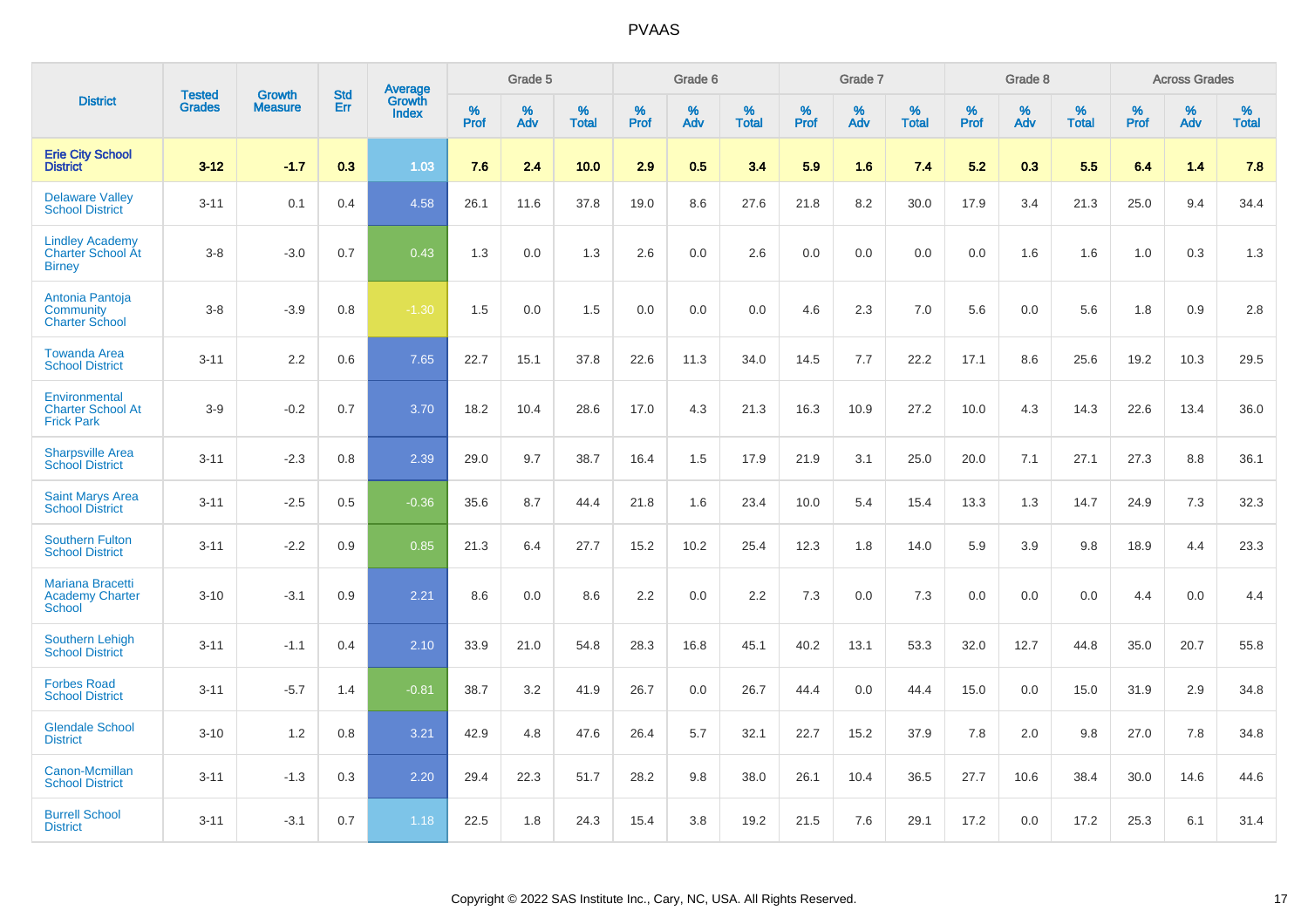# PVAAS

| District | Tested Grades | Growth Measure | Std Err | Average Growth Index | Grade 5 | | | Grade 6 | | | Grade 7 | | | Grade 8 | | | Across Grades | | |
|---|---|---|---|---|---|---|---|---|---|---|---|---|---|---|---|---|---|---|---|
| | | | | | % Prof | % Adv | % Total | % Prof | % Adv | % Total | % Prof | % Adv | % Total | % Prof | % Adv | % Total | % Prof | % Adv | % Total |
| **Erie City School District** | **3-12** | **-1.7** | **0.3** | **1.03** | **7.6** | **2.4** | **10.0** | **2.9** | **0.5** | **3.4** | **5.9** | **1.6** | **7.4** | **5.2** | **0.3** | **5.5** | **6.4** | **1.4** | **7.8** |
| Delaware Valley School District | 3-11 | 0.1 | 0.4 | 4.58 | 26.1 | 11.6 | 37.8 | 19.0 | 8.6 | 27.6 | 21.8 | 8.2 | 30.0 | 17.9 | 3.4 | 21.3 | 25.0 | 9.4 | 34.4 |
| Lindley Academy Charter School At Birney | 3-8 | -3.0 | 0.7 | 0.43 | 1.3 | 0.0 | 1.3 | 2.6 | 0.0 | 2.6 | 0.0 | 0.0 | 0.0 | 0.0 | 1.6 | 1.6 | 1.0 | 0.3 | 1.3 |
| Antonia Pantoja Community Charter School | 3-8 | -3.9 | 0.8 | -1.30 | 1.5 | 0.0 | 1.5 | 0.0 | 0.0 | 0.0 | 4.6 | 2.3 | 7.0 | 5.6 | 0.0 | 5.6 | 1.8 | 0.9 | 2.8 |
| Towanda Area School District | 3-11 | 2.2 | 0.6 | 7.65 | 22.7 | 15.1 | 37.8 | 22.6 | 11.3 | 34.0 | 14.5 | 7.7 | 22.2 | 17.1 | 8.6 | 25.6 | 19.2 | 10.3 | 29.5 |
| Environmental Charter School At Frick Park | 3-9 | -0.2 | 0.7 | 3.70 | 18.2 | 10.4 | 28.6 | 17.0 | 4.3 | 21.3 | 16.3 | 10.9 | 27.2 | 10.0 | 4.3 | 14.3 | 22.6 | 13.4 | 36.0 |
| Sharpsville Area School District | 3-11 | -2.3 | 0.8 | 2.39 | 29.0 | 9.7 | 38.7 | 16.4 | 1.5 | 17.9 | 21.9 | 3.1 | 25.0 | 20.0 | 7.1 | 27.1 | 27.3 | 8.8 | 36.1 |
| Saint Marys Area School District | 3-11 | -2.5 | 0.5 | -0.36 | 35.6 | 8.7 | 44.4 | 21.8 | 1.6 | 23.4 | 10.0 | 5.4 | 15.4 | 13.3 | 1.3 | 14.7 | 24.9 | 7.3 | 32.3 |
| Southern Fulton School District | 3-11 | -2.2 | 0.9 | 0.85 | 21.3 | 6.4 | 27.7 | 15.2 | 10.2 | 25.4 | 12.3 | 1.8 | 14.0 | 5.9 | 3.9 | 9.8 | 18.9 | 4.4 | 23.3 |
| Mariana Bracetti Academy Charter School | 3-10 | -3.1 | 0.9 | 2.21 | 8.6 | 0.0 | 8.6 | 2.2 | 0.0 | 2.2 | 7.3 | 0.0 | 7.3 | 0.0 | 0.0 | 0.0 | 4.4 | 0.0 | 4.4 |
| Southern Lehigh School District | 3-11 | -1.1 | 0.4 | 2.10 | 33.9 | 21.0 | 54.8 | 28.3 | 16.8 | 45.1 | 40.2 | 13.1 | 53.3 | 32.0 | 12.7 | 44.8 | 35.0 | 20.7 | 55.8 |
| Forbes Road School District | 3-11 | -5.7 | 1.4 | -0.81 | 38.7 | 3.2 | 41.9 | 26.7 | 0.0 | 26.7 | 44.4 | 0.0 | 44.4 | 15.0 | 0.0 | 15.0 | 31.9 | 2.9 | 34.8 |
| Glendale School District | 3-10 | 1.2 | 0.8 | 3.21 | 42.9 | 4.8 | 47.6 | 26.4 | 5.7 | 32.1 | 22.7 | 15.2 | 37.9 | 7.8 | 2.0 | 9.8 | 27.0 | 7.8 | 34.8 |
| Canon-Mcmillan School District | 3-11 | -1.3 | 0.3 | 2.20 | 29.4 | 22.3 | 51.7 | 28.2 | 9.8 | 38.0 | 26.1 | 10.4 | 36.5 | 27.7 | 10.6 | 38.4 | 30.0 | 14.6 | 44.6 |
| Burrell School District | 3-11 | -3.1 | 0.7 | 1.18 | 22.5 | 1.8 | 24.3 | 15.4 | 3.8 | 19.2 | 21.5 | 7.6 | 29.1 | 17.2 | 0.0 | 17.2 | 25.3 | 6.1 | 31.4 |

Copyright © 2022 SAS Institute Inc., Cary, NC, USA. All Rights Reserved.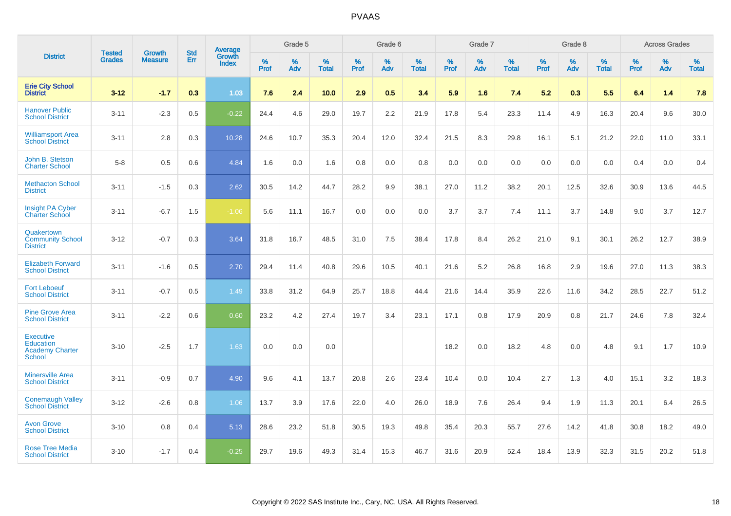# PVAAS

| District | Tested Grades | Growth Measure | Std Err | Average Growth Index | Grade 5 | | | Grade 6 | | | Grade 7 | | | Grade 8 | | | Across Grades | | |
|---|---|---|---|---|---|---|---|---|---|---|---|---|---|---|---|---|---|---|---|
| | | | | | % Prof | % Adv | % Total | % Prof | % Adv | % Total | % Prof | % Adv | % Total | % Prof | % Adv | % Total | % Prof | % Adv | % Total |
| **Erie City School District** | **3-12** | **-1.7** | **0.3** | **1.03** | **7.6** | **2.4** | **10.0** | **2.9** | **0.5** | **3.4** | **5.9** | **1.6** | **7.4** | **5.2** | **0.3** | **5.5** | **6.4** | **1.4** | **7.8** |
| Hanover Public School District | 3-11 | -2.3 | 0.5 | -0.22 | 24.4 | 4.6 | 29.0 | 19.7 | 2.2 | 21.9 | 17.8 | 5.4 | 23.3 | 11.4 | 4.9 | 16.3 | 20.4 | 9.6 | 30.0 |
| Williamsport Area School District | 3-11 | 2.8 | 0.3 | 10.28 | 24.6 | 10.7 | 35.3 | 20.4 | 12.0 | 32.4 | 21.5 | 8.3 | 29.8 | 16.1 | 5.1 | 21.2 | 22.0 | 11.0 | 33.1 |
| John B. Stetson Charter School | 5-8 | 0.5 | 0.6 | 4.84 | 1.6 | 0.0 | 1.6 | 0.8 | 0.0 | 0.8 | 0.0 | 0.0 | 0.0 | 0.0 | 0.0 | 0.0 | 0.4 | 0.0 | 0.4 |
| Methacton School District | 3-11 | -1.5 | 0.3 | 2.62 | 30.5 | 14.2 | 44.7 | 28.2 | 9.9 | 38.1 | 27.0 | 11.2 | 38.2 | 20.1 | 12.5 | 32.6 | 30.9 | 13.6 | 44.5 |
| Insight PA Cyber Charter School | 3-11 | -6.7 | 1.5 | -1.06 | 5.6 | 11.1 | 16.7 | 0.0 | 0.0 | 0.0 | 3.7 | 3.7 | 7.4 | 11.1 | 3.7 | 14.8 | 9.0 | 3.7 | 12.7 |
| Quakertown Community School District | 3-12 | -0.7 | 0.3 | 3.64 | 31.8 | 16.7 | 48.5 | 31.0 | 7.5 | 38.4 | 17.8 | 8.4 | 26.2 | 21.0 | 9.1 | 30.1 | 26.2 | 12.7 | 38.9 |
| Elizabeth Forward School District | 3-11 | -1.6 | 0.5 | 2.70 | 29.4 | 11.4 | 40.8 | 29.6 | 10.5 | 40.1 | 21.6 | 5.2 | 26.8 | 16.8 | 2.9 | 19.6 | 27.0 | 11.3 | 38.3 |
| Fort Leboeuf School District | 3-11 | -0.7 | 0.5 | 1.49 | 33.8 | 31.2 | 64.9 | 25.7 | 18.8 | 44.4 | 21.6 | 14.4 | 35.9 | 22.6 | 11.6 | 34.2 | 28.5 | 22.7 | 51.2 |
| Pine Grove Area School District | 3-11 | -2.2 | 0.6 | 0.60 | 23.2 | 4.2 | 27.4 | 19.7 | 3.4 | 23.1 | 17.1 | 0.8 | 17.9 | 20.9 | 0.8 | 21.7 | 24.6 | 7.8 | 32.4 |
| Executive Education Academy Charter School | 3-10 | -2.5 | 1.7 | 1.63 | 0.0 | 0.0 | 0.0 | | | | 18.2 | 0.0 | 18.2 | 4.8 | 0.0 | 4.8 | 9.1 | 1.7 | 10.9 |
| Minersville Area School District | 3-11 | -0.9 | 0.7 | 4.90 | 9.6 | 4.1 | 13.7 | 20.8 | 2.6 | 23.4 | 10.4 | 0.0 | 10.4 | 2.7 | 1.3 | 4.0 | 15.1 | 3.2 | 18.3 |
| Conemaugh Valley School District | 3-12 | -2.6 | 0.8 | 1.06 | 13.7 | 3.9 | 17.6 | 22.0 | 4.0 | 26.0 | 18.9 | 7.6 | 26.4 | 9.4 | 1.9 | 11.3 | 20.1 | 6.4 | 26.5 |
| Avon Grove School District | 3-10 | 0.8 | 0.4 | 5.13 | 28.6 | 23.2 | 51.8 | 30.5 | 19.3 | 49.8 | 35.4 | 20.3 | 55.7 | 27.6 | 14.2 | 41.8 | 30.8 | 18.2 | 49.0 |
| Rose Tree Media School District | 3-10 | -1.7 | 0.4 | -0.25 | 29.7 | 19.6 | 49.3 | 31.4 | 15.3 | 46.7 | 31.6 | 20.9 | 52.4 | 18.4 | 13.9 | 32.3 | 31.5 | 20.2 | 51.8 |

Copyright © 2022 SAS Institute Inc., Cary, NC, USA. All Rights Reserved.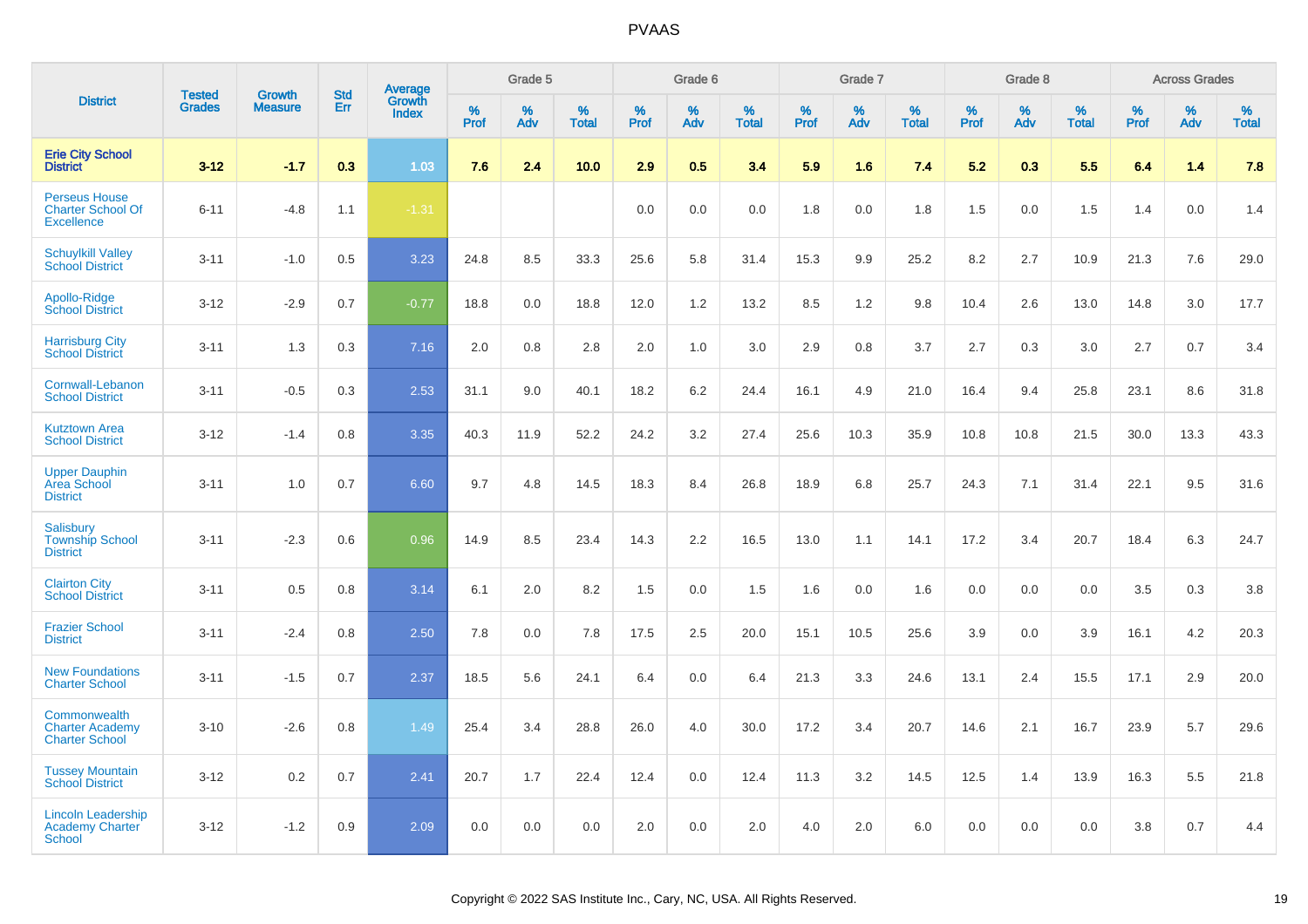| District | Tested Grades | Growth Measure | Std Err | Average Growth Index | Grade 5 | | | Grade 6 | | | Grade 7 | | | Grade 8 | | | Across Grades | | |
|---|---|---|---|---|---|---|---|---|---|---|---|---|---|---|---|---|---|---|---|
| | | | | | % Prof | % Adv | % Total | % Prof | % Adv | % Total | % Prof | % Adv | % Total | % Prof | % Adv | % Total | % Prof | % Adv | % Total |
| **Erie City School District** | **3-12** | **-1.7** | **0.3** | **1.03** | **7.6** | **2.4** | **10.0** | **2.9** | **0.5** | **3.4** | **5.9** | **1.6** | **7.4** | **5.2** | **0.3** | **5.5** | **6.4** | **1.4** | **7.8** |
| Perseus House Charter School Of Excellence | 6-11 | -4.8 | 1.1 | -1.31 | | | | 0.0 | 0.0 | 0.0 | 1.8 | 0.0 | 1.8 | 1.5 | 0.0 | 1.5 | 1.4 | 0.0 | 1.4 |
| Schuylkill Valley School District | 3-11 | -1.0 | 0.5 | 3.23 | 24.8 | 8.5 | 33.3 | 25.6 | 5.8 | 31.4 | 15.3 | 9.9 | 25.2 | 8.2 | 2.7 | 10.9 | 21.3 | 7.6 | 29.0 |
| Apollo-Ridge School District | 3-12 | -2.9 | 0.7 | -0.77 | 18.8 | 0.0 | 18.8 | 12.0 | 1.2 | 13.2 | 8.5 | 1.2 | 9.8 | 10.4 | 2.6 | 13.0 | 14.8 | 3.0 | 17.7 |
| Harrisburg City School District | 3-11 | 1.3 | 0.3 | 7.16 | 2.0 | 0.8 | 2.8 | 2.0 | 1.0 | 3.0 | 2.9 | 0.8 | 3.7 | 2.7 | 0.3 | 3.0 | 2.7 | 0.7 | 3.4 |
| Cornwall-Lebanon School District | 3-11 | -0.5 | 0.3 | 2.53 | 31.1 | 9.0 | 40.1 | 18.2 | 6.2 | 24.4 | 16.1 | 4.9 | 21.0 | 16.4 | 9.4 | 25.8 | 23.1 | 8.6 | 31.8 |
| Kutztown Area School District | 3-12 | -1.4 | 0.8 | 3.35 | 40.3 | 11.9 | 52.2 | 24.2 | 3.2 | 27.4 | 25.6 | 10.3 | 35.9 | 10.8 | 10.8 | 21.5 | 30.0 | 13.3 | 43.3 |
| Upper Dauphin Area School District | 3-11 | 1.0 | 0.7 | 6.60 | 9.7 | 4.8 | 14.5 | 18.3 | 8.4 | 26.8 | 18.9 | 6.8 | 25.7 | 24.3 | 7.1 | 31.4 | 22.1 | 9.5 | 31.6 |
| Salisbury Township School District | 3-11 | -2.3 | 0.6 | 0.96 | 14.9 | 8.5 | 23.4 | 14.3 | 2.2 | 16.5 | 13.0 | 1.1 | 14.1 | 17.2 | 3.4 | 20.7 | 18.4 | 6.3 | 24.7 |
| Clairton City School District | 3-11 | 0.5 | 0.8 | 3.14 | 6.1 | 2.0 | 8.2 | 1.5 | 0.0 | 1.5 | 1.6 | 0.0 | 1.6 | 0.0 | 0.0 | 0.0 | 3.5 | 0.3 | 3.8 |
| Frazier School District | 3-11 | -2.4 | 0.8 | 2.50 | 7.8 | 0.0 | 7.8 | 17.5 | 2.5 | 20.0 | 15.1 | 10.5 | 25.6 | 3.9 | 0.0 | 3.9 | 16.1 | 4.2 | 20.3 |
| New Foundations Charter School | 3-11 | -1.5 | 0.7 | 2.37 | 18.5 | 5.6 | 24.1 | 6.4 | 0.0 | 6.4 | 21.3 | 3.3 | 24.6 | 13.1 | 2.4 | 15.5 | 17.1 | 2.9 | 20.0 |
| Commonwealth Charter Academy Charter School | 3-10 | -2.6 | 0.8 | 1.49 | 25.4 | 3.4 | 28.8 | 26.0 | 4.0 | 30.0 | 17.2 | 3.4 | 20.7 | 14.6 | 2.1 | 16.7 | 23.9 | 5.7 | 29.6 |
| Tussey Mountain School District | 3-12 | 0.2 | 0.7 | 2.41 | 20.7 | 1.7 | 22.4 | 12.4 | 0.0 | 12.4 | 11.3 | 3.2 | 14.5 | 12.5 | 1.4 | 13.9 | 16.3 | 5.5 | 21.8 |
| Lincoln Leadership Academy Charter School | 3-12 | -1.2 | 0.9 | 2.09 | 0.0 | 0.0 | 0.0 | 2.0 | 0.0 | 2.0 | 4.0 | 2.0 | 6.0 | 0.0 | 0.0 | 0.0 | 3.8 | 0.7 | 4.4 |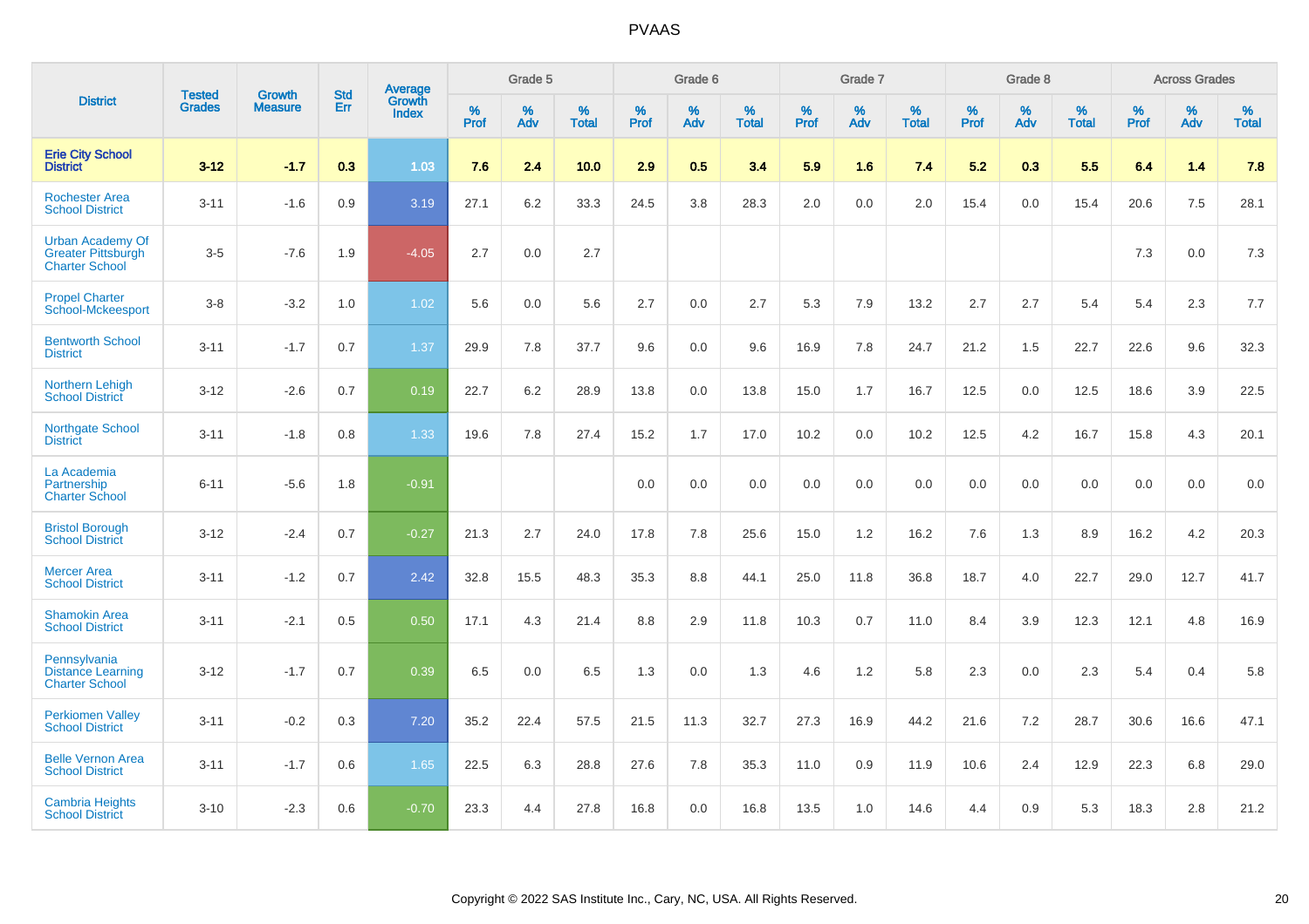| District | Tested Grades | Growth Measure | Std Err | Average Growth Index | Grade 5 | | | Grade 6 | | | Grade 7 | | | Grade 8 | | | Across Grades | | |
|---|---|---|---|---|---|---|---|---|---|---|---|---|---|---|---|---|---|---|---|
| | | | | | % Prof | % Adv | % Total | % Prof | % Adv | % Total | % Prof | % Adv | % Total | % Prof | % Adv | % Total | % Prof | % Adv | % Total |
| **Erie City School District** | **3-12** | **-1.7** | **0.3** | **1.03** | **7.6** | **2.4** | **10.0** | **2.9** | **0.5** | **3.4** | **5.9** | **1.6** | **7.4** | **5.2** | **0.3** | **5.5** | **6.4** | **1.4** | **7.8** |
| Rochester Area School District | 3-11 | -1.6 | 0.9 | 3.19 | 27.1 | 6.2 | 33.3 | 24.5 | 3.8 | 28.3 | 2.0 | 0.0 | 2.0 | 15.4 | 0.0 | 15.4 | 20.6 | 7.5 | 28.1 |
| Urban Academy Of Greater Pittsburgh Charter School | 3-5 | -7.6 | 1.9 | -4.05 | 2.7 | 0.0 | 2.7 | | | | | | | | | | 7.3 | 0.0 | 7.3 |
| Propel Charter School-Mckeesport | 3-8 | -3.2 | 1.0 | 1.02 | 5.6 | 0.0 | 5.6 | 2.7 | 0.0 | 2.7 | 5.3 | 7.9 | 13.2 | 2.7 | 2.7 | 5.4 | 5.4 | 2.3 | 7.7 |
| Bentworth School District | 3-11 | -1.7 | 0.7 | 1.37 | 29.9 | 7.8 | 37.7 | 9.6 | 0.0 | 9.6 | 16.9 | 7.8 | 24.7 | 21.2 | 1.5 | 22.7 | 22.6 | 9.6 | 32.3 |
| Northern Lehigh School District | 3-12 | -2.6 | 0.7 | 0.19 | 22.7 | 6.2 | 28.9 | 13.8 | 0.0 | 13.8 | 15.0 | 1.7 | 16.7 | 12.5 | 0.0 | 12.5 | 18.6 | 3.9 | 22.5 |
| Northgate School District | 3-11 | -1.8 | 0.8 | 1.33 | 19.6 | 7.8 | 27.4 | 15.2 | 1.7 | 17.0 | 10.2 | 0.0 | 10.2 | 12.5 | 4.2 | 16.7 | 15.8 | 4.3 | 20.1 |
| La Academia Partnership Charter School | 6-11 | -5.6 | 1.8 | -0.91 | | | | 0.0 | 0.0 | 0.0 | 0.0 | 0.0 | 0.0 | 0.0 | 0.0 | 0.0 | 0.0 | 0.0 | 0.0 |
| Bristol Borough School District | 3-12 | -2.4 | 0.7 | -0.27 | 21.3 | 2.7 | 24.0 | 17.8 | 7.8 | 25.6 | 15.0 | 1.2 | 16.2 | 7.6 | 1.3 | 8.9 | 16.2 | 4.2 | 20.3 |
| Mercer Area School District | 3-11 | -1.2 | 0.7 | 2.42 | 32.8 | 15.5 | 48.3 | 35.3 | 8.8 | 44.1 | 25.0 | 11.8 | 36.8 | 18.7 | 4.0 | 22.7 | 29.0 | 12.7 | 41.7 |
| Shamokin Area School District | 3-11 | -2.1 | 0.5 | 0.50 | 17.1 | 4.3 | 21.4 | 8.8 | 2.9 | 11.8 | 10.3 | 0.7 | 11.0 | 8.4 | 3.9 | 12.3 | 12.1 | 4.8 | 16.9 |
| Pennsylvania Distance Learning Charter School | 3-12 | -1.7 | 0.7 | 0.39 | 6.5 | 0.0 | 6.5 | 1.3 | 0.0 | 1.3 | 4.6 | 1.2 | 5.8 | 2.3 | 0.0 | 2.3 | 5.4 | 0.4 | 5.8 |
| Perkiomen Valley School District | 3-11 | -0.2 | 0.3 | 7.20 | 35.2 | 22.4 | 57.5 | 21.5 | 11.3 | 32.7 | 27.3 | 16.9 | 44.2 | 21.6 | 7.2 | 28.7 | 30.6 | 16.6 | 47.1 |
| Belle Vernon Area School District | 3-11 | -1.7 | 0.6 | 1.65 | 22.5 | 6.3 | 28.8 | 27.6 | 7.8 | 35.3 | 11.0 | 0.9 | 11.9 | 10.6 | 2.4 | 12.9 | 22.3 | 6.8 | 29.0 |
| Cambria Heights School District | 3-10 | -2.3 | 0.6 | -0.70 | 23.3 | 4.4 | 27.8 | 16.8 | 0.0 | 16.8 | 13.5 | 1.0 | 14.6 | 4.4 | 0.9 | 5.3 | 18.3 | 2.8 | 21.2 |

Copyright © 2022 SAS Institute Inc., Cary, NC, USA. All Rights Reserved.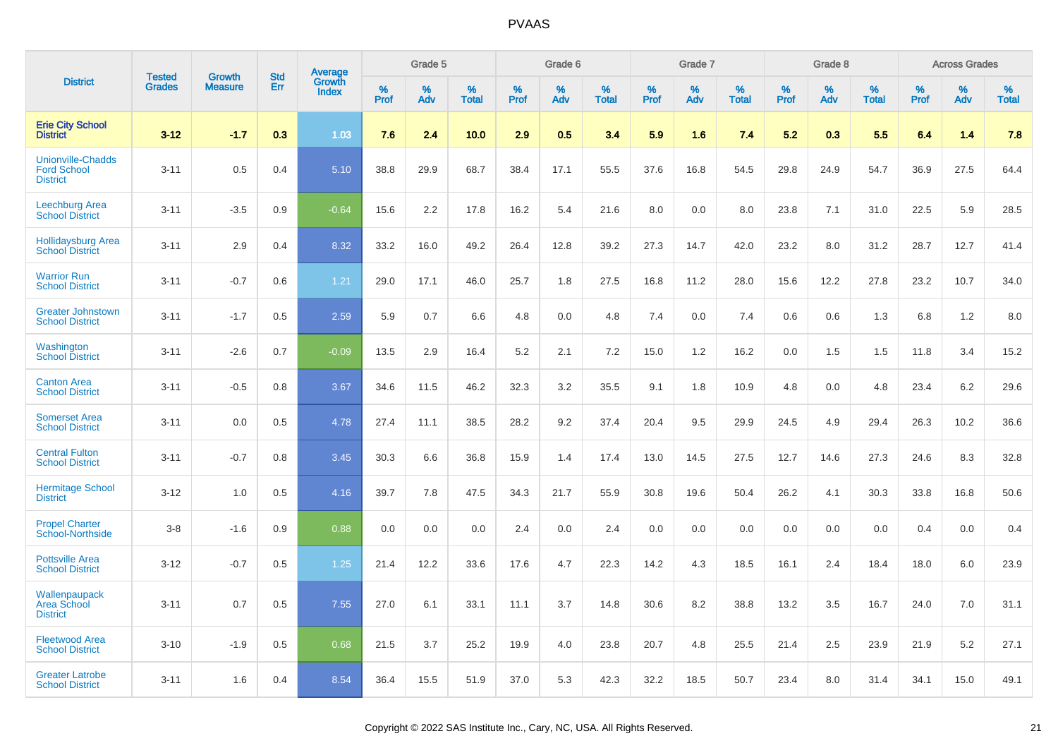# PVAAS

| District | Tested Grades | Growth Measure | Std Err | Average Growth Index | Grade 5 | | | Grade 6 | | | Grade 7 | | | Grade 8 | | | Across Grades | | |
|---|---|---|---|---|---|---|---|---|---|---|---|---|---|---|---|---|---|---|---|
| | | | | | % Prof | % Adv | % Total | % Prof | % Adv | % Total | % Prof | % Adv | % Total | % Prof | % Adv | % Total | % Prof | % Adv | % Total |
| **Erie City School District** | **3-12** | **-1.7** | **0.3** | **1.03** | **7.6** | **2.4** | **10.0** | **2.9** | **0.5** | **3.4** | **5.9** | **1.6** | **7.4** | **5.2** | **0.3** | **5.5** | **6.4** | **1.4** | **7.8** |
| Unionville-Chadds Ford School District | 3-11 | 0.5 | 0.4 | 5.10 | 38.8 | 29.9 | 68.7 | 38.4 | 17.1 | 55.5 | 37.6 | 16.8 | 54.5 | 29.8 | 24.9 | 54.7 | 36.9 | 27.5 | 64.4 |
| Leechburg Area School District | 3-11 | -3.5 | 0.9 | -0.64 | 15.6 | 2.2 | 17.8 | 16.2 | 5.4 | 21.6 | 8.0 | 0.0 | 8.0 | 23.8 | 7.1 | 31.0 | 22.5 | 5.9 | 28.5 |
| Hollidaysburg Area School District | 3-11 | 2.9 | 0.4 | 8.32 | 33.2 | 16.0 | 49.2 | 26.4 | 12.8 | 39.2 | 27.3 | 14.7 | 42.0 | 23.2 | 8.0 | 31.2 | 28.7 | 12.7 | 41.4 |
| Warrior Run School District | 3-11 | -0.7 | 0.6 | 1.21 | 29.0 | 17.1 | 46.0 | 25.7 | 1.8 | 27.5 | 16.8 | 11.2 | 28.0 | 15.6 | 12.2 | 27.8 | 23.2 | 10.7 | 34.0 |
| Greater Johnstown School District | 3-11 | -1.7 | 0.5 | 2.59 | 5.9 | 0.7 | 6.6 | 4.8 | 0.0 | 4.8 | 7.4 | 0.0 | 7.4 | 0.6 | 0.6 | 1.3 | 6.8 | 1.2 | 8.0 |
| Washington School District | 3-11 | -2.6 | 0.7 | -0.09 | 13.5 | 2.9 | 16.4 | 5.2 | 2.1 | 7.2 | 15.0 | 1.2 | 16.2 | 0.0 | 1.5 | 1.5 | 11.8 | 3.4 | 15.2 |
| Canton Area School District | 3-11 | -0.5 | 0.8 | 3.67 | 34.6 | 11.5 | 46.2 | 32.3 | 3.2 | 35.5 | 9.1 | 1.8 | 10.9 | 4.8 | 0.0 | 4.8 | 23.4 | 6.2 | 29.6 |
| Somerset Area School District | 3-11 | 0.0 | 0.5 | 4.78 | 27.4 | 11.1 | 38.5 | 28.2 | 9.2 | 37.4 | 20.4 | 9.5 | 29.9 | 24.5 | 4.9 | 29.4 | 26.3 | 10.2 | 36.6 |
| Central Fulton School District | 3-11 | -0.7 | 0.8 | 3.45 | 30.3 | 6.6 | 36.8 | 15.9 | 1.4 | 17.4 | 13.0 | 14.5 | 27.5 | 12.7 | 14.6 | 27.3 | 24.6 | 8.3 | 32.8 |
| Hermitage School District | 3-12 | 1.0 | 0.5 | 4.16 | 39.7 | 7.8 | 47.5 | 34.3 | 21.7 | 55.9 | 30.8 | 19.6 | 50.4 | 26.2 | 4.1 | 30.3 | 33.8 | 16.8 | 50.6 |
| Propel Charter School-Northside | 3-8 | -1.6 | 0.9 | 0.88 | 0.0 | 0.0 | 0.0 | 2.4 | 0.0 | 2.4 | 0.0 | 0.0 | 0.0 | 0.0 | 0.0 | 0.0 | 0.4 | 0.0 | 0.4 |
| Pottsville Area School District | 3-12 | -0.7 | 0.5 | 1.25 | 21.4 | 12.2 | 33.6 | 17.6 | 4.7 | 22.3 | 14.2 | 4.3 | 18.5 | 16.1 | 2.4 | 18.4 | 18.0 | 6.0 | 23.9 |
| Wallenpaupack Area School District | 3-11 | 0.7 | 0.5 | 7.55 | 27.0 | 6.1 | 33.1 | 11.1 | 3.7 | 14.8 | 30.6 | 8.2 | 38.8 | 13.2 | 3.5 | 16.7 | 24.0 | 7.0 | 31.1 |
| Fleetwood Area School District | 3-10 | -1.9 | 0.5 | 0.68 | 21.5 | 3.7 | 25.2 | 19.9 | 4.0 | 23.8 | 20.7 | 4.8 | 25.5 | 21.4 | 2.5 | 23.9 | 21.9 | 5.2 | 27.1 |
| Greater Latrobe School District | 3-11 | 1.6 | 0.4 | 8.54 | 36.4 | 15.5 | 51.9 | 37.0 | 5.3 | 42.3 | 32.2 | 18.5 | 50.7 | 23.4 | 8.0 | 31.4 | 34.1 | 15.0 | 49.1 |

Copyright © 2022 SAS Institute Inc., Cary, NC, USA. All Rights Reserved.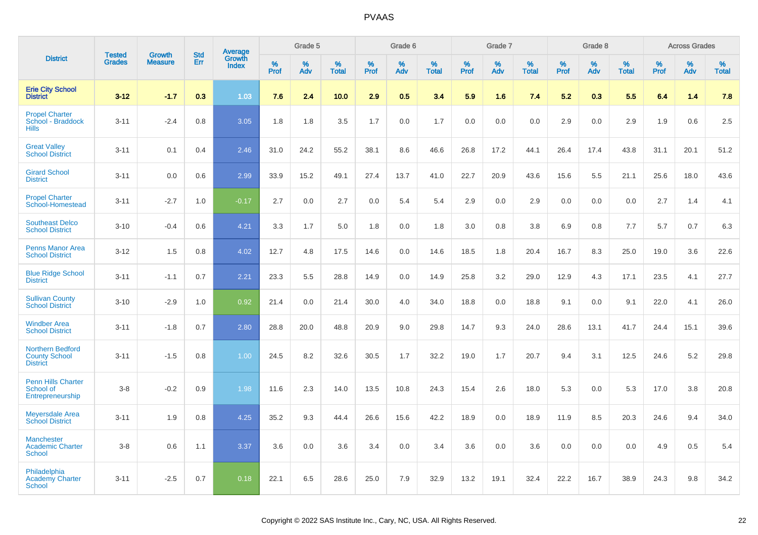| District | Tested Grades | Growth Measure | Std Err | Average Growth Index | Grade 5 | | | Grade 6 | | | Grade 7 | | | Grade 8 | | | Across Grades | | |
|---|---|---|---|---|---|---|---|---|---|---|---|---|---|---|---|---|---|---|---|
| | | | | | % Prof | % Adv | % Total | % Prof | % Adv | % Total | % Prof | % Adv | % Total | % Prof | % Adv | % Total | % Prof | % Adv | % Total |
| **Erie City School District** | **3-12** | **-1.7** | **0.3** | **1.03** | **7.6** | **2.4** | **10.0** | **2.9** | **0.5** | **3.4** | **5.9** | **1.6** | **7.4** | **5.2** | **0.3** | **5.5** | **6.4** | **1.4** | **7.8** |
| Propel Charter School - Braddock Hills | 3-11 | -2.4 | 0.8 | 3.05 | 1.8 | 1.8 | 3.5 | 1.7 | 0.0 | 1.7 | 0.0 | 0.0 | 0.0 | 2.9 | 0.0 | 2.9 | 1.9 | 0.6 | 2.5 |
| Great Valley School District | 3-11 | 0.1 | 0.4 | 2.46 | 31.0 | 24.2 | 55.2 | 38.1 | 8.6 | 46.6 | 26.8 | 17.2 | 44.1 | 26.4 | 17.4 | 43.8 | 31.1 | 20.1 | 51.2 |
| Girard School District | 3-11 | 0.0 | 0.6 | 2.99 | 33.9 | 15.2 | 49.1 | 27.4 | 13.7 | 41.0 | 22.7 | 20.9 | 43.6 | 15.6 | 5.5 | 21.1 | 25.6 | 18.0 | 43.6 |
| Propel Charter School-Homestead | 3-11 | -2.7 | 1.0 | -0.17 | 2.7 | 0.0 | 2.7 | 0.0 | 5.4 | 5.4 | 2.9 | 0.0 | 2.9 | 0.0 | 0.0 | 0.0 | 2.7 | 1.4 | 4.1 |
| Southeast Delco School District | 3-10 | -0.4 | 0.6 | 4.21 | 3.3 | 1.7 | 5.0 | 1.8 | 0.0 | 1.8 | 3.0 | 0.8 | 3.8 | 6.9 | 0.8 | 7.7 | 5.7 | 0.7 | 6.3 |
| Penns Manor Area School District | 3-12 | 1.5 | 0.8 | 4.02 | 12.7 | 4.8 | 17.5 | 14.6 | 0.0 | 14.6 | 18.5 | 1.8 | 20.4 | 16.7 | 8.3 | 25.0 | 19.0 | 3.6 | 22.6 |
| Blue Ridge School District | 3-11 | -1.1 | 0.7 | 2.21 | 23.3 | 5.5 | 28.8 | 14.9 | 0.0 | 14.9 | 25.8 | 3.2 | 29.0 | 12.9 | 4.3 | 17.1 | 23.5 | 4.1 | 27.7 |
| Sullivan County School District | 3-10 | -2.9 | 1.0 | 0.92 | 21.4 | 0.0 | 21.4 | 30.0 | 4.0 | 34.0 | 18.8 | 0.0 | 18.8 | 9.1 | 0.0 | 9.1 | 22.0 | 4.1 | 26.0 |
| Windber Area School District | 3-11 | -1.8 | 0.7 | 2.80 | 28.8 | 20.0 | 48.8 | 20.9 | 9.0 | 29.8 | 14.7 | 9.3 | 24.0 | 28.6 | 13.1 | 41.7 | 24.4 | 15.1 | 39.6 |
| Northern Bedford County School District | 3-11 | -1.5 | 0.8 | 1.00 | 24.5 | 8.2 | 32.6 | 30.5 | 1.7 | 32.2 | 19.0 | 1.7 | 20.7 | 9.4 | 3.1 | 12.5 | 24.6 | 5.2 | 29.8 |
| Penn Hills Charter School of Entrepreneurship | 3-8 | -0.2 | 0.9 | 1.98 | 11.6 | 2.3 | 14.0 | 13.5 | 10.8 | 24.3 | 15.4 | 2.6 | 18.0 | 5.3 | 0.0 | 5.3 | 17.0 | 3.8 | 20.8 |
| Meyersdale Area School District | 3-11 | 1.9 | 0.8 | 4.25 | 35.2 | 9.3 | 44.4 | 26.6 | 15.6 | 42.2 | 18.9 | 0.0 | 18.9 | 11.9 | 8.5 | 20.3 | 24.6 | 9.4 | 34.0 |
| Manchester Academic Charter School | 3-8 | 0.6 | 1.1 | 3.37 | 3.6 | 0.0 | 3.6 | 3.4 | 0.0 | 3.4 | 3.6 | 0.0 | 3.6 | 0.0 | 0.0 | 0.0 | 4.9 | 0.5 | 5.4 |
| Philadelphia Academy Charter School | 3-11 | -2.5 | 0.7 | 0.18 | 22.1 | 6.5 | 28.6 | 25.0 | 7.9 | 32.9 | 13.2 | 19.1 | 32.4 | 22.2 | 16.7 | 38.9 | 24.3 | 9.8 | 34.2 |

Copyright © 2022 SAS Institute Inc., Cary, NC, USA. All Rights Reserved.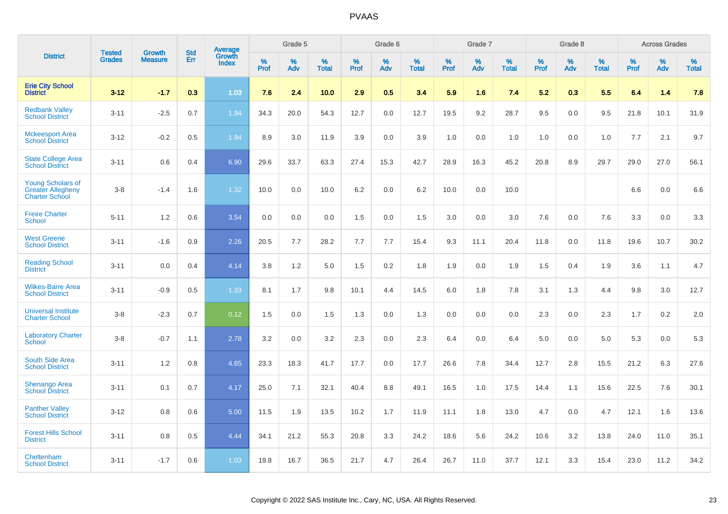| District | Tested Grades | Growth Measure | Std Err | Average Growth Index | Grade 5 | | | Grade 6 | | | Grade 7 | | | Grade 8 | | | Across Grades | | |
|---|---|---|---|---|---|---|---|---|---|---|---|---|---|---|---|---|---|---|---|
| | | | | | % Prof | % Adv | % Total | % Prof | % Adv | % Total | % Prof | % Adv | % Total | % Prof | % Adv | % Total | % Prof | % Adv | % Total |
| **Erie City School District** | **3-12** | **-1.7** | **0.3** | **1.03** | **7.6** | **2.4** | **10.0** | **2.9** | **0.5** | **3.4** | **5.9** | **1.6** | **7.4** | **5.2** | **0.3** | **5.5** | **6.4** | **1.4** | **7.8** |
| Redbank Valley School District | 3-11 | -2.5 | 0.7 | 1.94 | 34.3 | 20.0 | 54.3 | 12.7 | 0.0 | 12.7 | 19.5 | 9.2 | 28.7 | 9.5 | 0.0 | 9.5 | 21.8 | 10.1 | 31.9 |
| Mckeesport Area School District | 3-12 | -0.2 | 0.5 | 1.94 | 8.9 | 3.0 | 11.9 | 3.9 | 0.0 | 3.9 | 1.0 | 0.0 | 1.0 | 1.0 | 0.0 | 1.0 | 7.7 | 2.1 | 9.7 |
| State College Area School District | 3-11 | 0.6 | 0.4 | 6.90 | 29.6 | 33.7 | 63.3 | 27.4 | 15.3 | 42.7 | 28.9 | 16.3 | 45.2 | 20.8 | 8.9 | 29.7 | 29.0 | 27.0 | 56.1 |
| Young Scholars of Greater Allegheny Charter School | 3-8 | -1.4 | 1.6 | 1.32 | 10.0 | 0.0 | 10.0 | 6.2 | 0.0 | 6.2 | 10.0 | 0.0 | 10.0 | | | | 6.6 | 0.0 | 6.6 |
| Freire Charter School | 5-11 | 1.2 | 0.6 | 3.54 | 0.0 | 0.0 | 0.0 | 1.5 | 0.0 | 1.5 | 3.0 | 0.0 | 3.0 | 7.6 | 0.0 | 7.6 | 3.3 | 0.0 | 3.3 |
| West Greene School District | 3-11 | -1.6 | 0.9 | 2.26 | 20.5 | 7.7 | 28.2 | 7.7 | 7.7 | 15.4 | 9.3 | 11.1 | 20.4 | 11.8 | 0.0 | 11.8 | 19.6 | 10.7 | 30.2 |
| Reading School District | 3-11 | 0.0 | 0.4 | 4.14 | 3.8 | 1.2 | 5.0 | 1.5 | 0.2 | 1.8 | 1.9 | 0.0 | 1.9 | 1.5 | 0.4 | 1.9 | 3.6 | 1.1 | 4.7 |
| Wilkes-Barre Area School District | 3-11 | -0.9 | 0.5 | 1.33 | 8.1 | 1.7 | 9.8 | 10.1 | 4.4 | 14.5 | 6.0 | 1.8 | 7.8 | 3.1 | 1.3 | 4.4 | 9.8 | 3.0 | 12.7 |
| Universal Institute Charter School | 3-8 | -2.3 | 0.7 | 0.12 | 1.5 | 0.0 | 1.5 | 1.3 | 0.0 | 1.3 | 0.0 | 0.0 | 0.0 | 2.3 | 0.0 | 2.3 | 1.7 | 0.2 | 2.0 |
| Laboratory Charter School | 3-8 | -0.7 | 1.1 | 2.78 | 3.2 | 0.0 | 3.2 | 2.3 | 0.0 | 2.3 | 6.4 | 0.0 | 6.4 | 5.0 | 0.0 | 5.0 | 5.3 | 0.0 | 5.3 |
| South Side Area School District | 3-11 | 1.2 | 0.8 | 4.65 | 23.3 | 18.3 | 41.7 | 17.7 | 0.0 | 17.7 | 26.6 | 7.8 | 34.4 | 12.7 | 2.8 | 15.5 | 21.2 | 6.3 | 27.6 |
| Shenango Area School District | 3-11 | 0.1 | 0.7 | 4.17 | 25.0 | 7.1 | 32.1 | 40.4 | 8.8 | 49.1 | 16.5 | 1.0 | 17.5 | 14.4 | 1.1 | 15.6 | 22.5 | 7.6 | 30.1 |
| Panther Valley School District | 3-12 | 0.8 | 0.6 | 5.00 | 11.5 | 1.9 | 13.5 | 10.2 | 1.7 | 11.9 | 11.1 | 1.8 | 13.0 | 4.7 | 0.0 | 4.7 | 12.1 | 1.6 | 13.6 |
| Forest Hills School District | 3-11 | 0.8 | 0.5 | 4.44 | 34.1 | 21.2 | 55.3 | 20.8 | 3.3 | 24.2 | 18.6 | 5.6 | 24.2 | 10.6 | 3.2 | 13.8 | 24.0 | 11.0 | 35.1 |
| Cheltenham School District | 3-11 | -1.7 | 0.6 | 1.03 | 19.8 | 16.7 | 36.5 | 21.7 | 4.7 | 26.4 | 26.7 | 11.0 | 37.7 | 12.1 | 3.3 | 15.4 | 23.0 | 11.2 | 34.2 |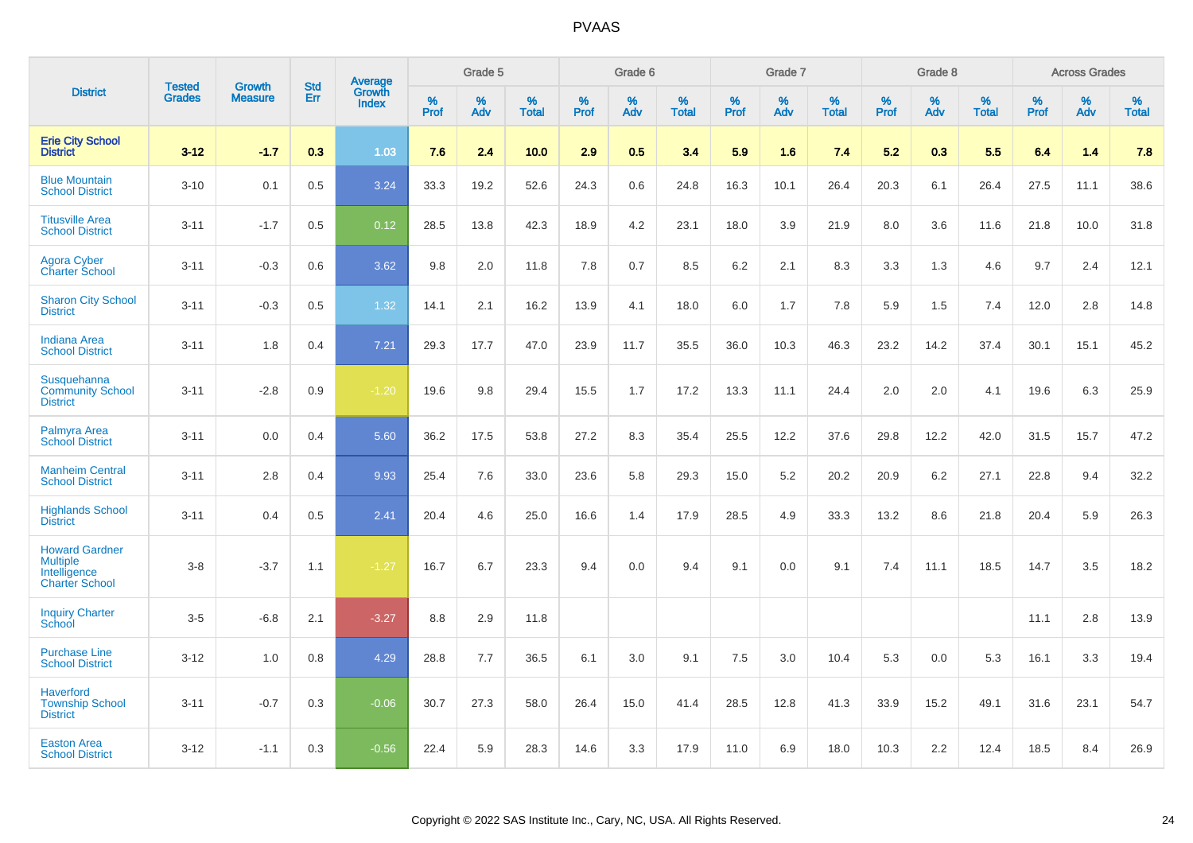# PVAAS

| District | Tested Grades | Growth Measure | Std Err | Average Growth Index | Grade 5 | | | Grade 6 | | | Grade 7 | | | Grade 8 | | | Across Grades | | |
|---|---|---|---|---|---|---|---|---|---|---|---|---|---|---|---|---|---|---|---|
| | | | | | % Prof | % Adv | % Total | % Prof | % Adv | % Total | % Prof | % Adv | % Total | % Prof | % Adv | % Total | % Prof | % Adv | % Total |
| **Erie City School District** | **3-12** | **-1.7** | **0.3** | **1.03** | **7.6** | **2.4** | **10.0** | **2.9** | **0.5** | **3.4** | **5.9** | **1.6** | **7.4** | **5.2** | **0.3** | **5.5** | **6.4** | **1.4** | **7.8** |
| Blue Mountain School District | 3-10 | 0.1 | 0.5 | 3.24 | 33.3 | 19.2 | 52.6 | 24.3 | 0.6 | 24.8 | 16.3 | 10.1 | 26.4 | 20.3 | 6.1 | 26.4 | 27.5 | 11.1 | 38.6 |
| Titusville Area School District | 3-11 | -1.7 | 0.5 | 0.12 | 28.5 | 13.8 | 42.3 | 18.9 | 4.2 | 23.1 | 18.0 | 3.9 | 21.9 | 8.0 | 3.6 | 11.6 | 21.8 | 10.0 | 31.8 |
| Agora Cyber Charter School | 3-11 | -0.3 | 0.6 | 3.62 | 9.8 | 2.0 | 11.8 | 7.8 | 0.7 | 8.5 | 6.2 | 2.1 | 8.3 | 3.3 | 1.3 | 4.6 | 9.7 | 2.4 | 12.1 |
| Sharon City School District | 3-11 | -0.3 | 0.5 | 1.32 | 14.1 | 2.1 | 16.2 | 13.9 | 4.1 | 18.0 | 6.0 | 1.7 | 7.8 | 5.9 | 1.5 | 7.4 | 12.0 | 2.8 | 14.8 |
| Indiana Area School District | 3-11 | 1.8 | 0.4 | 7.21 | 29.3 | 17.7 | 47.0 | 23.9 | 11.7 | 35.5 | 36.0 | 10.3 | 46.3 | 23.2 | 14.2 | 37.4 | 30.1 | 15.1 | 45.2 |
| Susquehanna Community School District | 3-11 | -2.8 | 0.9 | -1.20 | 19.6 | 9.8 | 29.4 | 15.5 | 1.7 | 17.2 | 13.3 | 11.1 | 24.4 | 2.0 | 2.0 | 4.1 | 19.6 | 6.3 | 25.9 |
| Palmyra Area School District | 3-11 | 0.0 | 0.4 | 5.60 | 36.2 | 17.5 | 53.8 | 27.2 | 8.3 | 35.4 | 25.5 | 12.2 | 37.6 | 29.8 | 12.2 | 42.0 | 31.5 | 15.7 | 47.2 |
| Manheim Central School District | 3-11 | 2.8 | 0.4 | 9.93 | 25.4 | 7.6 | 33.0 | 23.6 | 5.8 | 29.3 | 15.0 | 5.2 | 20.2 | 20.9 | 6.2 | 27.1 | 22.8 | 9.4 | 32.2 |
| Highlands School District | 3-11 | 0.4 | 0.5 | 2.41 | 20.4 | 4.6 | 25.0 | 16.6 | 1.4 | 17.9 | 28.5 | 4.9 | 33.3 | 13.2 | 8.6 | 21.8 | 20.4 | 5.9 | 26.3 |
| Howard Gardner Multiple Intelligence Charter School | 3-8 | -3.7 | 1.1 | -1.27 | 16.7 | 6.7 | 23.3 | 9.4 | 0.0 | 9.4 | 9.1 | 0.0 | 9.1 | 7.4 | 11.1 | 18.5 | 14.7 | 3.5 | 18.2 |
| Inquiry Charter School | 3-5 | -6.8 | 2.1 | -3.27 | 8.8 | 2.9 | 11.8 | | | | | | | | | | 11.1 | 2.8 | 13.9 |
| Purchase Line School District | 3-12 | 1.0 | 0.8 | 4.29 | 28.8 | 7.7 | 36.5 | 6.1 | 3.0 | 9.1 | 7.5 | 3.0 | 10.4 | 5.3 | 0.0 | 5.3 | 16.1 | 3.3 | 19.4 |
| Haverford Township School District | 3-11 | -0.7 | 0.3 | -0.06 | 30.7 | 27.3 | 58.0 | 26.4 | 15.0 | 41.4 | 28.5 | 12.8 | 41.3 | 33.9 | 15.2 | 49.1 | 31.6 | 23.1 | 54.7 |
| Easton Area School District | 3-12 | -1.1 | 0.3 | -0.56 | 22.4 | 5.9 | 28.3 | 14.6 | 3.3 | 17.9 | 11.0 | 6.9 | 18.0 | 10.3 | 2.2 | 12.4 | 18.5 | 8.4 | 26.9 |

Copyright © 2022 SAS Institute Inc., Cary, NC, USA. All Rights Reserved.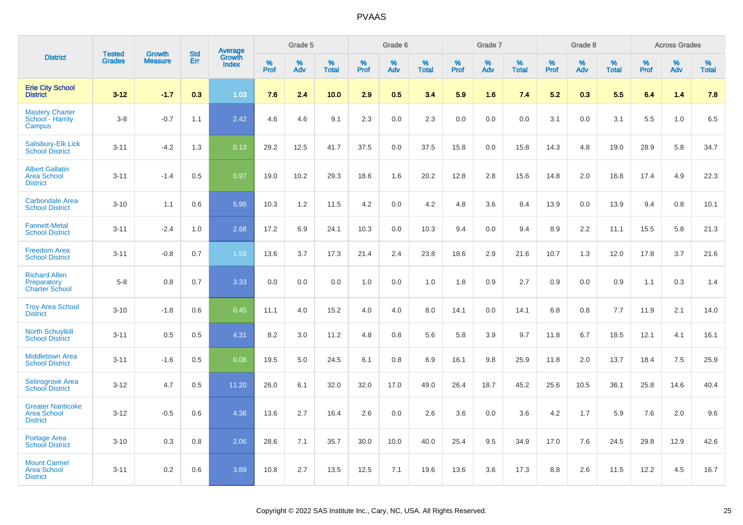# PVAAS

| District | Tested Grades | Growth Measure | Std Err | Average Growth Index | Grade 5 | | | Grade 6 | | | Grade 7 | | | Grade 8 | | | Across Grades | | |
|---|---|---|---|---|---|---|---|---|---|---|---|---|---|---|---|---|---|---|---|
| | | | | | % Prof | % Adv | % Total | % Prof | % Adv | % Total | % Prof | % Adv | % Total | % Prof | % Adv | % Total | % Prof | % Adv | % Total |
| **Erie City School District** | **3-12** | **-1.7** | **0.3** | **1.03** | **7.6** | **2.4** | **10.0** | **2.9** | **0.5** | **3.4** | **5.9** | **1.6** | **7.4** | **5.2** | **0.3** | **5.5** | **6.4** | **1.4** | **7.8** |
| Mastery Charter School - Harrity Campus | 3-8 | -0.7 | 1.1 | 2.42 | 4.6 | 4.6 | 9.1 | 2.3 | 0.0 | 2.3 | 0.0 | 0.0 | 0.0 | 3.1 | 0.0 | 3.1 | 5.5 | 1.0 | 6.5 |
| Salisbury-Elk Lick School District | 3-11 | -4.2 | 1.3 | 0.13 | 29.2 | 12.5 | 41.7 | 37.5 | 0.0 | 37.5 | 15.8 | 0.0 | 15.8 | 14.3 | 4.8 | 19.0 | 28.9 | 5.8 | 34.7 |
| Albert Gallatin Area School District | 3-11 | -1.4 | 0.5 | 0.97 | 19.0 | 10.2 | 29.3 | 18.6 | 1.6 | 20.2 | 12.8 | 2.8 | 15.6 | 14.8 | 2.0 | 16.8 | 17.4 | 4.9 | 22.3 |
| Carbondale Area School District | 3-10 | 1.1 | 0.6 | 5.95 | 10.3 | 1.2 | 11.5 | 4.2 | 0.0 | 4.2 | 4.8 | 3.6 | 8.4 | 13.9 | 0.0 | 13.9 | 9.4 | 0.8 | 10.1 |
| Fannett-Metal School District | 3-11 | -2.4 | 1.0 | 2.68 | 17.2 | 6.9 | 24.1 | 10.3 | 0.0 | 10.3 | 9.4 | 0.0 | 9.4 | 8.9 | 2.2 | 11.1 | 15.5 | 5.8 | 21.3 |
| Freedom Area School District | 3-11 | -0.8 | 0.7 | 1.59 | 13.6 | 3.7 | 17.3 | 21.4 | 2.4 | 23.8 | 18.6 | 2.9 | 21.6 | 10.7 | 1.3 | 12.0 | 17.8 | 3.7 | 21.6 |
| Richard Allen Preparatory Charter School | 5-8 | 0.8 | 0.7 | 3.33 | 0.0 | 0.0 | 0.0 | 1.0 | 0.0 | 1.0 | 1.8 | 0.9 | 2.7 | 0.9 | 0.0 | 0.9 | 1.1 | 0.3 | 1.4 |
| Troy Area School District | 3-10 | -1.8 | 0.6 | 0.45 | 11.1 | 4.0 | 15.2 | 4.0 | 4.0 | 8.0 | 14.1 | 0.0 | 14.1 | 6.8 | 0.8 | 7.7 | 11.9 | 2.1 | 14.0 |
| North Schuylkill School District | 3-11 | 0.5 | 0.5 | 4.31 | 8.2 | 3.0 | 11.2 | 4.8 | 0.8 | 5.6 | 5.8 | 3.9 | 9.7 | 11.8 | 6.7 | 18.5 | 12.1 | 4.1 | 16.1 |
| Middletown Area School District | 3-11 | -1.6 | 0.5 | 0.08 | 19.5 | 5.0 | 24.5 | 6.1 | 0.8 | 6.9 | 16.1 | 9.8 | 25.9 | 11.8 | 2.0 | 13.7 | 18.4 | 7.5 | 25.9 |
| Selinsgrove Area School District | 3-12 | 4.7 | 0.5 | 11.20 | 26.0 | 6.1 | 32.0 | 32.0 | 17.0 | 49.0 | 26.4 | 18.7 | 45.2 | 25.6 | 10.5 | 36.1 | 25.8 | 14.6 | 40.4 |
| Greater Nanticoke Area School District | 3-12 | -0.5 | 0.6 | 4.36 | 13.6 | 2.7 | 16.4 | 2.6 | 0.0 | 2.6 | 3.6 | 0.0 | 3.6 | 4.2 | 1.7 | 5.9 | 7.6 | 2.0 | 9.6 |
| Portage Area School District | 3-10 | 0.3 | 0.8 | 2.06 | 28.6 | 7.1 | 35.7 | 30.0 | 10.0 | 40.0 | 25.4 | 9.5 | 34.9 | 17.0 | 7.6 | 24.5 | 29.8 | 12.9 | 42.6 |
| Mount Carmel Area School District | 3-11 | 0.2 | 0.6 | 3.89 | 10.8 | 2.7 | 13.5 | 12.5 | 7.1 | 19.6 | 13.6 | 3.6 | 17.3 | 8.8 | 2.6 | 11.5 | 12.2 | 4.5 | 16.7 |

Copyright © 2022 SAS Institute Inc., Cary, NC, USA. All Rights Reserved.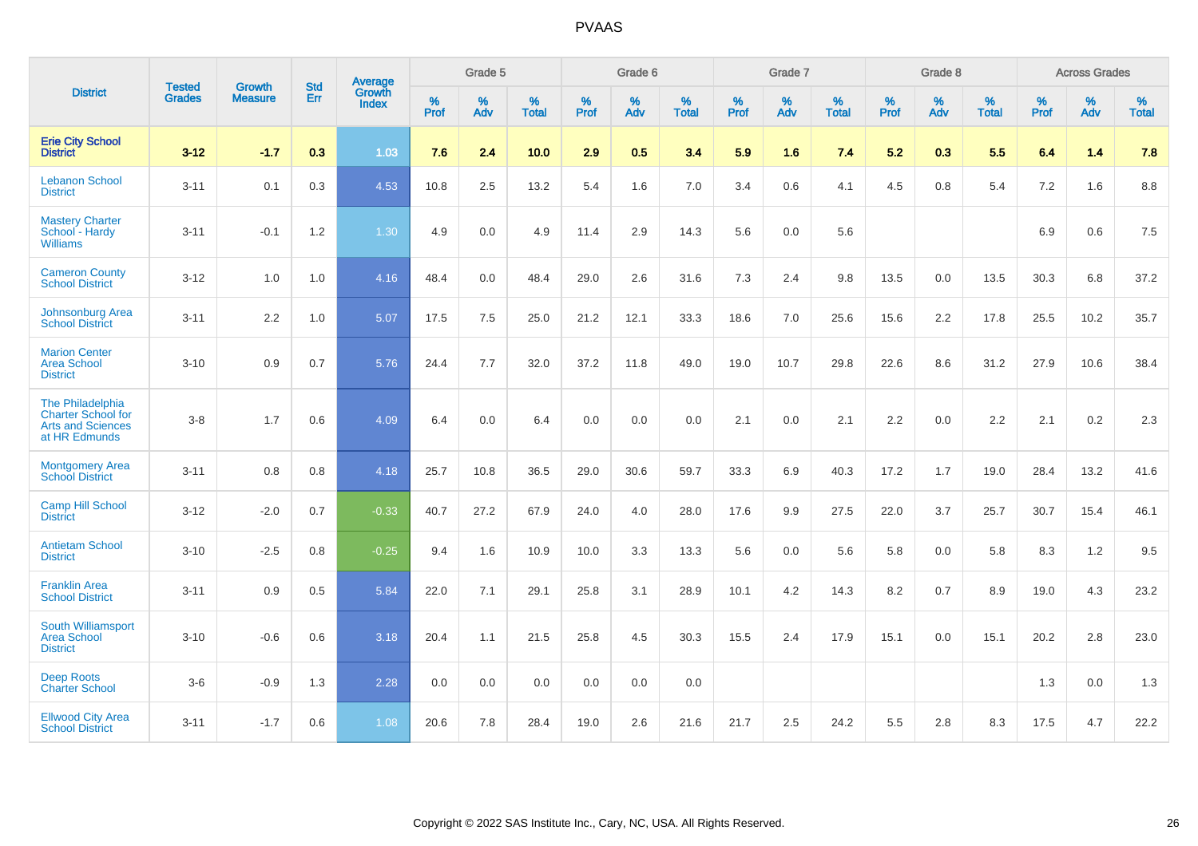# PVAAS

| District | Tested Grades | Growth Measure | Std Err | Average Growth Index | Grade 5 | | | Grade 6 | | | Grade 7 | | | Grade 8 | | | Across Grades | | |
|---|---|---|---|---|---|---|---|---|---|---|---|---|---|---|---|---|---|---|---|
| | | | | | % Prof | % Adv | % Total | % Prof | % Adv | % Total | % Prof | % Adv | % Total | % Prof | % Adv | % Total | % Prof | % Adv | % Total |
| **Erie City School District** | **3-12** | **-1.7** | **0.3** | **1.03** | **7.6** | **2.4** | **10.0** | **2.9** | **0.5** | **3.4** | **5.9** | **1.6** | **7.4** | **5.2** | **0.3** | **5.5** | **6.4** | **1.4** | **7.8** |
| Lebanon School District | 3-11 | 0.1 | 0.3 | 4.53 | 10.8 | 2.5 | 13.2 | 5.4 | 1.6 | 7.0 | 3.4 | 0.6 | 4.1 | 4.5 | 0.8 | 5.4 | 7.2 | 1.6 | 8.8 |
| Mastery Charter School - Hardy Williams | 3-11 | -0.1 | 1.2 | 1.30 | 4.9 | 0.0 | 4.9 | 11.4 | 2.9 | 14.3 | 5.6 | 0.0 | 5.6 | | | | 6.9 | 0.6 | 7.5 |
| Cameron County School District | 3-12 | 1.0 | 1.0 | 4.16 | 48.4 | 0.0 | 48.4 | 29.0 | 2.6 | 31.6 | 7.3 | 2.4 | 9.8 | 13.5 | 0.0 | 13.5 | 30.3 | 6.8 | 37.2 |
| Johnsonburg Area School District | 3-11 | 2.2 | 1.0 | 5.07 | 17.5 | 7.5 | 25.0 | 21.2 | 12.1 | 33.3 | 18.6 | 7.0 | 25.6 | 15.6 | 2.2 | 17.8 | 25.5 | 10.2 | 35.7 |
| Marion Center Area School District | 3-10 | 0.9 | 0.7 | 5.76 | 24.4 | 7.7 | 32.0 | 37.2 | 11.8 | 49.0 | 19.0 | 10.7 | 29.8 | 22.6 | 8.6 | 31.2 | 27.9 | 10.6 | 38.4 |
| The Philadelphia Charter School for Arts and Sciences at HR Edmunds | 3-8 | 1.7 | 0.6 | 4.09 | 6.4 | 0.0 | 6.4 | 0.0 | 0.0 | 0.0 | 2.1 | 0.0 | 2.1 | 2.2 | 0.0 | 2.2 | 2.1 | 0.2 | 2.3 |
| Montgomery Area School District | 3-11 | 0.8 | 0.8 | 4.18 | 25.7 | 10.8 | 36.5 | 29.0 | 30.6 | 59.7 | 33.3 | 6.9 | 40.3 | 17.2 | 1.7 | 19.0 | 28.4 | 13.2 | 41.6 |
| Camp Hill School District | 3-12 | -2.0 | 0.7 | -0.33 | 40.7 | 27.2 | 67.9 | 24.0 | 4.0 | 28.0 | 17.6 | 9.9 | 27.5 | 22.0 | 3.7 | 25.7 | 30.7 | 15.4 | 46.1 |
| Antietam School District | 3-10 | -2.5 | 0.8 | -0.25 | 9.4 | 1.6 | 10.9 | 10.0 | 3.3 | 13.3 | 5.6 | 0.0 | 5.6 | 5.8 | 0.0 | 5.8 | 8.3 | 1.2 | 9.5 |
| Franklin Area School District | 3-11 | 0.9 | 0.5 | 5.84 | 22.0 | 7.1 | 29.1 | 25.8 | 3.1 | 28.9 | 10.1 | 4.2 | 14.3 | 8.2 | 0.7 | 8.9 | 19.0 | 4.3 | 23.2 |
| South Williamsport Area School District | 3-10 | -0.6 | 0.6 | 3.18 | 20.4 | 1.1 | 21.5 | 25.8 | 4.5 | 30.3 | 15.5 | 2.4 | 17.9 | 15.1 | 0.0 | 15.1 | 20.2 | 2.8 | 23.0 |
| Deep Roots Charter School | 3-6 | -0.9 | 1.3 | 2.28 | 0.0 | 0.0 | 0.0 | 0.0 | 0.0 | 0.0 | | | | | | | 1.3 | 0.0 | 1.3 |
| Ellwood City Area School District | 3-11 | -1.7 | 0.6 | 1.08 | 20.6 | 7.8 | 28.4 | 19.0 | 2.6 | 21.6 | 21.7 | 2.5 | 24.2 | 5.5 | 2.8 | 8.3 | 17.5 | 4.7 | 22.2 |

Copyright © 2022 SAS Institute Inc., Cary, NC, USA. All Rights Reserved.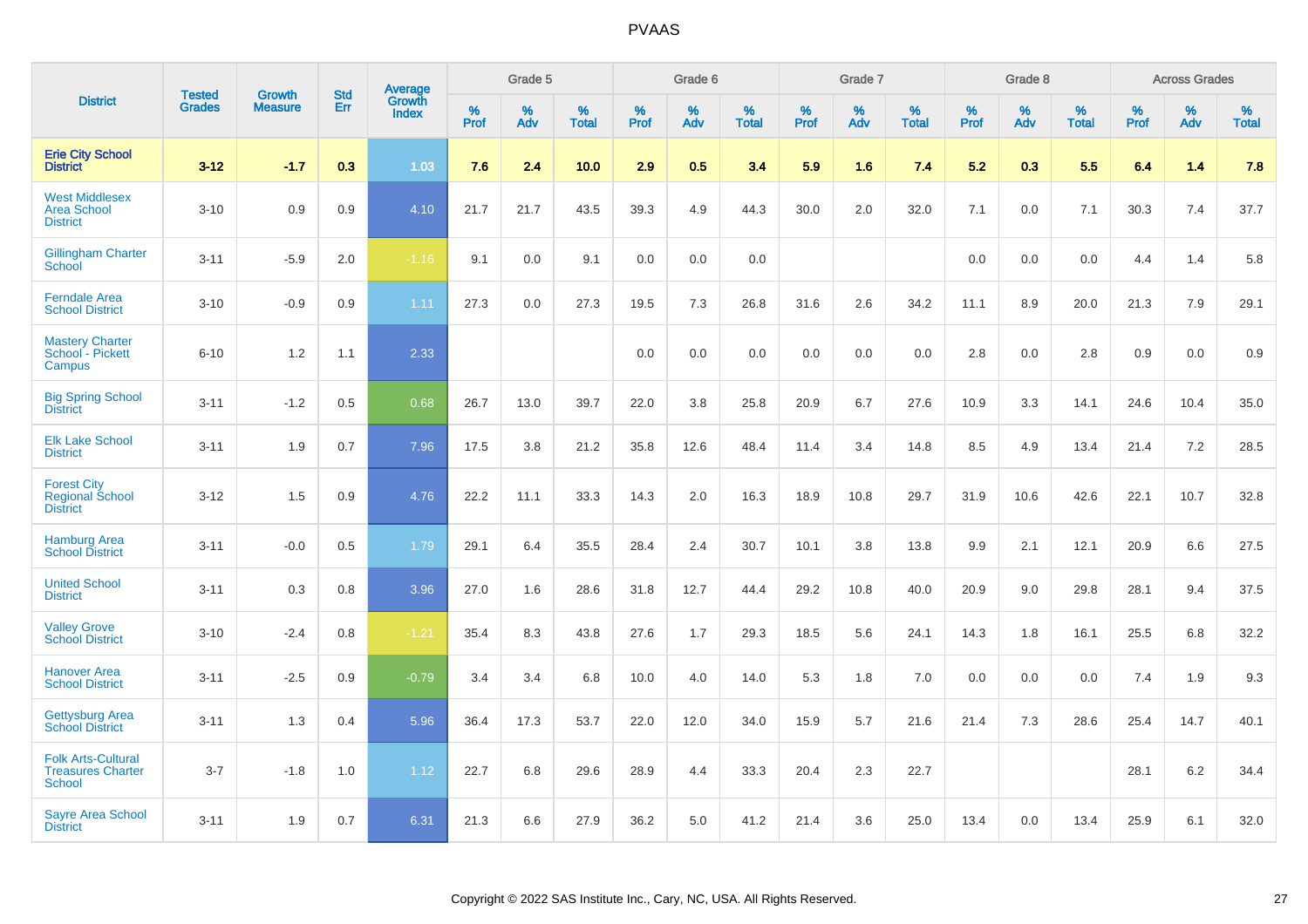# PVAAS

| District | Tested Grades | Growth Measure | Std Err | Average Growth Index | Grade 5 | | | Grade 6 | | | Grade 7 | | | Grade 8 | | | Across Grades | | |
|---|---|---|---|---|---|---|---|---|---|---|---|---|---|---|---|---|---|---|---|
| | | | | | % Prof | % Adv | % Total | % Prof | % Adv | % Total | % Prof | % Adv | % Total | % Prof | % Adv | % Total | % Prof | % Adv | % Total |
| **Erie City School District** | **3-12** | **-1.7** | **0.3** | **1.03** | **7.6** | **2.4** | **10.0** | **2.9** | **0.5** | **3.4** | **5.9** | **1.6** | **7.4** | **5.2** | **0.3** | **5.5** | **6.4** | **1.4** | **7.8** |
| West Middlesex Area School District | 3-10 | 0.9 | 0.9 | 4.10 | 21.7 | 21.7 | 43.5 | 39.3 | 4.9 | 44.3 | 30.0 | 2.0 | 32.0 | 7.1 | 0.0 | 7.1 | 30.3 | 7.4 | 37.7 |
| Gillingham Charter School | 3-11 | -5.9 | 2.0 | -1.16 | 9.1 | 0.0 | 9.1 | 0.0 | 0.0 | 0.0 | | | | 0.0 | 0.0 | 0.0 | 4.4 | 1.4 | 5.8 |
| Ferndale Area School District | 3-10 | -0.9 | 0.9 | 1.11 | 27.3 | 0.0 | 27.3 | 19.5 | 7.3 | 26.8 | 31.6 | 2.6 | 34.2 | 11.1 | 8.9 | 20.0 | 21.3 | 7.9 | 29.1 |
| Mastery Charter School - Pickett Campus | 6-10 | 1.2 | 1.1 | 2.33 | | | | 0.0 | 0.0 | 0.0 | 0.0 | 0.0 | 0.0 | 2.8 | 0.0 | 2.8 | 0.9 | 0.0 | 0.9 |
| Big Spring School District | 3-11 | -1.2 | 0.5 | 0.68 | 26.7 | 13.0 | 39.7 | 22.0 | 3.8 | 25.8 | 20.9 | 6.7 | 27.6 | 10.9 | 3.3 | 14.1 | 24.6 | 10.4 | 35.0 |
| Elk Lake School District | 3-11 | 1.9 | 0.7 | 7.96 | 17.5 | 3.8 | 21.2 | 35.8 | 12.6 | 48.4 | 11.4 | 3.4 | 14.8 | 8.5 | 4.9 | 13.4 | 21.4 | 7.2 | 28.5 |
| Forest City Regional School District | 3-12 | 1.5 | 0.9 | 4.76 | 22.2 | 11.1 | 33.3 | 14.3 | 2.0 | 16.3 | 18.9 | 10.8 | 29.7 | 31.9 | 10.6 | 42.6 | 22.1 | 10.7 | 32.8 |
| Hamburg Area School District | 3-11 | -0.0 | 0.5 | 1.79 | 29.1 | 6.4 | 35.5 | 28.4 | 2.4 | 30.7 | 10.1 | 3.8 | 13.8 | 9.9 | 2.1 | 12.1 | 20.9 | 6.6 | 27.5 |
| United School District | 3-11 | 0.3 | 0.8 | 3.96 | 27.0 | 1.6 | 28.6 | 31.8 | 12.7 | 44.4 | 29.2 | 10.8 | 40.0 | 20.9 | 9.0 | 29.8 | 28.1 | 9.4 | 37.5 |
| Valley Grove School District | 3-10 | -2.4 | 0.8 | -1.21 | 35.4 | 8.3 | 43.8 | 27.6 | 1.7 | 29.3 | 18.5 | 5.6 | 24.1 | 14.3 | 1.8 | 16.1 | 25.5 | 6.8 | 32.2 |
| Hanover Area School District | 3-11 | -2.5 | 0.9 | -0.79 | 3.4 | 3.4 | 6.8 | 10.0 | 4.0 | 14.0 | 5.3 | 1.8 | 7.0 | 0.0 | 0.0 | 0.0 | 7.4 | 1.9 | 9.3 |
| Gettysburg Area School District | 3-11 | 1.3 | 0.4 | 5.96 | 36.4 | 17.3 | 53.7 | 22.0 | 12.0 | 34.0 | 15.9 | 5.7 | 21.6 | 21.4 | 7.3 | 28.6 | 25.4 | 14.7 | 40.1 |
| Folk Arts-Cultural Treasures Charter School | 3-7 | -1.8 | 1.0 | 1.12 | 22.7 | 6.8 | 29.6 | 28.9 | 4.4 | 33.3 | 20.4 | 2.3 | 22.7 | | | | 28.1 | 6.2 | 34.4 |
| Sayre Area School District | 3-11 | 1.9 | 0.7 | 6.31 | 21.3 | 6.6 | 27.9 | 36.2 | 5.0 | 41.2 | 21.4 | 3.6 | 25.0 | 13.4 | 0.0 | 13.4 | 25.9 | 6.1 | 32.0 |

Copyright © 2022 SAS Institute Inc., Cary, NC, USA. All Rights Reserved.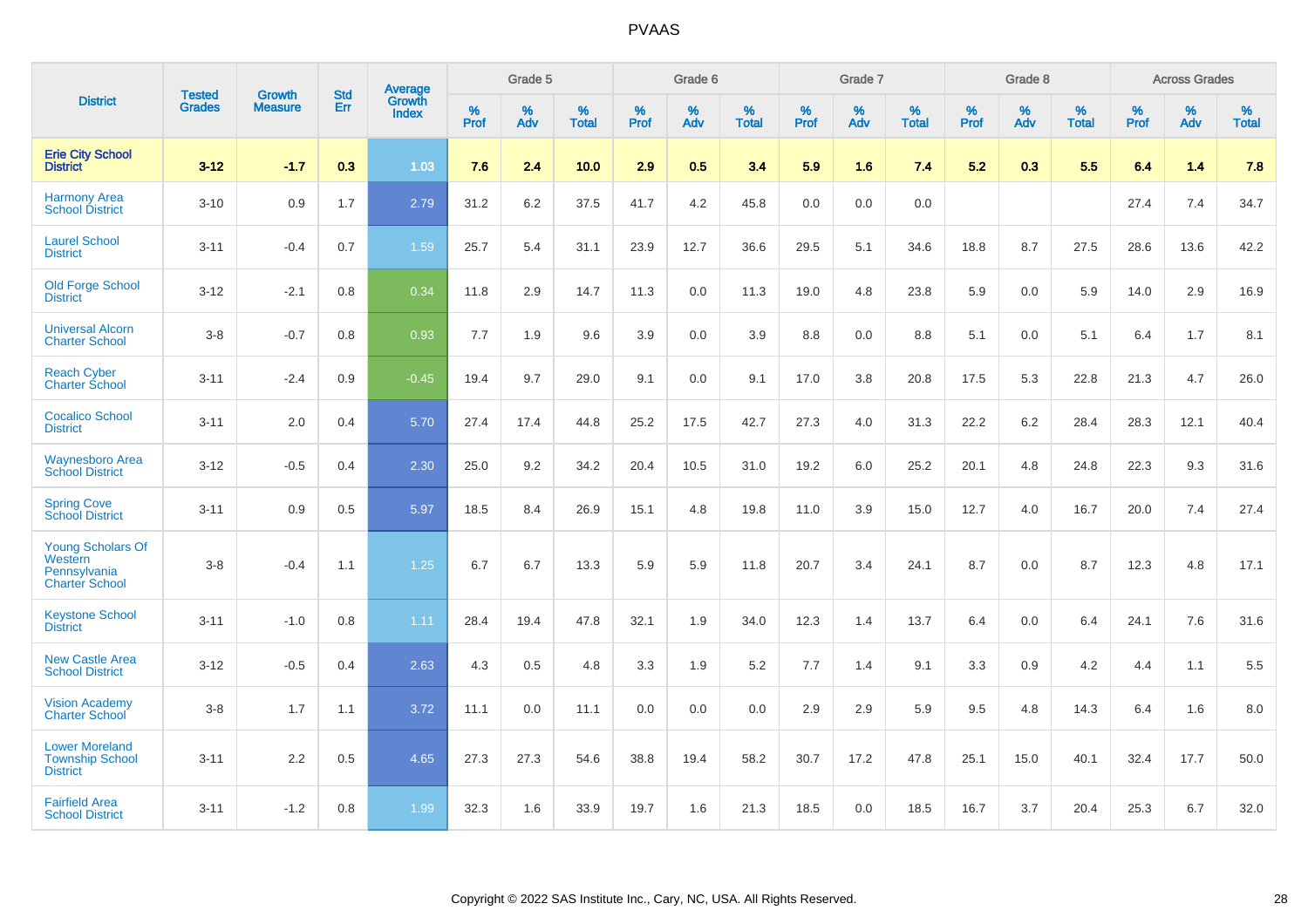# PVAAS

| District | Tested Grades | Growth Measure | Std Err | Average Growth Index | Grade 5 | | | Grade 6 | | | Grade 7 | | | Grade 8 | | | Across Grades | | |
|---|---|---|---|---|---|---|---|---|---|---|---|---|---|---|---|---|---|---|---|
| | | | | | % Prof | % Adv | % Total | % Prof | % Adv | % Total | % Prof | % Adv | % Total | % Prof | % Adv | % Total | % Prof | % Adv | % Total |
| **Erie City School District** | **3-12** | **-1.7** | **0.3** | **1.03** | **7.6** | **2.4** | **10.0** | **2.9** | **0.5** | **3.4** | **5.9** | **1.6** | **7.4** | **5.2** | **0.3** | **5.5** | **6.4** | **1.4** | **7.8** |
| Harmony Area School District | 3-10 | 0.9 | 1.7 | 2.79 | 31.2 | 6.2 | 37.5 | 41.7 | 4.2 | 45.8 | 0.0 | 0.0 | 0.0 | | | | 27.4 | 7.4 | 34.7 |
| Laurel School District | 3-11 | -0.4 | 0.7 | 1.59 | 25.7 | 5.4 | 31.1 | 23.9 | 12.7 | 36.6 | 29.5 | 5.1 | 34.6 | 18.8 | 8.7 | 27.5 | 28.6 | 13.6 | 42.2 |
| Old Forge School District | 3-12 | -2.1 | 0.8 | 0.34 | 11.8 | 2.9 | 14.7 | 11.3 | 0.0 | 11.3 | 19.0 | 4.8 | 23.8 | 5.9 | 0.0 | 5.9 | 14.0 | 2.9 | 16.9 |
| Universal Alcorn Charter School | 3-8 | -0.7 | 0.8 | 0.93 | 7.7 | 1.9 | 9.6 | 3.9 | 0.0 | 3.9 | 8.8 | 0.0 | 8.8 | 5.1 | 0.0 | 5.1 | 6.4 | 1.7 | 8.1 |
| Reach Cyber Charter School | 3-11 | -2.4 | 0.9 | -0.45 | 19.4 | 9.7 | 29.0 | 9.1 | 0.0 | 9.1 | 17.0 | 3.8 | 20.8 | 17.5 | 5.3 | 22.8 | 21.3 | 4.7 | 26.0 |
| Cocalico School District | 3-11 | 2.0 | 0.4 | 5.70 | 27.4 | 17.4 | 44.8 | 25.2 | 17.5 | 42.7 | 27.3 | 4.0 | 31.3 | 22.2 | 6.2 | 28.4 | 28.3 | 12.1 | 40.4 |
| Waynesboro Area School District | 3-12 | -0.5 | 0.4 | 2.30 | 25.0 | 9.2 | 34.2 | 20.4 | 10.5 | 31.0 | 19.2 | 6.0 | 25.2 | 20.1 | 4.8 | 24.8 | 22.3 | 9.3 | 31.6 |
| Spring Cove School District | 3-11 | 0.9 | 0.5 | 5.97 | 18.5 | 8.4 | 26.9 | 15.1 | 4.8 | 19.8 | 11.0 | 3.9 | 15.0 | 12.7 | 4.0 | 16.7 | 20.0 | 7.4 | 27.4 |
| Young Scholars Of Western Pennsylvania Charter School | 3-8 | -0.4 | 1.1 | 1.25 | 6.7 | 6.7 | 13.3 | 5.9 | 5.9 | 11.8 | 20.7 | 3.4 | 24.1 | 8.7 | 0.0 | 8.7 | 12.3 | 4.8 | 17.1 |
| Keystone School District | 3-11 | -1.0 | 0.8 | 1.11 | 28.4 | 19.4 | 47.8 | 32.1 | 1.9 | 34.0 | 12.3 | 1.4 | 13.7 | 6.4 | 0.0 | 6.4 | 24.1 | 7.6 | 31.6 |
| New Castle Area School District | 3-12 | -0.5 | 0.4 | 2.63 | 4.3 | 0.5 | 4.8 | 3.3 | 1.9 | 5.2 | 7.7 | 1.4 | 9.1 | 3.3 | 0.9 | 4.2 | 4.4 | 1.1 | 5.5 |
| Vision Academy Charter School | 3-8 | 1.7 | 1.1 | 3.72 | 11.1 | 0.0 | 11.1 | 0.0 | 0.0 | 0.0 | 2.9 | 2.9 | 5.9 | 9.5 | 4.8 | 14.3 | 6.4 | 1.6 | 8.0 |
| Lower Moreland Township School District | 3-11 | 2.2 | 0.5 | 4.65 | 27.3 | 27.3 | 54.6 | 38.8 | 19.4 | 58.2 | 30.7 | 17.2 | 47.8 | 25.1 | 15.0 | 40.1 | 32.4 | 17.7 | 50.0 |
| Fairfield Area School District | 3-11 | -1.2 | 0.8 | 1.99 | 32.3 | 1.6 | 33.9 | 19.7 | 1.6 | 21.3 | 18.5 | 0.0 | 18.5 | 16.7 | 3.7 | 20.4 | 25.3 | 6.7 | 32.0 |

Copyright © 2022 SAS Institute Inc., Cary, NC, USA. All Rights Reserved.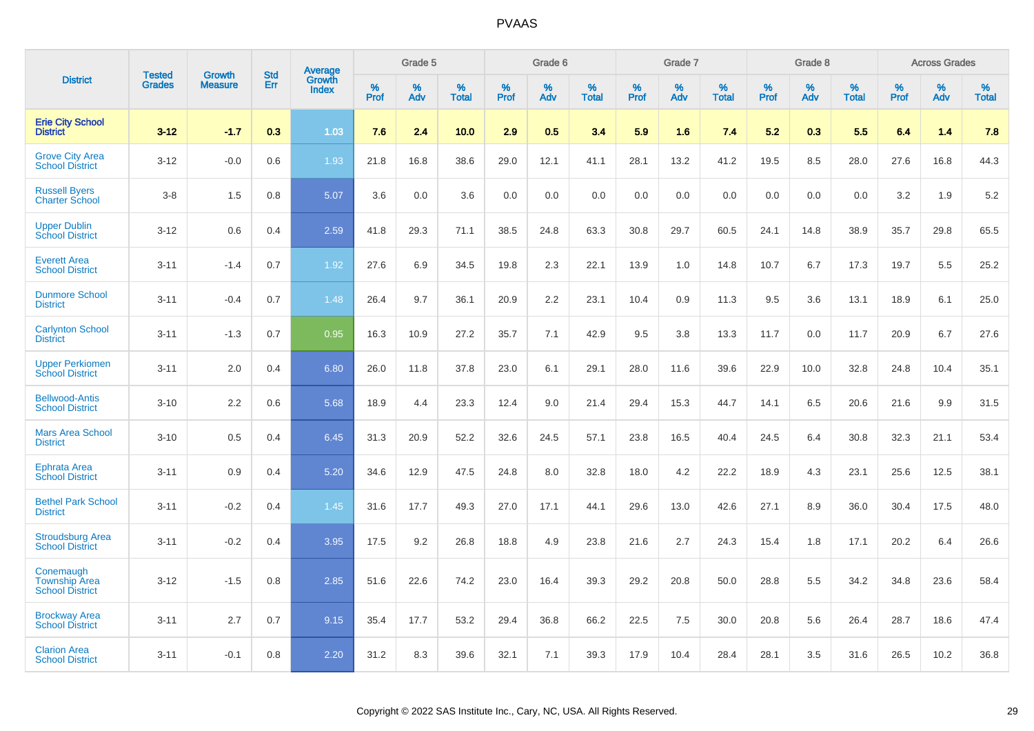| District | Tested Grades | Growth Measure | Std Err | Average Growth Index | Grade 5 | | | Grade 6 | | | Grade 7 | | | Grade 8 | | | Across Grades | | |
|---|---|---|---|---|---|---|---|---|---|---|---|---|---|---|---|---|---|---|---|
| | | | | | % Prof | % Adv | % Total | % Prof | % Adv | % Total | % Prof | % Adv | % Total | % Prof | % Adv | % Total | % Prof | % Adv | % Total |
| **Erie City School District** | **3-12** | **-1.7** | **0.3** | **1.03** | **7.6** | **2.4** | **10.0** | **2.9** | **0.5** | **3.4** | **5.9** | **1.6** | **7.4** | **5.2** | **0.3** | **5.5** | **6.4** | **1.4** | **7.8** |
| Grove City Area School District | 3-12 | -0.0 | 0.6 | 1.93 | 21.8 | 16.8 | 38.6 | 29.0 | 12.1 | 41.1 | 28.1 | 13.2 | 41.2 | 19.5 | 8.5 | 28.0 | 27.6 | 16.8 | 44.3 |
| Russell Byers Charter School | 3-8 | 1.5 | 0.8 | 5.07 | 3.6 | 0.0 | 3.6 | 0.0 | 0.0 | 0.0 | 0.0 | 0.0 | 0.0 | 0.0 | 0.0 | 0.0 | 3.2 | 1.9 | 5.2 |
| Upper Dublin School District | 3-12 | 0.6 | 0.4 | 2.59 | 41.8 | 29.3 | 71.1 | 38.5 | 24.8 | 63.3 | 30.8 | 29.7 | 60.5 | 24.1 | 14.8 | 38.9 | 35.7 | 29.8 | 65.5 |
| Everett Area School District | 3-11 | -1.4 | 0.7 | 1.92 | 27.6 | 6.9 | 34.5 | 19.8 | 2.3 | 22.1 | 13.9 | 1.0 | 14.8 | 10.7 | 6.7 | 17.3 | 19.7 | 5.5 | 25.2 |
| Dunmore School District | 3-11 | -0.4 | 0.7 | 1.48 | 26.4 | 9.7 | 36.1 | 20.9 | 2.2 | 23.1 | 10.4 | 0.9 | 11.3 | 9.5 | 3.6 | 13.1 | 18.9 | 6.1 | 25.0 |
| Carlynton School District | 3-11 | -1.3 | 0.7 | 0.95 | 16.3 | 10.9 | 27.2 | 35.7 | 7.1 | 42.9 | 9.5 | 3.8 | 13.3 | 11.7 | 0.0 | 11.7 | 20.9 | 6.7 | 27.6 |
| Upper Perkiomen School District | 3-11 | 2.0 | 0.4 | 6.80 | 26.0 | 11.8 | 37.8 | 23.0 | 6.1 | 29.1 | 28.0 | 11.6 | 39.6 | 22.9 | 10.0 | 32.8 | 24.8 | 10.4 | 35.1 |
| Bellwood-Antis School District | 3-10 | 2.2 | 0.6 | 5.68 | 18.9 | 4.4 | 23.3 | 12.4 | 9.0 | 21.4 | 29.4 | 15.3 | 44.7 | 14.1 | 6.5 | 20.6 | 21.6 | 9.9 | 31.5 |
| Mars Area School District | 3-10 | 0.5 | 0.4 | 6.45 | 31.3 | 20.9 | 52.2 | 32.6 | 24.5 | 57.1 | 23.8 | 16.5 | 40.4 | 24.5 | 6.4 | 30.8 | 32.3 | 21.1 | 53.4 |
| Ephrata Area School District | 3-11 | 0.9 | 0.4 | 5.20 | 34.6 | 12.9 | 47.5 | 24.8 | 8.0 | 32.8 | 18.0 | 4.2 | 22.2 | 18.9 | 4.3 | 23.1 | 25.6 | 12.5 | 38.1 |
| Bethel Park School District | 3-11 | -0.2 | 0.4 | 1.45 | 31.6 | 17.7 | 49.3 | 27.0 | 17.1 | 44.1 | 29.6 | 13.0 | 42.6 | 27.1 | 8.9 | 36.0 | 30.4 | 17.5 | 48.0 |
| Stroudsburg Area School District | 3-11 | -0.2 | 0.4 | 3.95 | 17.5 | 9.2 | 26.8 | 18.8 | 4.9 | 23.8 | 21.6 | 2.7 | 24.3 | 15.4 | 1.8 | 17.1 | 20.2 | 6.4 | 26.6 |
| Conemaugh Township Area School District | 3-12 | -1.5 | 0.8 | 2.85 | 51.6 | 22.6 | 74.2 | 23.0 | 16.4 | 39.3 | 29.2 | 20.8 | 50.0 | 28.8 | 5.5 | 34.2 | 34.8 | 23.6 | 58.4 |
| Brockway Area School District | 3-11 | 2.7 | 0.7 | 9.15 | 35.4 | 17.7 | 53.2 | 29.4 | 36.8 | 66.2 | 22.5 | 7.5 | 30.0 | 20.8 | 5.6 | 26.4 | 28.7 | 18.6 | 47.4 |
| Clarion Area School District | 3-11 | -0.1 | 0.8 | 2.20 | 31.2 | 8.3 | 39.6 | 32.1 | 7.1 | 39.3 | 17.9 | 10.4 | 28.4 | 28.1 | 3.5 | 31.6 | 26.5 | 10.2 | 36.8 |

Copyright © 2022 SAS Institute Inc., Cary, NC, USA. All Rights Reserved.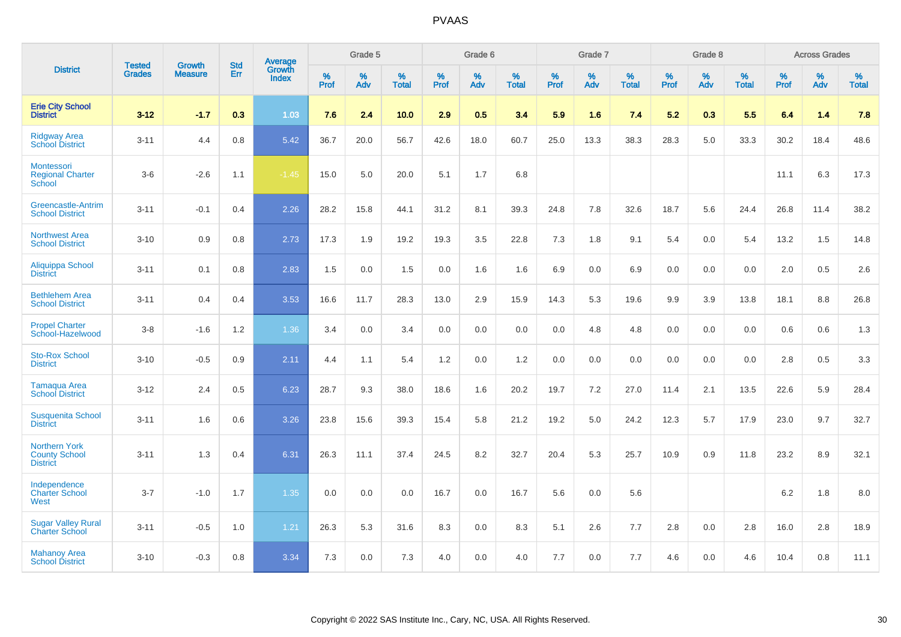# PVAAS

| District | Tested Grades | Growth Measure | Std Err | Average Growth Index | Grade 5 | | | Grade 6 | | | Grade 7 | | | Grade 8 | | | Across Grades | | |
|---|---|---|---|---|---|---|---|---|---|---|---|---|---|---|---|---|---|---|---|
| | | | | | % Prof | % Adv | % Total | % Prof | % Adv | % Total | % Prof | % Adv | % Total | % Prof | % Adv | % Total | % Prof | % Adv | % Total |
| **Erie City School District** | **3-12** | **-1.7** | **0.3** | **1.03** | **7.6** | **2.4** | **10.0** | **2.9** | **0.5** | **3.4** | **5.9** | **1.6** | **7.4** | **5.2** | **0.3** | **5.5** | **6.4** | **1.4** | **7.8** |
| Ridgway Area School District | 3-11 | 4.4 | 0.8 | 5.42 | 36.7 | 20.0 | 56.7 | 42.6 | 18.0 | 60.7 | 25.0 | 13.3 | 38.3 | 28.3 | 5.0 | 33.3 | 30.2 | 18.4 | 48.6 |
| Montessori Regional Charter School | 3-6 | -2.6 | 1.1 | -1.45 | 15.0 | 5.0 | 20.0 | 5.1 | 1.7 | 6.8 | | | | | | | 11.1 | 6.3 | 17.3 |
| Greencastle-Antrim School District | 3-11 | -0.1 | 0.4 | 2.26 | 28.2 | 15.8 | 44.1 | 31.2 | 8.1 | 39.3 | 24.8 | 7.8 | 32.6 | 18.7 | 5.6 | 24.4 | 26.8 | 11.4 | 38.2 |
| Northwest Area School District | 3-10 | 0.9 | 0.8 | 2.73 | 17.3 | 1.9 | 19.2 | 19.3 | 3.5 | 22.8 | 7.3 | 1.8 | 9.1 | 5.4 | 0.0 | 5.4 | 13.2 | 1.5 | 14.8 |
| Aliquippa School District | 3-11 | 0.1 | 0.8 | 2.83 | 1.5 | 0.0 | 1.5 | 0.0 | 1.6 | 1.6 | 6.9 | 0.0 | 6.9 | 0.0 | 0.0 | 0.0 | 2.0 | 0.5 | 2.6 |
| Bethlehem Area School District | 3-11 | 0.4 | 0.4 | 3.53 | 16.6 | 11.7 | 28.3 | 13.0 | 2.9 | 15.9 | 14.3 | 5.3 | 19.6 | 9.9 | 3.9 | 13.8 | 18.1 | 8.8 | 26.8 |
| Propel Charter School-Hazelwood | 3-8 | -1.6 | 1.2 | 1.36 | 3.4 | 0.0 | 3.4 | 0.0 | 0.0 | 0.0 | 0.0 | 4.8 | 4.8 | 0.0 | 0.0 | 0.0 | 0.6 | 0.6 | 1.3 |
| Sto-Rox School District | 3-10 | -0.5 | 0.9 | 2.11 | 4.4 | 1.1 | 5.4 | 1.2 | 0.0 | 1.2 | 0.0 | 0.0 | 0.0 | 0.0 | 0.0 | 0.0 | 2.8 | 0.5 | 3.3 |
| Tamaqua Area School District | 3-12 | 2.4 | 0.5 | 6.23 | 28.7 | 9.3 | 38.0 | 18.6 | 1.6 | 20.2 | 19.7 | 7.2 | 27.0 | 11.4 | 2.1 | 13.5 | 22.6 | 5.9 | 28.4 |
| Susquenita School District | 3-11 | 1.6 | 0.6 | 3.26 | 23.8 | 15.6 | 39.3 | 15.4 | 5.8 | 21.2 | 19.2 | 5.0 | 24.2 | 12.3 | 5.7 | 17.9 | 23.0 | 9.7 | 32.7 |
| Northern York County School District | 3-11 | 1.3 | 0.4 | 6.31 | 26.3 | 11.1 | 37.4 | 24.5 | 8.2 | 32.7 | 20.4 | 5.3 | 25.7 | 10.9 | 0.9 | 11.8 | 23.2 | 8.9 | 32.1 |
| Independence Charter School West | 3-7 | -1.0 | 1.7 | 1.35 | 0.0 | 0.0 | 0.0 | 16.7 | 0.0 | 16.7 | 5.6 | 0.0 | 5.6 | | | | 6.2 | 1.8 | 8.0 |
| Sugar Valley Rural Charter School | 3-11 | -0.5 | 1.0 | 1.21 | 26.3 | 5.3 | 31.6 | 8.3 | 0.0 | 8.3 | 5.1 | 2.6 | 7.7 | 2.8 | 0.0 | 2.8 | 16.0 | 2.8 | 18.9 |
| Mahanoy Area School District | 3-10 | -0.3 | 0.8 | 3.34 | 7.3 | 0.0 | 7.3 | 4.0 | 0.0 | 4.0 | 7.7 | 0.0 | 7.7 | 4.6 | 0.0 | 4.6 | 10.4 | 0.8 | 11.1 |

Copyright © 2022 SAS Institute Inc., Cary, NC, USA. All Rights Reserved.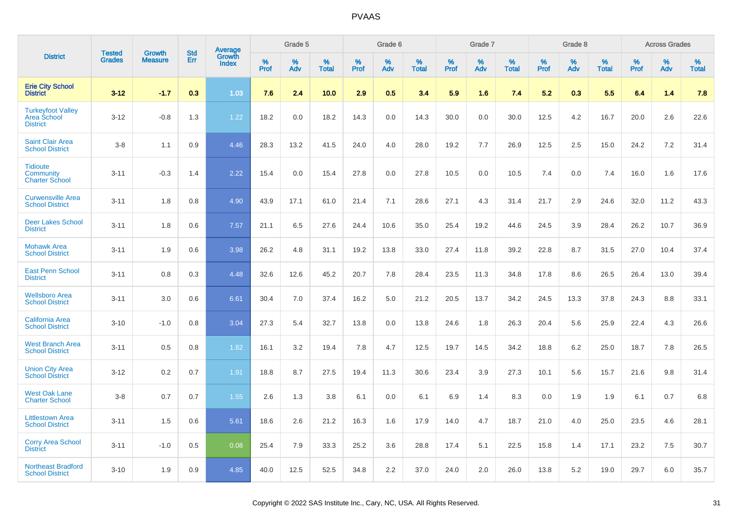PVAAS

| District | Tested Grades | Growth Measure | Std Err | Average Growth Index | Grade 5 | | | Grade 6 | | | Grade 7 | | | Grade 8 | | | Across Grades | | |
|---|---|---|---|---|---|---|---|---|---|---|---|---|---|---|---|---|---|---|---|
| | | | | | % Prof | % Adv | % Total | % Prof | % Adv | % Total | % Prof | % Adv | % Total | % Prof | % Adv | % Total | % Prof | % Adv | % Total |
| **Erie City School District** | **3-12** | **-1.7** | **0.3** | **1.03** | **7.6** | **2.4** | **10.0** | **2.9** | **0.5** | **3.4** | **5.9** | **1.6** | **7.4** | **5.2** | **0.3** | **5.5** | **6.4** | **1.4** | **7.8** |
| Turkeyfoot Valley Area School District | 3-12 | -0.8 | 1.3 | 1.22 | 18.2 | 0.0 | 18.2 | 14.3 | 0.0 | 14.3 | 30.0 | 0.0 | 30.0 | 12.5 | 4.2 | 16.7 | 20.0 | 2.6 | 22.6 |
| Saint Clair Area School District | 3-8 | 1.1 | 0.9 | 4.46 | 28.3 | 13.2 | 41.5 | 24.0 | 4.0 | 28.0 | 19.2 | 7.7 | 26.9 | 12.5 | 2.5 | 15.0 | 24.2 | 7.2 | 31.4 |
| Tidioute Community Charter School | 3-11 | -0.3 | 1.4 | 2.22 | 15.4 | 0.0 | 15.4 | 27.8 | 0.0 | 27.8 | 10.5 | 0.0 | 10.5 | 7.4 | 0.0 | 7.4 | 16.0 | 1.6 | 17.6 |
| Curwensville Area School District | 3-11 | 1.8 | 0.8 | 4.90 | 43.9 | 17.1 | 61.0 | 21.4 | 7.1 | 28.6 | 27.1 | 4.3 | 31.4 | 21.7 | 2.9 | 24.6 | 32.0 | 11.2 | 43.3 |
| Deer Lakes School District | 3-11 | 1.8 | 0.6 | 7.57 | 21.1 | 6.5 | 27.6 | 24.4 | 10.6 | 35.0 | 25.4 | 19.2 | 44.6 | 24.5 | 3.9 | 28.4 | 26.2 | 10.7 | 36.9 |
| Mohawk Area School District | 3-11 | 1.9 | 0.6 | 3.98 | 26.2 | 4.8 | 31.1 | 19.2 | 13.8 | 33.0 | 27.4 | 11.8 | 39.2 | 22.8 | 8.7 | 31.5 | 27.0 | 10.4 | 37.4 |
| East Penn School District | 3-11 | 0.8 | 0.3 | 4.48 | 32.6 | 12.6 | 45.2 | 20.7 | 7.8 | 28.4 | 23.5 | 11.3 | 34.8 | 17.8 | 8.6 | 26.5 | 26.4 | 13.0 | 39.4 |
| Wellsboro Area School District | 3-11 | 3.0 | 0.6 | 6.61 | 30.4 | 7.0 | 37.4 | 16.2 | 5.0 | 21.2 | 20.5 | 13.7 | 34.2 | 24.5 | 13.3 | 37.8 | 24.3 | 8.8 | 33.1 |
| California Area School District | 3-10 | -1.0 | 0.8 | 3.04 | 27.3 | 5.4 | 32.7 | 13.8 | 0.0 | 13.8 | 24.6 | 1.8 | 26.3 | 20.4 | 5.6 | 25.9 | 22.4 | 4.3 | 26.6 |
| West Branch Area School District | 3-11 | 0.5 | 0.8 | 1.82 | 16.1 | 3.2 | 19.4 | 7.8 | 4.7 | 12.5 | 19.7 | 14.5 | 34.2 | 18.8 | 6.2 | 25.0 | 18.7 | 7.8 | 26.5 |
| Union City Area School District | 3-12 | 0.2 | 0.7 | 1.91 | 18.8 | 8.7 | 27.5 | 19.4 | 11.3 | 30.6 | 23.4 | 3.9 | 27.3 | 10.1 | 5.6 | 15.7 | 21.6 | 9.8 | 31.4 |
| West Oak Lane Charter School | 3-8 | 0.7 | 0.7 | 1.55 | 2.6 | 1.3 | 3.8 | 6.1 | 0.0 | 6.1 | 6.9 | 1.4 | 8.3 | 0.0 | 1.9 | 1.9 | 6.1 | 0.7 | 6.8 |
| Littlestown Area School District | 3-11 | 1.5 | 0.6 | 5.61 | 18.6 | 2.6 | 21.2 | 16.3 | 1.6 | 17.9 | 14.0 | 4.7 | 18.7 | 21.0 | 4.0 | 25.0 | 23.5 | 4.6 | 28.1 |
| Corry Area School District | 3-11 | -1.0 | 0.5 | 0.08 | 25.4 | 7.9 | 33.3 | 25.2 | 3.6 | 28.8 | 17.4 | 5.1 | 22.5 | 15.8 | 1.4 | 17.1 | 23.2 | 7.5 | 30.7 |
| Northeast Bradford School District | 3-10 | 1.9 | 0.9 | 4.85 | 40.0 | 12.5 | 52.5 | 34.8 | 2.2 | 37.0 | 24.0 | 2.0 | 26.0 | 13.8 | 5.2 | 19.0 | 29.7 | 6.0 | 35.7 |

Copyright © 2022 SAS Institute Inc., Cary, NC, USA. All Rights Reserved.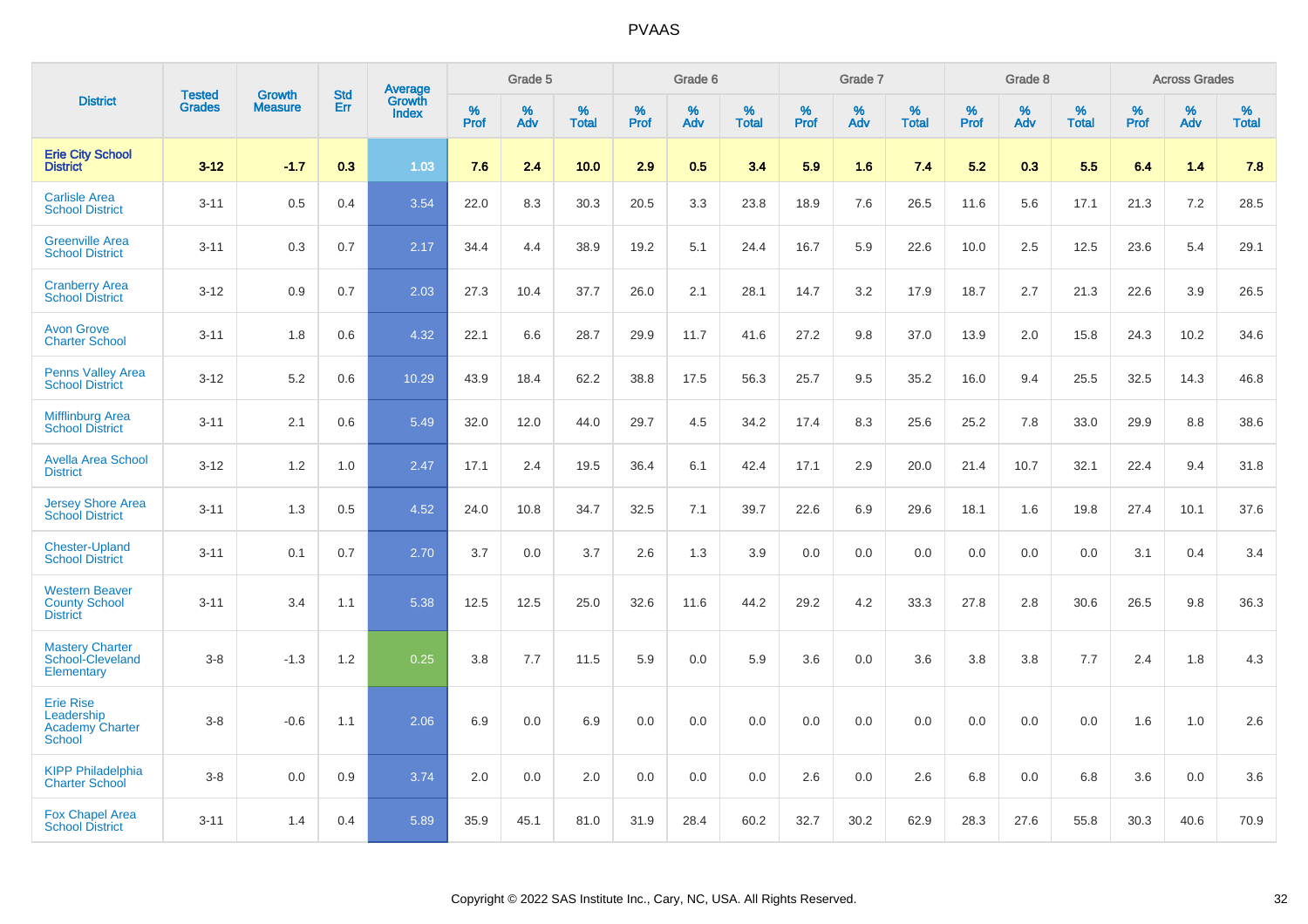# PVAAS

| District | Tested Grades | Growth Measure | Std Err | Average Growth Index | Grade 5 | | | Grade 6 | | | Grade 7 | | | Grade 8 | | | Across Grades | | |
|---|---|---|---|---|---|---|---|---|---|---|---|---|---|---|---|---|---|---|---|
| | | | | | % Prof | % Adv | % Total | % Prof | % Adv | % Total | % Prof | % Adv | % Total | % Prof | % Adv | % Total | % Prof | % Adv | % Total |
| **Erie City School District** | **3-12** | **-1.7** | **0.3** | **1.03** | **7.6** | **2.4** | **10.0** | **2.9** | **0.5** | **3.4** | **5.9** | **1.6** | **7.4** | **5.2** | **0.3** | **5.5** | **6.4** | **1.4** | **7.8** |
| Carlisle Area School District | 3-11 | 0.5 | 0.4 | 3.54 | 22.0 | 8.3 | 30.3 | 20.5 | 3.3 | 23.8 | 18.9 | 7.6 | 26.5 | 11.6 | 5.6 | 17.1 | 21.3 | 7.2 | 28.5 |
| Greenville Area School District | 3-11 | 0.3 | 0.7 | 2.17 | 34.4 | 4.4 | 38.9 | 19.2 | 5.1 | 24.4 | 16.7 | 5.9 | 22.6 | 10.0 | 2.5 | 12.5 | 23.6 | 5.4 | 29.1 |
| Cranberry Area School District | 3-12 | 0.9 | 0.7 | 2.03 | 27.3 | 10.4 | 37.7 | 26.0 | 2.1 | 28.1 | 14.7 | 3.2 | 17.9 | 18.7 | 2.7 | 21.3 | 22.6 | 3.9 | 26.5 |
| Avon Grove Charter School | 3-11 | 1.8 | 0.6 | 4.32 | 22.1 | 6.6 | 28.7 | 29.9 | 11.7 | 41.6 | 27.2 | 9.8 | 37.0 | 13.9 | 2.0 | 15.8 | 24.3 | 10.2 | 34.6 |
| Penns Valley Area School District | 3-12 | 5.2 | 0.6 | 10.29 | 43.9 | 18.4 | 62.2 | 38.8 | 17.5 | 56.3 | 25.7 | 9.5 | 35.2 | 16.0 | 9.4 | 25.5 | 32.5 | 14.3 | 46.8 |
| Mifflinburg Area School District | 3-11 | 2.1 | 0.6 | 5.49 | 32.0 | 12.0 | 44.0 | 29.7 | 4.5 | 34.2 | 17.4 | 8.3 | 25.6 | 25.2 | 7.8 | 33.0 | 29.9 | 8.8 | 38.6 |
| Avella Area School District | 3-12 | 1.2 | 1.0 | 2.47 | 17.1 | 2.4 | 19.5 | 36.4 | 6.1 | 42.4 | 17.1 | 2.9 | 20.0 | 21.4 | 10.7 | 32.1 | 22.4 | 9.4 | 31.8 |
| Jersey Shore Area School District | 3-11 | 1.3 | 0.5 | 4.52 | 24.0 | 10.8 | 34.7 | 32.5 | 7.1 | 39.7 | 22.6 | 6.9 | 29.6 | 18.1 | 1.6 | 19.8 | 27.4 | 10.1 | 37.6 |
| Chester-Upland School District | 3-11 | 0.1 | 0.7 | 2.70 | 3.7 | 0.0 | 3.7 | 2.6 | 1.3 | 3.9 | 0.0 | 0.0 | 0.0 | 0.0 | 0.0 | 0.0 | 3.1 | 0.4 | 3.4 |
| Western Beaver County School District | 3-11 | 3.4 | 1.1 | 5.38 | 12.5 | 12.5 | 25.0 | 32.6 | 11.6 | 44.2 | 29.2 | 4.2 | 33.3 | 27.8 | 2.8 | 30.6 | 26.5 | 9.8 | 36.3 |
| Mastery Charter School-Cleveland Elementary | 3-8 | -1.3 | 1.2 | 0.25 | 3.8 | 7.7 | 11.5 | 5.9 | 0.0 | 5.9 | 3.6 | 0.0 | 3.6 | 3.8 | 3.8 | 7.7 | 2.4 | 1.8 | 4.3 |
| Erie Rise Leadership Academy Charter School | 3-8 | -0.6 | 1.1 | 2.06 | 6.9 | 0.0 | 6.9 | 0.0 | 0.0 | 0.0 | 0.0 | 0.0 | 0.0 | 0.0 | 0.0 | 0.0 | 1.6 | 1.0 | 2.6 |
| KIPP Philadelphia Charter School | 3-8 | 0.0 | 0.9 | 3.74 | 2.0 | 0.0 | 2.0 | 0.0 | 0.0 | 0.0 | 2.6 | 0.0 | 2.6 | 6.8 | 0.0 | 6.8 | 3.6 | 0.0 | 3.6 |
| Fox Chapel Area School District | 3-11 | 1.4 | 0.4 | 5.89 | 35.9 | 45.1 | 81.0 | 31.9 | 28.4 | 60.2 | 32.7 | 30.2 | 62.9 | 28.3 | 27.6 | 55.8 | 30.3 | 40.6 | 70.9 |

Copyright © 2022 SAS Institute Inc., Cary, NC, USA. All Rights Reserved.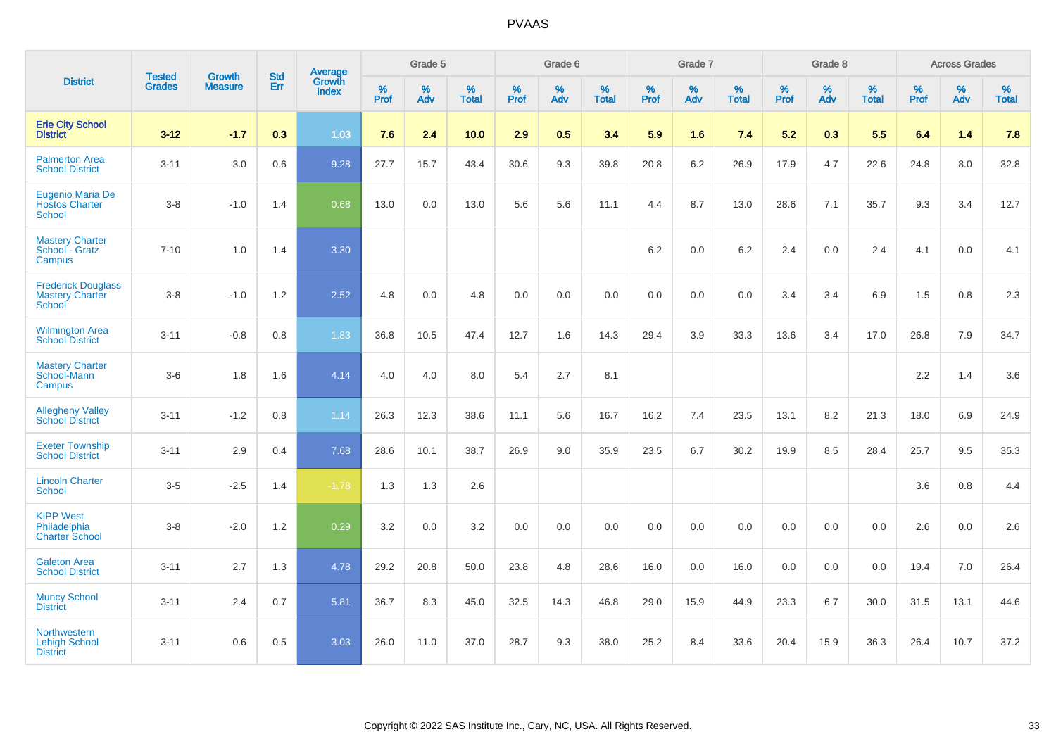# PVAAS

| District | Tested Grades | Growth Measure | Std Err | Average Growth Index | Grade 5 | | | Grade 6 | | | Grade 7 | | | Grade 8 | | | Across Grades | | |
|---|---|---|---|---|---|---|---|---|---|---|---|---|---|---|---|---|---|---|---|
| | | | | | % Prof | % Adv | % Total | % Prof | % Adv | % Total | % Prof | % Adv | % Total | % Prof | % Adv | % Total | % Prof | % Adv | % Total |
| **Erie City School District** | **3-12** | **-1.7** | **0.3** | **1.03** | **7.6** | **2.4** | **10.0** | **2.9** | **0.5** | **3.4** | **5.9** | **1.6** | **7.4** | **5.2** | **0.3** | **5.5** | **6.4** | **1.4** | **7.8** |
| Palmerton Area School District | 3-11 | 3.0 | 0.6 | 9.28 | 27.7 | 15.7 | 43.4 | 30.6 | 9.3 | 39.8 | 20.8 | 6.2 | 26.9 | 17.9 | 4.7 | 22.6 | 24.8 | 8.0 | 32.8 |
| Eugenio Maria De Hostos Charter School | 3-8 | -1.0 | 1.4 | 0.68 | 13.0 | 0.0 | 13.0 | 5.6 | 5.6 | 11.1 | 4.4 | 8.7 | 13.0 | 28.6 | 7.1 | 35.7 | 9.3 | 3.4 | 12.7 |
| Mastery Charter School - Gratz Campus | 7-10 | 1.0 | 1.4 | 3.30 | | | | | | | 6.2 | 0.0 | 6.2 | 2.4 | 0.0 | 2.4 | 4.1 | 0.0 | 4.1 |
| Frederick Douglass Mastery Charter School | 3-8 | -1.0 | 1.2 | 2.52 | 4.8 | 0.0 | 4.8 | 0.0 | 0.0 | 0.0 | 0.0 | 0.0 | 0.0 | 3.4 | 3.4 | 6.9 | 1.5 | 0.8 | 2.3 |
| Wilmington Area School District | 3-11 | -0.8 | 0.8 | 1.83 | 36.8 | 10.5 | 47.4 | 12.7 | 1.6 | 14.3 | 29.4 | 3.9 | 33.3 | 13.6 | 3.4 | 17.0 | 26.8 | 7.9 | 34.7 |
| Mastery Charter School-Mann Campus | 3-6 | 1.8 | 1.6 | 4.14 | 4.0 | 4.0 | 8.0 | 5.4 | 2.7 | 8.1 | | | | | | | 2.2 | 1.4 | 3.6 |
| Allegheny Valley School District | 3-11 | -1.2 | 0.8 | 1.14 | 26.3 | 12.3 | 38.6 | 11.1 | 5.6 | 16.7 | 16.2 | 7.4 | 23.5 | 13.1 | 8.2 | 21.3 | 18.0 | 6.9 | 24.9 |
| Exeter Township School District | 3-11 | 2.9 | 0.4 | 7.68 | 28.6 | 10.1 | 38.7 | 26.9 | 9.0 | 35.9 | 23.5 | 6.7 | 30.2 | 19.9 | 8.5 | 28.4 | 25.7 | 9.5 | 35.3 |
| Lincoln Charter School | 3-5 | -2.5 | 1.4 | -1.78 | 1.3 | 1.3 | 2.6 | | | | | | | | | | 3.6 | 0.8 | 4.4 |
| KIPP West Philadelphia Charter School | 3-8 | -2.0 | 1.2 | 0.29 | 3.2 | 0.0 | 3.2 | 0.0 | 0.0 | 0.0 | 0.0 | 0.0 | 0.0 | 0.0 | 0.0 | 0.0 | 2.6 | 0.0 | 2.6 |
| Galeton Area School District | 3-11 | 2.7 | 1.3 | 4.78 | 29.2 | 20.8 | 50.0 | 23.8 | 4.8 | 28.6 | 16.0 | 0.0 | 16.0 | 0.0 | 0.0 | 0.0 | 19.4 | 7.0 | 26.4 |
| Muncy School District | 3-11 | 2.4 | 0.7 | 5.81 | 36.7 | 8.3 | 45.0 | 32.5 | 14.3 | 46.8 | 29.0 | 15.9 | 44.9 | 23.3 | 6.7 | 30.0 | 31.5 | 13.1 | 44.6 |
| Northwestern Lehigh School District | 3-11 | 0.6 | 0.5 | 3.03 | 26.0 | 11.0 | 37.0 | 28.7 | 9.3 | 38.0 | 25.2 | 8.4 | 33.6 | 20.4 | 15.9 | 36.3 | 26.4 | 10.7 | 37.2 |

Copyright © 2022 SAS Institute Inc., Cary, NC, USA. All Rights Reserved.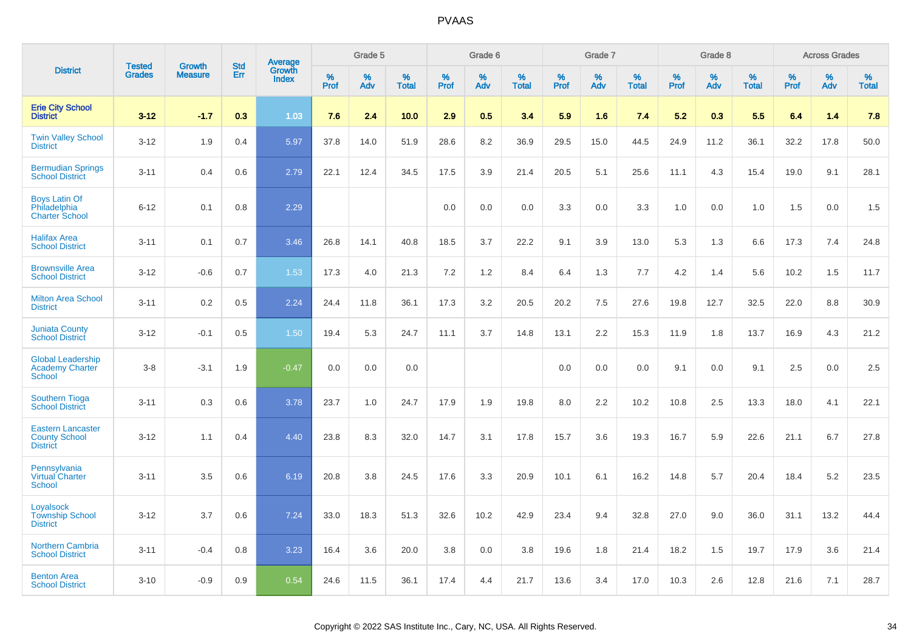# PVAAS

| District | Tested Grades | Growth Measure | Std Err | Average Growth Index | Grade 5 | | | Grade 6 | | | Grade 7 | | | Grade 8 | | | Across Grades | | |
|---|---|---|---|---|---|---|---|---|---|---|---|---|---|---|---|---|---|---|---|
| | | | | | % Prof | % Adv | % Total | % Prof | % Adv | % Total | % Prof | % Adv | % Total | % Prof | % Adv | % Total | % Prof | % Adv | % Total |
| **Erie City School District** | **3-12** | **-1.7** | **0.3** | **1.03** | **7.6** | **2.4** | **10.0** | **2.9** | **0.5** | **3.4** | **5.9** | **1.6** | **7.4** | **5.2** | **0.3** | **5.5** | **6.4** | **1.4** | **7.8** |
| Twin Valley School District | 3-12 | 1.9 | 0.4 | 5.97 | 37.8 | 14.0 | 51.9 | 28.6 | 8.2 | 36.9 | 29.5 | 15.0 | 44.5 | 24.9 | 11.2 | 36.1 | 32.2 | 17.8 | 50.0 |
| Bermudian Springs School District | 3-11 | 0.4 | 0.6 | 2.79 | 22.1 | 12.4 | 34.5 | 17.5 | 3.9 | 21.4 | 20.5 | 5.1 | 25.6 | 11.1 | 4.3 | 15.4 | 19.0 | 9.1 | 28.1 |
| Boys Latin Of Philadelphia Charter School | 6-12 | 0.1 | 0.8 | 2.29 | | | | 0.0 | 0.0 | 0.0 | 3.3 | 0.0 | 3.3 | 1.0 | 0.0 | 1.0 | 1.5 | 0.0 | 1.5 |
| Halifax Area School District | 3-11 | 0.1 | 0.7 | 3.46 | 26.8 | 14.1 | 40.8 | 18.5 | 3.7 | 22.2 | 9.1 | 3.9 | 13.0 | 5.3 | 1.3 | 6.6 | 17.3 | 7.4 | 24.8 |
| Brownsville Area School District | 3-12 | -0.6 | 0.7 | 1.53 | 17.3 | 4.0 | 21.3 | 7.2 | 1.2 | 8.4 | 6.4 | 1.3 | 7.7 | 4.2 | 1.4 | 5.6 | 10.2 | 1.5 | 11.7 |
| Milton Area School District | 3-11 | 0.2 | 0.5 | 2.24 | 24.4 | 11.8 | 36.1 | 17.3 | 3.2 | 20.5 | 20.2 | 7.5 | 27.6 | 19.8 | 12.7 | 32.5 | 22.0 | 8.8 | 30.9 |
| Juniata County School District | 3-12 | -0.1 | 0.5 | 1.50 | 19.4 | 5.3 | 24.7 | 11.1 | 3.7 | 14.8 | 13.1 | 2.2 | 15.3 | 11.9 | 1.8 | 13.7 | 16.9 | 4.3 | 21.2 |
| Global Leadership Academy Charter School | 3-8 | -3.1 | 1.9 | -0.47 | 0.0 | 0.0 | 0.0 | | | | 0.0 | 0.0 | 0.0 | 9.1 | 0.0 | 9.1 | 2.5 | 0.0 | 2.5 |
| Southern Tioga School District | 3-11 | 0.3 | 0.6 | 3.78 | 23.7 | 1.0 | 24.7 | 17.9 | 1.9 | 19.8 | 8.0 | 2.2 | 10.2 | 10.8 | 2.5 | 13.3 | 18.0 | 4.1 | 22.1 |
| Eastern Lancaster County School District | 3-12 | 1.1 | 0.4 | 4.40 | 23.8 | 8.3 | 32.0 | 14.7 | 3.1 | 17.8 | 15.7 | 3.6 | 19.3 | 16.7 | 5.9 | 22.6 | 21.1 | 6.7 | 27.8 |
| Pennsylvania Virtual Charter School | 3-11 | 3.5 | 0.6 | 6.19 | 20.8 | 3.8 | 24.5 | 17.6 | 3.3 | 20.9 | 10.1 | 6.1 | 16.2 | 14.8 | 5.7 | 20.4 | 18.4 | 5.2 | 23.5 |
| Loyalsock Township School District | 3-12 | 3.7 | 0.6 | 7.24 | 33.0 | 18.3 | 51.3 | 32.6 | 10.2 | 42.9 | 23.4 | 9.4 | 32.8 | 27.0 | 9.0 | 36.0 | 31.1 | 13.2 | 44.4 |
| Northern Cambria School District | 3-11 | -0.4 | 0.8 | 3.23 | 16.4 | 3.6 | 20.0 | 3.8 | 0.0 | 3.8 | 19.6 | 1.8 | 21.4 | 18.2 | 1.5 | 19.7 | 17.9 | 3.6 | 21.4 |
| Benton Area School District | 3-10 | -0.9 | 0.9 | 0.54 | 24.6 | 11.5 | 36.1 | 17.4 | 4.4 | 21.7 | 13.6 | 3.4 | 17.0 | 10.3 | 2.6 | 12.8 | 21.6 | 7.1 | 28.7 |

Copyright © 2022 SAS Institute Inc., Cary, NC, USA. All Rights Reserved.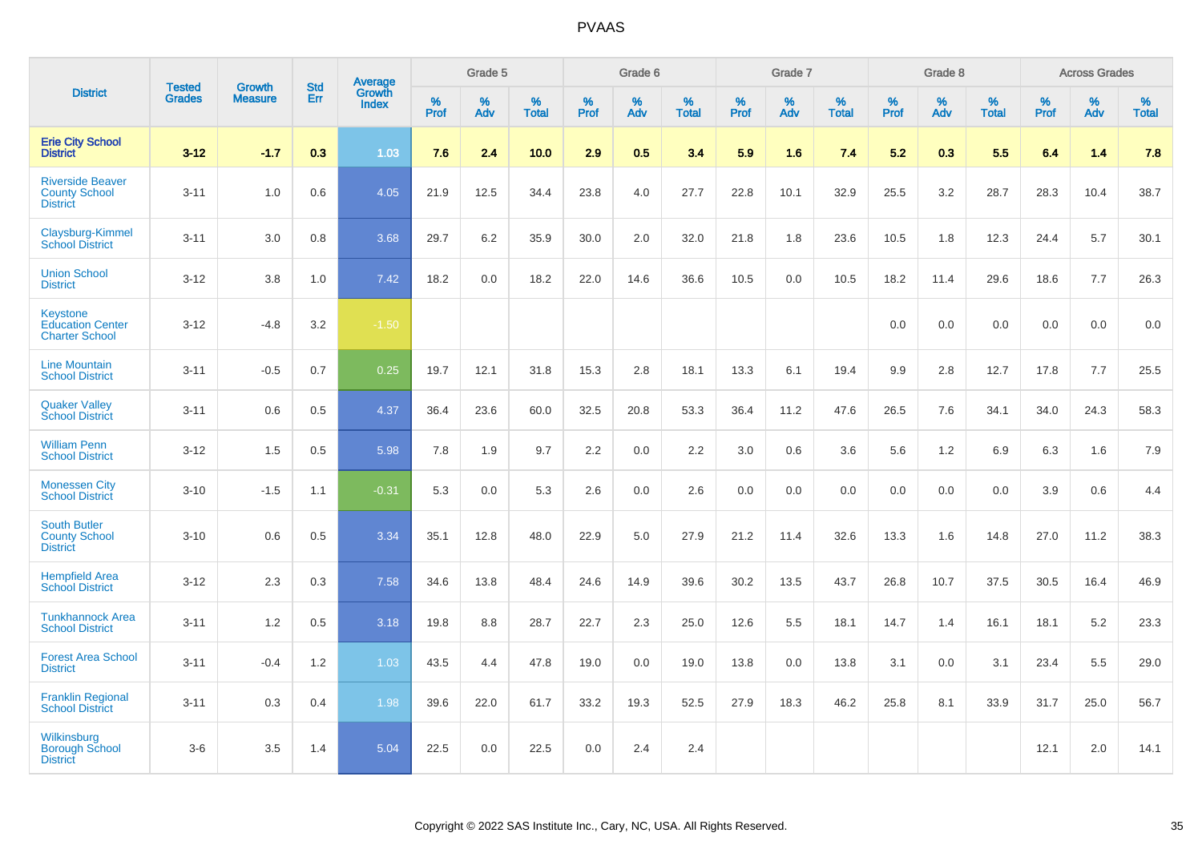# PVAAS

| District | Tested Grades | Growth Measure | Std Err | Average Growth Index | Grade 5 | | | Grade 6 | | | Grade 7 | | | Grade 8 | | | Across Grades | | |
|---|---|---|---|---|---|---|---|---|---|---|---|---|---|---|---|---|---|---|---|
| | | | | | % Prof | % Adv | % Total | % Prof | % Adv | % Total | % Prof | % Adv | % Total | % Prof | % Adv | % Total | % Prof | % Adv | % Total |
| **Erie City School District** | **3-12** | **-1.7** | **0.3** | **1.03** | **7.6** | **2.4** | **10.0** | **2.9** | **0.5** | **3.4** | **5.9** | **1.6** | **7.4** | **5.2** | **0.3** | **5.5** | **6.4** | **1.4** | **7.8** |
| Riverside Beaver County School District | 3-11 | 1.0 | 0.6 | 4.05 | 21.9 | 12.5 | 34.4 | 23.8 | 4.0 | 27.7 | 22.8 | 10.1 | 32.9 | 25.5 | 3.2 | 28.7 | 28.3 | 10.4 | 38.7 |
| Claysburg-Kimmel School District | 3-11 | 3.0 | 0.8 | 3.68 | 29.7 | 6.2 | 35.9 | 30.0 | 2.0 | 32.0 | 21.8 | 1.8 | 23.6 | 10.5 | 1.8 | 12.3 | 24.4 | 5.7 | 30.1 |
| Union School District | 3-12 | 3.8 | 1.0 | 7.42 | 18.2 | 0.0 | 18.2 | 22.0 | 14.6 | 36.6 | 10.5 | 0.0 | 10.5 | 18.2 | 11.4 | 29.6 | 18.6 | 7.7 | 26.3 |
| Keystone Education Center Charter School | 3-12 | -4.8 | 3.2 | -1.50 | | | | | | | | | | 0.0 | 0.0 | 0.0 | 0.0 | 0.0 | 0.0 |
| Line Mountain School District | 3-11 | -0.5 | 0.7 | 0.25 | 19.7 | 12.1 | 31.8 | 15.3 | 2.8 | 18.1 | 13.3 | 6.1 | 19.4 | 9.9 | 2.8 | 12.7 | 17.8 | 7.7 | 25.5 |
| Quaker Valley School District | 3-11 | 0.6 | 0.5 | 4.37 | 36.4 | 23.6 | 60.0 | 32.5 | 20.8 | 53.3 | 36.4 | 11.2 | 47.6 | 26.5 | 7.6 | 34.1 | 34.0 | 24.3 | 58.3 |
| William Penn School District | 3-12 | 1.5 | 0.5 | 5.98 | 7.8 | 1.9 | 9.7 | 2.2 | 0.0 | 2.2 | 3.0 | 0.6 | 3.6 | 5.6 | 1.2 | 6.9 | 6.3 | 1.6 | 7.9 |
| Monessen City School District | 3-10 | -1.5 | 1.1 | -0.31 | 5.3 | 0.0 | 5.3 | 2.6 | 0.0 | 2.6 | 0.0 | 0.0 | 0.0 | 0.0 | 0.0 | 0.0 | 3.9 | 0.6 | 4.4 |
| South Butler County School District | 3-10 | 0.6 | 0.5 | 3.34 | 35.1 | 12.8 | 48.0 | 22.9 | 5.0 | 27.9 | 21.2 | 11.4 | 32.6 | 13.3 | 1.6 | 14.8 | 27.0 | 11.2 | 38.3 |
| Hempfield Area School District | 3-12 | 2.3 | 0.3 | 7.58 | 34.6 | 13.8 | 48.4 | 24.6 | 14.9 | 39.6 | 30.2 | 13.5 | 43.7 | 26.8 | 10.7 | 37.5 | 30.5 | 16.4 | 46.9 |
| Tunkhannock Area School District | 3-11 | 1.2 | 0.5 | 3.18 | 19.8 | 8.8 | 28.7 | 22.7 | 2.3 | 25.0 | 12.6 | 5.5 | 18.1 | 14.7 | 1.4 | 16.1 | 18.1 | 5.2 | 23.3 |
| Forest Area School District | 3-11 | -0.4 | 1.2 | 1.03 | 43.5 | 4.4 | 47.8 | 19.0 | 0.0 | 19.0 | 13.8 | 0.0 | 13.8 | 3.1 | 0.0 | 3.1 | 23.4 | 5.5 | 29.0 |
| Franklin Regional School District | 3-11 | 0.3 | 0.4 | 1.98 | 39.6 | 22.0 | 61.7 | 33.2 | 19.3 | 52.5 | 27.9 | 18.3 | 46.2 | 25.8 | 8.1 | 33.9 | 31.7 | 25.0 | 56.7 |
| Wilkinsburg Borough School District | 3-6 | 3.5 | 1.4 | 5.04 | 22.5 | 0.0 | 22.5 | 0.0 | 2.4 | 2.4 | | | | | | | 12.1 | 2.0 | 14.1 |

Copyright © 2022 SAS Institute Inc., Cary, NC, USA. All Rights Reserved.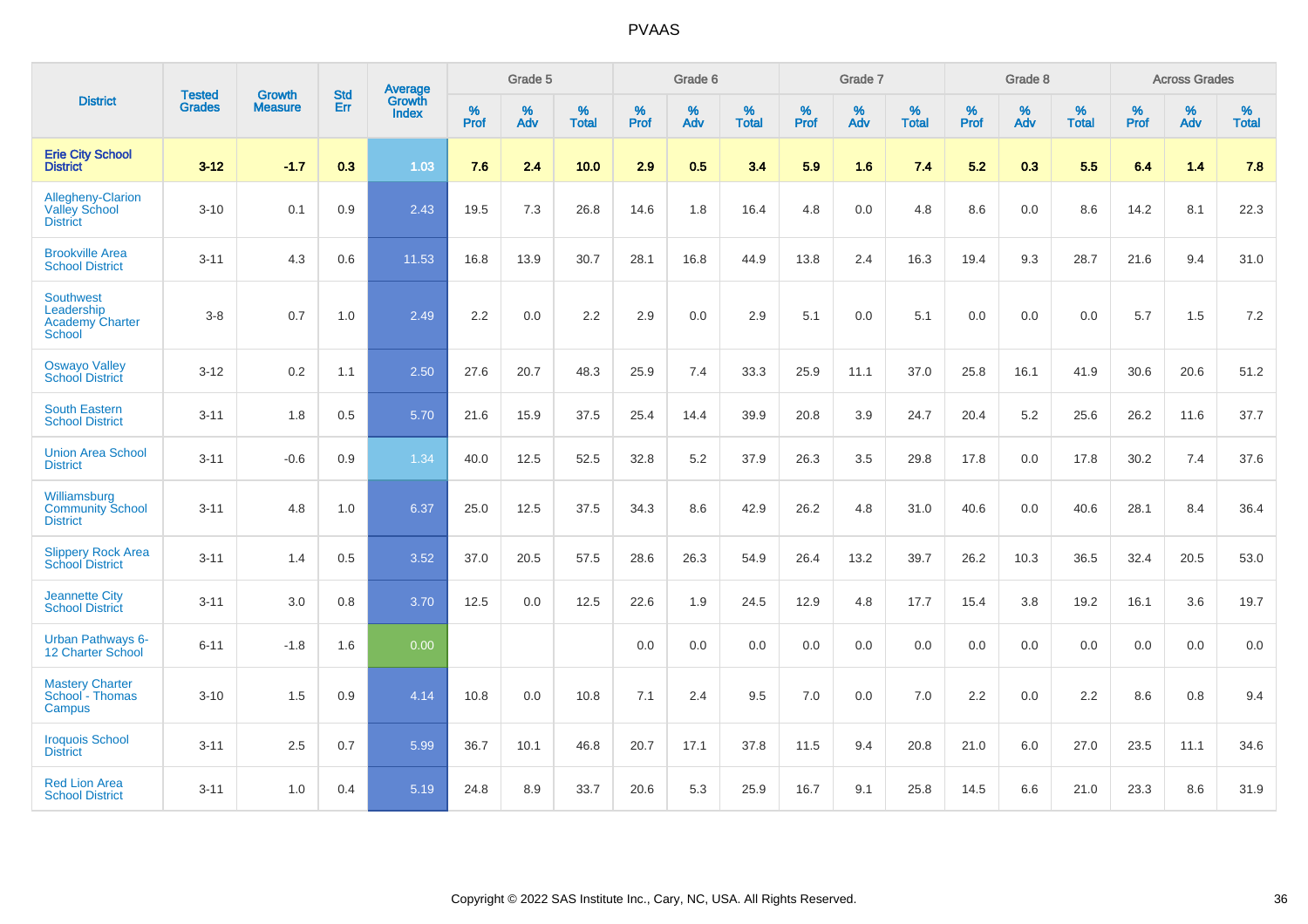| District | Tested Grades | Growth Measure | Std Err | Average Growth Index | Grade 5 | | | Grade 6 | | | Grade 7 | | | Grade 8 | | | Across Grades | | |
|---|---|---|---|---|---|---|---|---|---|---|---|---|---|---|---|---|---|---|---|
| | | | | | % Prof | % Adv | % Total | % Prof | % Adv | % Total | % Prof | % Adv | % Total | % Prof | % Adv | % Total | % Prof | % Adv | % Total |
| **Erie City School District** | **3-12** | **-1.7** | **0.3** | **1.03** | **7.6** | **2.4** | **10.0** | **2.9** | **0.5** | **3.4** | **5.9** | **1.6** | **7.4** | **5.2** | **0.3** | **5.5** | **6.4** | **1.4** | **7.8** |
| Allegheny-Clarion Valley School District | 3-10 | 0.1 | 0.9 | 2.43 | 19.5 | 7.3 | 26.8 | 14.6 | 1.8 | 16.4 | 4.8 | 0.0 | 4.8 | 8.6 | 0.0 | 8.6 | 14.2 | 8.1 | 22.3 |
| Brookville Area School District | 3-11 | 4.3 | 0.6 | 11.53 | 16.8 | 13.9 | 30.7 | 28.1 | 16.8 | 44.9 | 13.8 | 2.4 | 16.3 | 19.4 | 9.3 | 28.7 | 21.6 | 9.4 | 31.0 |
| Southwest Leadership Academy Charter School | 3-8 | 0.7 | 1.0 | 2.49 | 2.2 | 0.0 | 2.2 | 2.9 | 0.0 | 2.9 | 5.1 | 0.0 | 5.1 | 0.0 | 0.0 | 0.0 | 5.7 | 1.5 | 7.2 |
| Oswayo Valley School District | 3-12 | 0.2 | 1.1 | 2.50 | 27.6 | 20.7 | 48.3 | 25.9 | 7.4 | 33.3 | 25.9 | 11.1 | 37.0 | 25.8 | 16.1 | 41.9 | 30.6 | 20.6 | 51.2 |
| South Eastern School District | 3-11 | 1.8 | 0.5 | 5.70 | 21.6 | 15.9 | 37.5 | 25.4 | 14.4 | 39.9 | 20.8 | 3.9 | 24.7 | 20.4 | 5.2 | 25.6 | 26.2 | 11.6 | 37.7 |
| Union Area School District | 3-11 | -0.6 | 0.9 | 1.34 | 40.0 | 12.5 | 52.5 | 32.8 | 5.2 | 37.9 | 26.3 | 3.5 | 29.8 | 17.8 | 0.0 | 17.8 | 30.2 | 7.4 | 37.6 |
| Williamsburg Community School District | 3-11 | 4.8 | 1.0 | 6.37 | 25.0 | 12.5 | 37.5 | 34.3 | 8.6 | 42.9 | 26.2 | 4.8 | 31.0 | 40.6 | 0.0 | 40.6 | 28.1 | 8.4 | 36.4 |
| Slippery Rock Area School District | 3-11 | 1.4 | 0.5 | 3.52 | 37.0 | 20.5 | 57.5 | 28.6 | 26.3 | 54.9 | 26.4 | 13.2 | 39.7 | 26.2 | 10.3 | 36.5 | 32.4 | 20.5 | 53.0 |
| Jeannette City School District | 3-11 | 3.0 | 0.8 | 3.70 | 12.5 | 0.0 | 12.5 | 22.6 | 1.9 | 24.5 | 12.9 | 4.8 | 17.7 | 15.4 | 3.8 | 19.2 | 16.1 | 3.6 | 19.7 |
| Urban Pathways 6-12 Charter School | 6-11 | -1.8 | 1.6 | 0.00 | | | | 0.0 | 0.0 | 0.0 | 0.0 | 0.0 | 0.0 | 0.0 | 0.0 | 0.0 | 0.0 | 0.0 | 0.0 |
| Mastery Charter School - Thomas Campus | 3-10 | 1.5 | 0.9 | 4.14 | 10.8 | 0.0 | 10.8 | 7.1 | 2.4 | 9.5 | 7.0 | 0.0 | 7.0 | 2.2 | 0.0 | 2.2 | 8.6 | 0.8 | 9.4 |
| Iroquois School District | 3-11 | 2.5 | 0.7 | 5.99 | 36.7 | 10.1 | 46.8 | 20.7 | 17.1 | 37.8 | 11.5 | 9.4 | 20.8 | 21.0 | 6.0 | 27.0 | 23.5 | 11.1 | 34.6 |
| Red Lion Area School District | 3-11 | 1.0 | 0.4 | 5.19 | 24.8 | 8.9 | 33.7 | 20.6 | 5.3 | 25.9 | 16.7 | 9.1 | 25.8 | 14.5 | 6.6 | 21.0 | 23.3 | 8.6 | 31.9 |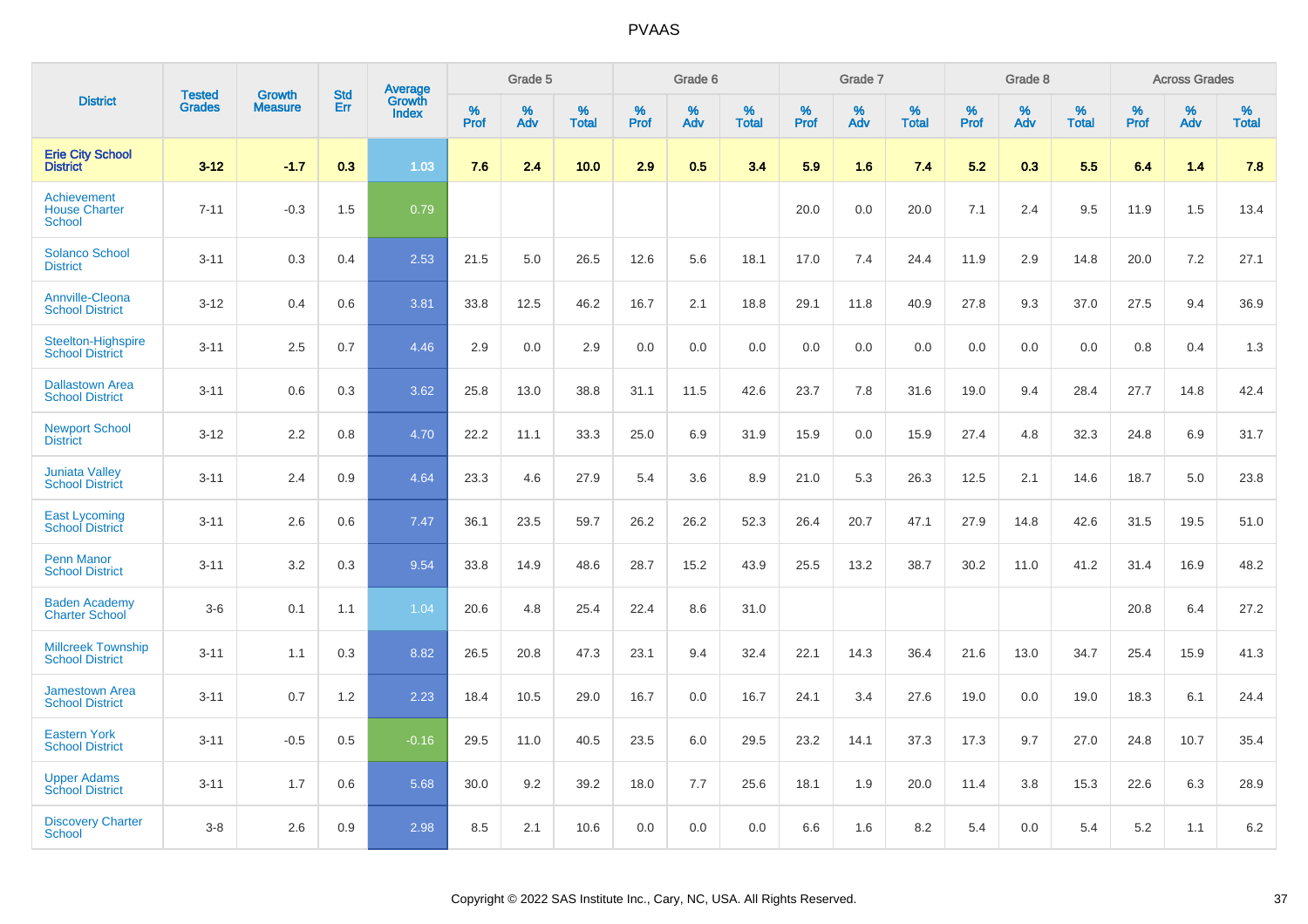# PVAAS

| District | Tested Grades | Growth Measure | Std Err | Average Growth Index | Grade 5 | | | Grade 6 | | | Grade 7 | | | Grade 8 | | | Across Grades | | |
|---|---|---|---|---|---|---|---|---|---|---|---|---|---|---|---|---|---|---|---|
| | | | | | % Prof | % Adv | % Total | % Prof | % Adv | % Total | % Prof | % Adv | % Total | % Prof | % Adv | % Total | % Prof | % Adv | % Total |
| **Erie City School District** | **3-12** | **-1.7** | **0.3** | **1.03** | **7.6** | **2.4** | **10.0** | **2.9** | **0.5** | **3.4** | **5.9** | **1.6** | **7.4** | **5.2** | **0.3** | **5.5** | **6.4** | **1.4** | **7.8** |
| Achievement House Charter School | 7-11 | -0.3 | 1.5 | 0.79 | | | | | | | 20.0 | 0.0 | 20.0 | 7.1 | 2.4 | 9.5 | 11.9 | 1.5 | 13.4 |
| Solanco School District | 3-11 | 0.3 | 0.4 | 2.53 | 21.5 | 5.0 | 26.5 | 12.6 | 5.6 | 18.1 | 17.0 | 7.4 | 24.4 | 11.9 | 2.9 | 14.8 | 20.0 | 7.2 | 27.1 |
| Annville-Cleona School District | 3-12 | 0.4 | 0.6 | 3.81 | 33.8 | 12.5 | 46.2 | 16.7 | 2.1 | 18.8 | 29.1 | 11.8 | 40.9 | 27.8 | 9.3 | 37.0 | 27.5 | 9.4 | 36.9 |
| Steelton-Highspire School District | 3-11 | 2.5 | 0.7 | 4.46 | 2.9 | 0.0 | 2.9 | 0.0 | 0.0 | 0.0 | 0.0 | 0.0 | 0.0 | 0.0 | 0.0 | 0.0 | 0.8 | 0.4 | 1.3 |
| Dallastown Area School District | 3-11 | 0.6 | 0.3 | 3.62 | 25.8 | 13.0 | 38.8 | 31.1 | 11.5 | 42.6 | 23.7 | 7.8 | 31.6 | 19.0 | 9.4 | 28.4 | 27.7 | 14.8 | 42.4 |
| Newport School District | 3-12 | 2.2 | 0.8 | 4.70 | 22.2 | 11.1 | 33.3 | 25.0 | 6.9 | 31.9 | 15.9 | 0.0 | 15.9 | 27.4 | 4.8 | 32.3 | 24.8 | 6.9 | 31.7 |
| Juniata Valley School District | 3-11 | 2.4 | 0.9 | 4.64 | 23.3 | 4.6 | 27.9 | 5.4 | 3.6 | 8.9 | 21.0 | 5.3 | 26.3 | 12.5 | 2.1 | 14.6 | 18.7 | 5.0 | 23.8 |
| East Lycoming School District | 3-11 | 2.6 | 0.6 | 7.47 | 36.1 | 23.5 | 59.7 | 26.2 | 26.2 | 52.3 | 26.4 | 20.7 | 47.1 | 27.9 | 14.8 | 42.6 | 31.5 | 19.5 | 51.0 |
| Penn Manor School District | 3-11 | 3.2 | 0.3 | 9.54 | 33.8 | 14.9 | 48.6 | 28.7 | 15.2 | 43.9 | 25.5 | 13.2 | 38.7 | 30.2 | 11.0 | 41.2 | 31.4 | 16.9 | 48.2 |
| Baden Academy Charter School | 3-6 | 0.1 | 1.1 | 1.04 | 20.6 | 4.8 | 25.4 | 22.4 | 8.6 | 31.0 | | | | | | | 20.8 | 6.4 | 27.2 |
| Millcreek Township School District | 3-11 | 1.1 | 0.3 | 8.82 | 26.5 | 20.8 | 47.3 | 23.1 | 9.4 | 32.4 | 22.1 | 14.3 | 36.4 | 21.6 | 13.0 | 34.7 | 25.4 | 15.9 | 41.3 |
| Jamestown Area School District | 3-11 | 0.7 | 1.2 | 2.23 | 18.4 | 10.5 | 29.0 | 16.7 | 0.0 | 16.7 | 24.1 | 3.4 | 27.6 | 19.0 | 0.0 | 19.0 | 18.3 | 6.1 | 24.4 |
| Eastern York School District | 3-11 | -0.5 | 0.5 | -0.16 | 29.5 | 11.0 | 40.5 | 23.5 | 6.0 | 29.5 | 23.2 | 14.1 | 37.3 | 17.3 | 9.7 | 27.0 | 24.8 | 10.7 | 35.4 |
| Upper Adams School District | 3-11 | 1.7 | 0.6 | 5.68 | 30.0 | 9.2 | 39.2 | 18.0 | 7.7 | 25.6 | 18.1 | 1.9 | 20.0 | 11.4 | 3.8 | 15.3 | 22.6 | 6.3 | 28.9 |
| Discovery Charter School | 3-8 | 2.6 | 0.9 | 2.98 | 8.5 | 2.1 | 10.6 | 0.0 | 0.0 | 0.0 | 6.6 | 1.6 | 8.2 | 5.4 | 0.0 | 5.4 | 5.2 | 1.1 | 6.2 |

Copyright © 2022 SAS Institute Inc., Cary, NC, USA. All Rights Reserved.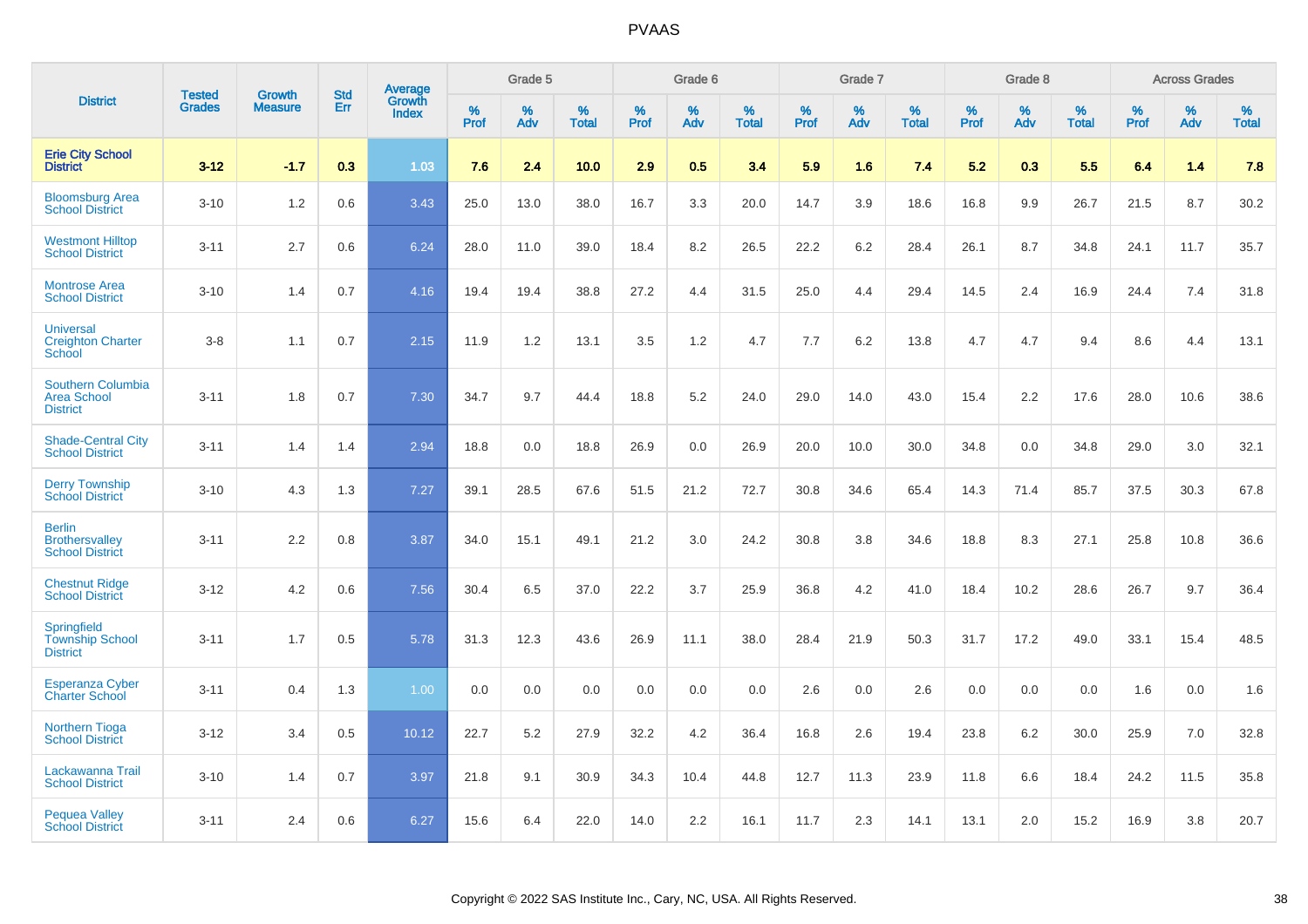# PVAAS

| District | Tested Grades | Growth Measure | Std Err | Average Growth Index | Grade 5 | | | Grade 6 | | | Grade 7 | | | Grade 8 | | | Across Grades | | |
|---|---|---|---|---|---|---|---|---|---|---|---|---|---|---|---|---|---|---|---|
| | | | | | % Prof | % Adv | % Total | % Prof | % Adv | % Total | % Prof | % Adv | % Total | % Prof | % Adv | % Total | % Prof | % Adv | % Total |
| **Erie City School District** | **3-12** | **-1.7** | **0.3** | **1.03** | **7.6** | **2.4** | **10.0** | **2.9** | **0.5** | **3.4** | **5.9** | **1.6** | **7.4** | **5.2** | **0.3** | **5.5** | **6.4** | **1.4** | **7.8** |
| Bloomsburg Area School District | 3-10 | 1.2 | 0.6 | 3.43 | 25.0 | 13.0 | 38.0 | 16.7 | 3.3 | 20.0 | 14.7 | 3.9 | 18.6 | 16.8 | 9.9 | 26.7 | 21.5 | 8.7 | 30.2 |
| Westmont Hilltop School District | 3-11 | 2.7 | 0.6 | 6.24 | 28.0 | 11.0 | 39.0 | 18.4 | 8.2 | 26.5 | 22.2 | 6.2 | 28.4 | 26.1 | 8.7 | 34.8 | 24.1 | 11.7 | 35.7 |
| Montrose Area School District | 3-10 | 1.4 | 0.7 | 4.16 | 19.4 | 19.4 | 38.8 | 27.2 | 4.4 | 31.5 | 25.0 | 4.4 | 29.4 | 14.5 | 2.4 | 16.9 | 24.4 | 7.4 | 31.8 |
| Universal Creighton Charter School | 3-8 | 1.1 | 0.7 | 2.15 | 11.9 | 1.2 | 13.1 | 3.5 | 1.2 | 4.7 | 7.7 | 6.2 | 13.8 | 4.7 | 4.7 | 9.4 | 8.6 | 4.4 | 13.1 |
| Southern Columbia Area School District | 3-11 | 1.8 | 0.7 | 7.30 | 34.7 | 9.7 | 44.4 | 18.8 | 5.2 | 24.0 | 29.0 | 14.0 | 43.0 | 15.4 | 2.2 | 17.6 | 28.0 | 10.6 | 38.6 |
| Shade-Central City School District | 3-11 | 1.4 | 1.4 | 2.94 | 18.8 | 0.0 | 18.8 | 26.9 | 0.0 | 26.9 | 20.0 | 10.0 | 30.0 | 34.8 | 0.0 | 34.8 | 29.0 | 3.0 | 32.1 |
| Derry Township School District | 3-10 | 4.3 | 1.3 | 7.27 | 39.1 | 28.5 | 67.6 | 51.5 | 21.2 | 72.7 | 30.8 | 34.6 | 65.4 | 14.3 | 71.4 | 85.7 | 37.5 | 30.3 | 67.8 |
| Berlin Brothersvalley School District | 3-11 | 2.2 | 0.8 | 3.87 | 34.0 | 15.1 | 49.1 | 21.2 | 3.0 | 24.2 | 30.8 | 3.8 | 34.6 | 18.8 | 8.3 | 27.1 | 25.8 | 10.8 | 36.6 |
| Chestnut Ridge School District | 3-12 | 4.2 | 0.6 | 7.56 | 30.4 | 6.5 | 37.0 | 22.2 | 3.7 | 25.9 | 36.8 | 4.2 | 41.0 | 18.4 | 10.2 | 28.6 | 26.7 | 9.7 | 36.4 |
| Springfield Township School District | 3-11 | 1.7 | 0.5 | 5.78 | 31.3 | 12.3 | 43.6 | 26.9 | 11.1 | 38.0 | 28.4 | 21.9 | 50.3 | 31.7 | 17.2 | 49.0 | 33.1 | 15.4 | 48.5 |
| Esperanza Cyber Charter School | 3-11 | 0.4 | 1.3 | 1.00 | 0.0 | 0.0 | 0.0 | 0.0 | 0.0 | 0.0 | 2.6 | 0.0 | 2.6 | 0.0 | 0.0 | 0.0 | 1.6 | 0.0 | 1.6 |
| Northern Tioga School District | 3-12 | 3.4 | 0.5 | 10.12 | 22.7 | 5.2 | 27.9 | 32.2 | 4.2 | 36.4 | 16.8 | 2.6 | 19.4 | 23.8 | 6.2 | 30.0 | 25.9 | 7.0 | 32.8 |
| Lackawanna Trail School District | 3-10 | 1.4 | 0.7 | 3.97 | 21.8 | 9.1 | 30.9 | 34.3 | 10.4 | 44.8 | 12.7 | 11.3 | 23.9 | 11.8 | 6.6 | 18.4 | 24.2 | 11.5 | 35.8 |
| Pequea Valley School District | 3-11 | 2.4 | 0.6 | 6.27 | 15.6 | 6.4 | 22.0 | 14.0 | 2.2 | 16.1 | 11.7 | 2.3 | 14.1 | 13.1 | 2.0 | 15.2 | 16.9 | 3.8 | 20.7 |

Copyright © 2022 SAS Institute Inc., Cary, NC, USA. All Rights Reserved.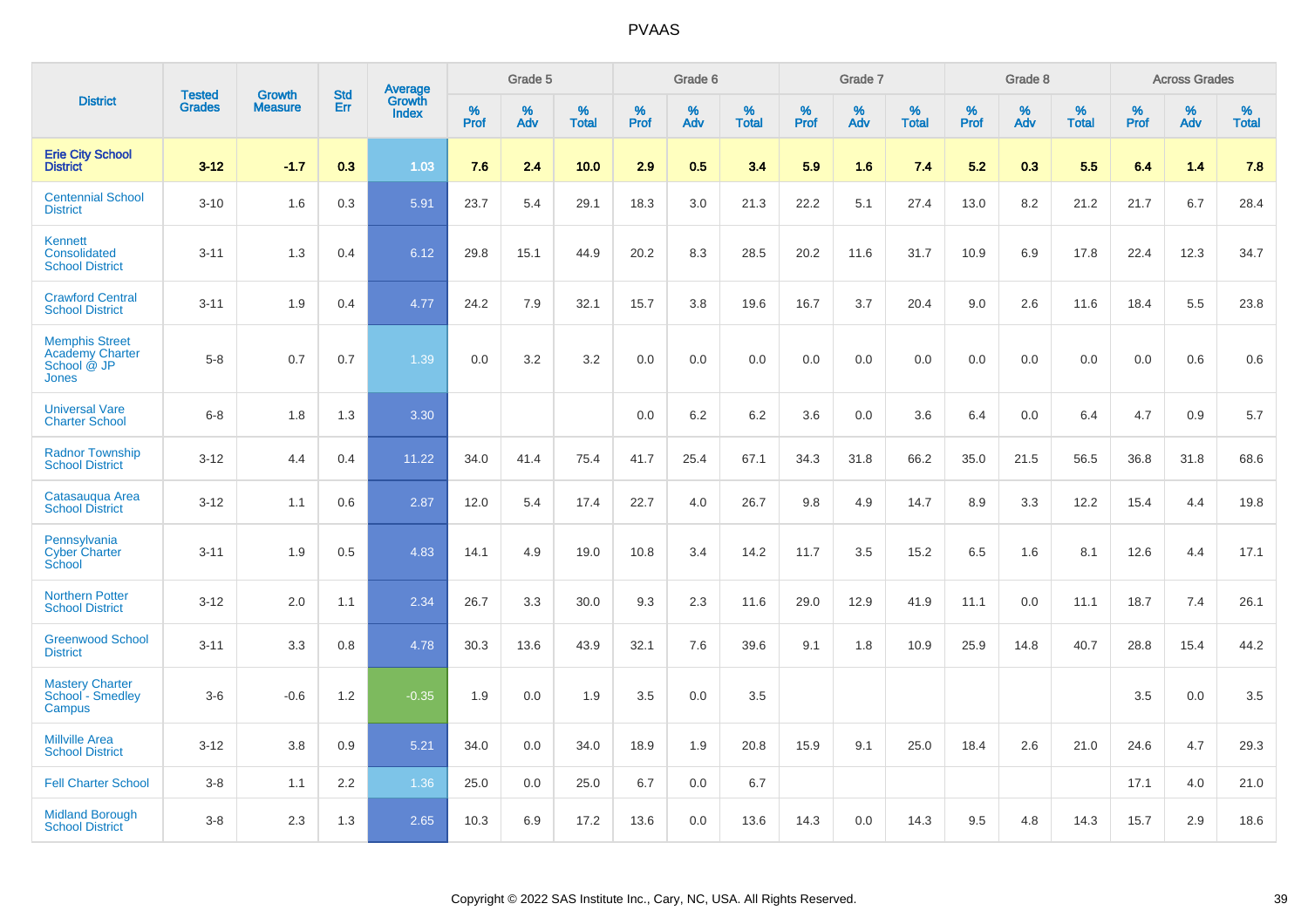| District | Tested Grades | Growth Measure | Std Err | Average Growth Index | Grade 5 | | | Grade 6 | | | Grade 7 | | | Grade 8 | | | Across Grades | | |
|---|---|---|---|---|---|---|---|---|---|---|---|---|---|---|---|---|---|---|---|
| | | | | | % Prof | % Adv | % Total | % Prof | % Adv | % Total | % Prof | % Adv | % Total | % Prof | % Adv | % Total | % Prof | % Adv | % Total |
| **Erie City School District** | **3-12** | **-1.7** | **0.3** | **1.03** | **7.6** | **2.4** | **10.0** | **2.9** | **0.5** | **3.4** | **5.9** | **1.6** | **7.4** | **5.2** | **0.3** | **5.5** | **6.4** | **1.4** | **7.8** |
| Centennial School District | 3-10 | 1.6 | 0.3 | 5.91 | 23.7 | 5.4 | 29.1 | 18.3 | 3.0 | 21.3 | 22.2 | 5.1 | 27.4 | 13.0 | 8.2 | 21.2 | 21.7 | 6.7 | 28.4 |
| Kennett Consolidated School District | 3-11 | 1.3 | 0.4 | 6.12 | 29.8 | 15.1 | 44.9 | 20.2 | 8.3 | 28.5 | 20.2 | 11.6 | 31.7 | 10.9 | 6.9 | 17.8 | 22.4 | 12.3 | 34.7 |
| Crawford Central School District | 3-11 | 1.9 | 0.4 | 4.77 | 24.2 | 7.9 | 32.1 | 15.7 | 3.8 | 19.6 | 16.7 | 3.7 | 20.4 | 9.0 | 2.6 | 11.6 | 18.4 | 5.5 | 23.8 |
| Memphis Street Academy Charter School @ JP Jones | 5-8 | 0.7 | 0.7 | 1.39 | 0.0 | 3.2 | 3.2 | 0.0 | 0.0 | 0.0 | 0.0 | 0.0 | 0.0 | 0.0 | 0.0 | 0.0 | 0.0 | 0.6 | 0.6 |
| Universal Vare Charter School | 6-8 | 1.8 | 1.3 | 3.30 | | | | 0.0 | 6.2 | 6.2 | 3.6 | 0.0 | 3.6 | 6.4 | 0.0 | 6.4 | 4.7 | 0.9 | 5.7 |
| Radnor Township School District | 3-12 | 4.4 | 0.4 | 11.22 | 34.0 | 41.4 | 75.4 | 41.7 | 25.4 | 67.1 | 34.3 | 31.8 | 66.2 | 35.0 | 21.5 | 56.5 | 36.8 | 31.8 | 68.6 |
| Catasauqua Area School District | 3-12 | 1.1 | 0.6 | 2.87 | 12.0 | 5.4 | 17.4 | 22.7 | 4.0 | 26.7 | 9.8 | 4.9 | 14.7 | 8.9 | 3.3 | 12.2 | 15.4 | 4.4 | 19.8 |
| Pennsylvania Cyber Charter School | 3-11 | 1.9 | 0.5 | 4.83 | 14.1 | 4.9 | 19.0 | 10.8 | 3.4 | 14.2 | 11.7 | 3.5 | 15.2 | 6.5 | 1.6 | 8.1 | 12.6 | 4.4 | 17.1 |
| Northern Potter School District | 3-12 | 2.0 | 1.1 | 2.34 | 26.7 | 3.3 | 30.0 | 9.3 | 2.3 | 11.6 | 29.0 | 12.9 | 41.9 | 11.1 | 0.0 | 11.1 | 18.7 | 7.4 | 26.1 |
| Greenwood School District | 3-11 | 3.3 | 0.8 | 4.78 | 30.3 | 13.6 | 43.9 | 32.1 | 7.6 | 39.6 | 9.1 | 1.8 | 10.9 | 25.9 | 14.8 | 40.7 | 28.8 | 15.4 | 44.2 |
| Mastery Charter School - Smedley Campus | 3-6 | -0.6 | 1.2 | -0.35 | 1.9 | 0.0 | 1.9 | 3.5 | 0.0 | 3.5 | | | | | | | 3.5 | 0.0 | 3.5 |
| Millville Area School District | 3-12 | 3.8 | 0.9 | 5.21 | 34.0 | 0.0 | 34.0 | 18.9 | 1.9 | 20.8 | 15.9 | 9.1 | 25.0 | 18.4 | 2.6 | 21.0 | 24.6 | 4.7 | 29.3 |
| Fell Charter School | 3-8 | 1.1 | 2.2 | 1.36 | 25.0 | 0.0 | 25.0 | 6.7 | 0.0 | 6.7 | | | | | | | 17.1 | 4.0 | 21.0 |
| Midland Borough School District | 3-8 | 2.3 | 1.3 | 2.65 | 10.3 | 6.9 | 17.2 | 13.6 | 0.0 | 13.6 | 14.3 | 0.0 | 14.3 | 9.5 | 4.8 | 14.3 | 15.7 | 2.9 | 18.6 |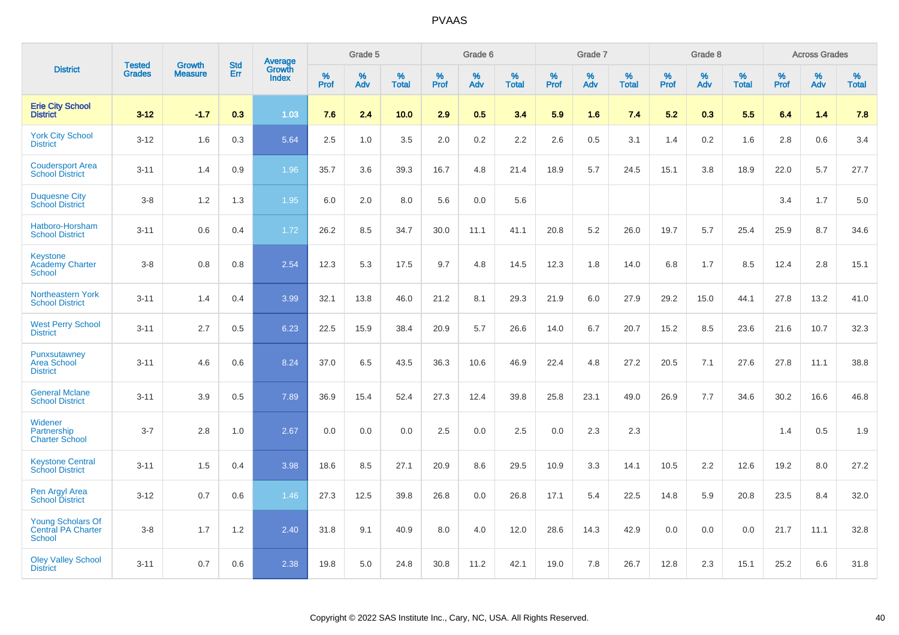# PVAAS

| District | Tested Grades | Growth Measure | Std Err | Average Growth Index | Grade 5 | | | Grade 6 | | | Grade 7 | | | Grade 8 | | | Across Grades | | |
|---|---|---|---|---|---|---|---|---|---|---|---|---|---|---|---|---|---|---|---|
| | | | | | % Prof | % Adv | % Total | % Prof | % Adv | % Total | % Prof | % Adv | % Total | % Prof | % Adv | % Total | % Prof | % Adv | % Total |
| **Erie City School District** | **3-12** | **-1.7** | **0.3** | **1.03** | **7.6** | **2.4** | **10.0** | **2.9** | **0.5** | **3.4** | **5.9** | **1.6** | **7.4** | **5.2** | **0.3** | **5.5** | **6.4** | **1.4** | **7.8** |
| York City School District | 3-12 | 1.6 | 0.3 | 5.64 | 2.5 | 1.0 | 3.5 | 2.0 | 0.2 | 2.2 | 2.6 | 0.5 | 3.1 | 1.4 | 0.2 | 1.6 | 2.8 | 0.6 | 3.4 |
| Coudersport Area School District | 3-11 | 1.4 | 0.9 | 1.96 | 35.7 | 3.6 | 39.3 | 16.7 | 4.8 | 21.4 | 18.9 | 5.7 | 24.5 | 15.1 | 3.8 | 18.9 | 22.0 | 5.7 | 27.7 |
| Duquesne City School District | 3-8 | 1.2 | 1.3 | 1.95 | 6.0 | 2.0 | 8.0 | 5.6 | 0.0 | 5.6 | | | | | | | 3.4 | 1.7 | 5.0 |
| Hatboro-Horsham School District | 3-11 | 0.6 | 0.4 | 1.72 | 26.2 | 8.5 | 34.7 | 30.0 | 11.1 | 41.1 | 20.8 | 5.2 | 26.0 | 19.7 | 5.7 | 25.4 | 25.9 | 8.7 | 34.6 |
| Keystone Academy Charter School | 3-8 | 0.8 | 0.8 | 2.54 | 12.3 | 5.3 | 17.5 | 9.7 | 4.8 | 14.5 | 12.3 | 1.8 | 14.0 | 6.8 | 1.7 | 8.5 | 12.4 | 2.8 | 15.1 |
| Northeastern York School District | 3-11 | 1.4 | 0.4 | 3.99 | 32.1 | 13.8 | 46.0 | 21.2 | 8.1 | 29.3 | 21.9 | 6.0 | 27.9 | 29.2 | 15.0 | 44.1 | 27.8 | 13.2 | 41.0 |
| West Perry School District | 3-11 | 2.7 | 0.5 | 6.23 | 22.5 | 15.9 | 38.4 | 20.9 | 5.7 | 26.6 | 14.0 | 6.7 | 20.7 | 15.2 | 8.5 | 23.6 | 21.6 | 10.7 | 32.3 |
| Punxsutawney Area School District | 3-11 | 4.6 | 0.6 | 8.24 | 37.0 | 6.5 | 43.5 | 36.3 | 10.6 | 46.9 | 22.4 | 4.8 | 27.2 | 20.5 | 7.1 | 27.6 | 27.8 | 11.1 | 38.8 |
| General Mclane School District | 3-11 | 3.9 | 0.5 | 7.89 | 36.9 | 15.4 | 52.4 | 27.3 | 12.4 | 39.8 | 25.8 | 23.1 | 49.0 | 26.9 | 7.7 | 34.6 | 30.2 | 16.6 | 46.8 |
| Widener Partnership Charter School | 3-7 | 2.8 | 1.0 | 2.67 | 0.0 | 0.0 | 0.0 | 2.5 | 0.0 | 2.5 | 0.0 | 2.3 | 2.3 | | | | 1.4 | 0.5 | 1.9 |
| Keystone Central School District | 3-11 | 1.5 | 0.4 | 3.98 | 18.6 | 8.5 | 27.1 | 20.9 | 8.6 | 29.5 | 10.9 | 3.3 | 14.1 | 10.5 | 2.2 | 12.6 | 19.2 | 8.0 | 27.2 |
| Pen Argyl Area School District | 3-12 | 0.7 | 0.6 | 1.46 | 27.3 | 12.5 | 39.8 | 26.8 | 0.0 | 26.8 | 17.1 | 5.4 | 22.5 | 14.8 | 5.9 | 20.8 | 23.5 | 8.4 | 32.0 |
| Young Scholars Of Central PA Charter School | 3-8 | 1.7 | 1.2 | 2.40 | 31.8 | 9.1 | 40.9 | 8.0 | 4.0 | 12.0 | 28.6 | 14.3 | 42.9 | 0.0 | 0.0 | 0.0 | 21.7 | 11.1 | 32.8 |
| Oley Valley School District | 3-11 | 0.7 | 0.6 | 2.38 | 19.8 | 5.0 | 24.8 | 30.8 | 11.2 | 42.1 | 19.0 | 7.8 | 26.7 | 12.8 | 2.3 | 15.1 | 25.2 | 6.6 | 31.8 |

Copyright © 2022 SAS Institute Inc., Cary, NC, USA. All Rights Reserved.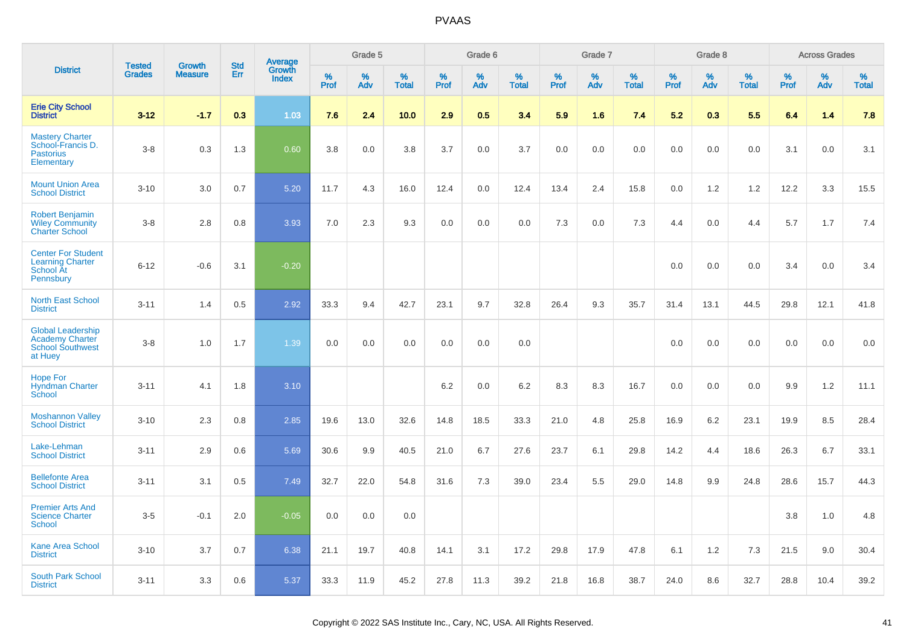# PVAAS

| District | Tested Grades | Growth Measure | Std Err | Average Growth Index | Grade 5 | | | Grade 6 | | | Grade 7 | | | Grade 8 | | | Across Grades | | |
|---|---|---|---|---|---|---|---|---|---|---|---|---|---|---|---|---|---|---|---|
| | | | | | % Prof | % Adv | % Total | % Prof | % Adv | % Total | % Prof | % Adv | % Total | % Prof | % Adv | % Total | % Prof | % Adv | % Total |
| **Erie City School District** | **3-12** | **-1.7** | **0.3** | **1.03** | **7.6** | **2.4** | **10.0** | **2.9** | **0.5** | **3.4** | **5.9** | **1.6** | **7.4** | **5.2** | **0.3** | **5.5** | **6.4** | **1.4** | **7.8** |
| Mastery Charter School-Francis D. Pastorius Elementary | 3-8 | 0.3 | 1.3 | 0.60 | 3.8 | 0.0 | 3.8 | 3.7 | 0.0 | 3.7 | 0.0 | 0.0 | 0.0 | 0.0 | 0.0 | 0.0 | 3.1 | 0.0 | 3.1 |
| Mount Union Area School District | 3-10 | 3.0 | 0.7 | 5.20 | 11.7 | 4.3 | 16.0 | 12.4 | 0.0 | 12.4 | 13.4 | 2.4 | 15.8 | 0.0 | 1.2 | 1.2 | 12.2 | 3.3 | 15.5 |
| Robert Benjamin Wiley Community Charter School | 3-8 | 2.8 | 0.8 | 3.93 | 7.0 | 2.3 | 9.3 | 0.0 | 0.0 | 0.0 | 7.3 | 0.0 | 7.3 | 4.4 | 0.0 | 4.4 | 5.7 | 1.7 | 7.4 |
| Center For Student Learning Charter School At Pennsbury | 6-12 | -0.6 | 3.1 | -0.20 | | | | | | | | | | 0.0 | 0.0 | 0.0 | 3.4 | 0.0 | 3.4 |
| North East School District | 3-11 | 1.4 | 0.5 | 2.92 | 33.3 | 9.4 | 42.7 | 23.1 | 9.7 | 32.8 | 26.4 | 9.3 | 35.7 | 31.4 | 13.1 | 44.5 | 29.8 | 12.1 | 41.8 |
| Global Leadership Academy Charter School Southwest at Huey | 3-8 | 1.0 | 1.7 | 1.39 | 0.0 | 0.0 | 0.0 | 0.0 | 0.0 | 0.0 | | | | 0.0 | 0.0 | 0.0 | 0.0 | 0.0 | 0.0 |
| Hope For Hyndman Charter School | 3-11 | 4.1 | 1.8 | 3.10 | | | | 6.2 | 0.0 | 6.2 | 8.3 | 8.3 | 16.7 | 0.0 | 0.0 | 0.0 | 9.9 | 1.2 | 11.1 |
| Moshannon Valley School District | 3-10 | 2.3 | 0.8 | 2.85 | 19.6 | 13.0 | 32.6 | 14.8 | 18.5 | 33.3 | 21.0 | 4.8 | 25.8 | 16.9 | 6.2 | 23.1 | 19.9 | 8.5 | 28.4 |
| Lake-Lehman School District | 3-11 | 2.9 | 0.6 | 5.69 | 30.6 | 9.9 | 40.5 | 21.0 | 6.7 | 27.6 | 23.7 | 6.1 | 29.8 | 14.2 | 4.4 | 18.6 | 26.3 | 6.7 | 33.1 |
| Bellefonte Area School District | 3-11 | 3.1 | 0.5 | 7.49 | 32.7 | 22.0 | 54.8 | 31.6 | 7.3 | 39.0 | 23.4 | 5.5 | 29.0 | 14.8 | 9.9 | 24.8 | 28.6 | 15.7 | 44.3 |
| Premier Arts And Science Charter School | 3-5 | -0.1 | 2.0 | -0.05 | 0.0 | 0.0 | 0.0 | | | | | | | | | | 3.8 | 1.0 | 4.8 |
| Kane Area School District | 3-10 | 3.7 | 0.7 | 6.38 | 21.1 | 19.7 | 40.8 | 14.1 | 3.1 | 17.2 | 29.8 | 17.9 | 47.8 | 6.1 | 1.2 | 7.3 | 21.5 | 9.0 | 30.4 |
| South Park School District | 3-11 | 3.3 | 0.6 | 5.37 | 33.3 | 11.9 | 45.2 | 27.8 | 11.3 | 39.2 | 21.8 | 16.8 | 38.7 | 24.0 | 8.6 | 32.7 | 28.8 | 10.4 | 39.2 |

Copyright © 2022 SAS Institute Inc., Cary, NC, USA. All Rights Reserved.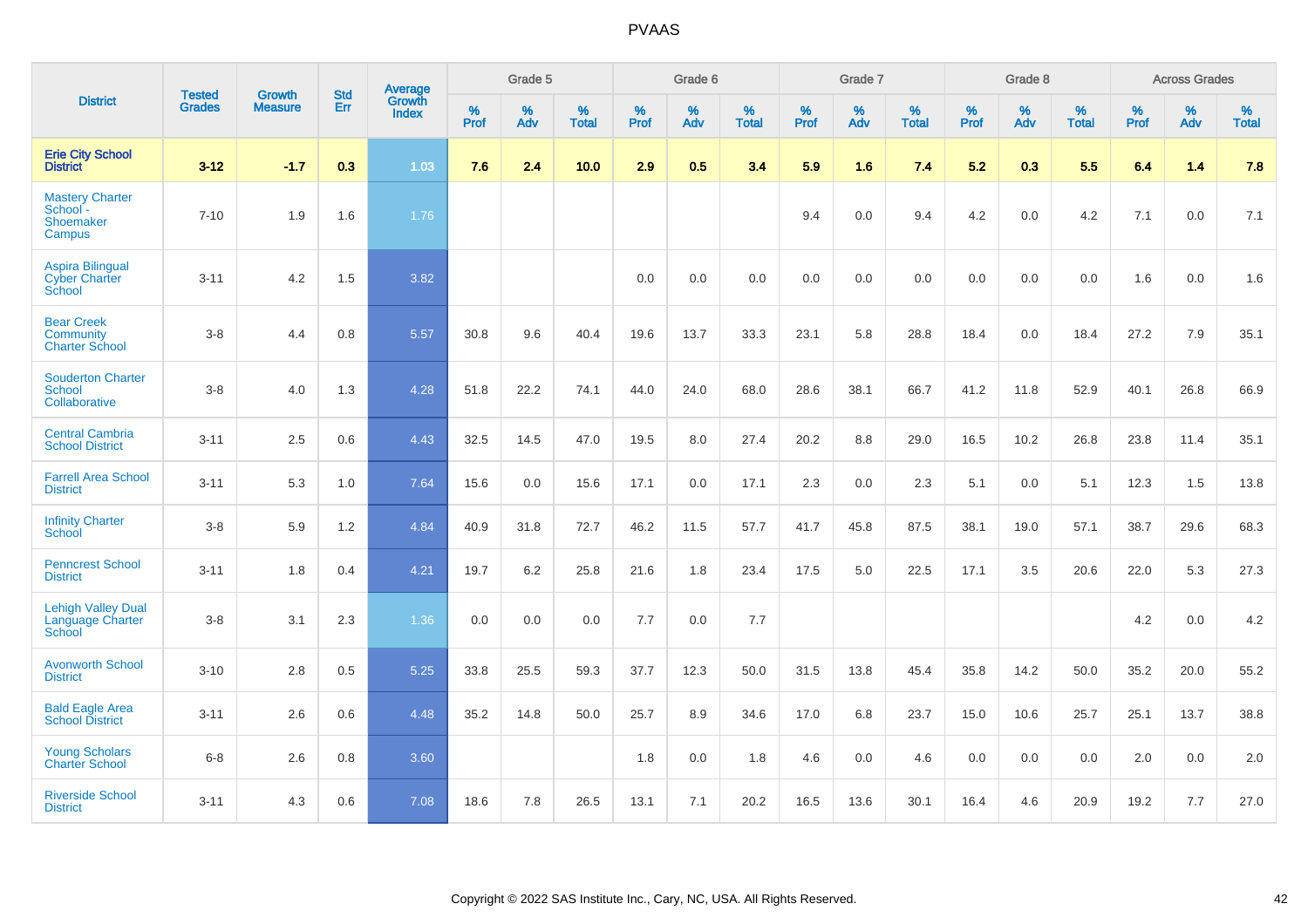# PVAAS

| District | Tested Grades | Growth Measure | Std Err | Average Growth Index | Grade 5 | | | Grade 6 | | | Grade 7 | | | Grade 8 | | | Across Grades | | |
|---|---|---|---|---|---|---|---|---|---|---|---|---|---|---|---|---|---|---|---|
| | | | | | % Prof | % Adv | % Total | % Prof | % Adv | % Total | % Prof | % Adv | % Total | % Prof | % Adv | % Total | % Prof | % Adv | % Total |
| **Erie City School District** | **3-12** | **-1.7** | **0.3** | **1.03** | **7.6** | **2.4** | **10.0** | **2.9** | **0.5** | **3.4** | **5.9** | **1.6** | **7.4** | **5.2** | **0.3** | **5.5** | **6.4** | **1.4** | **7.8** |
| Mastery Charter School - Shoemaker Campus | 7-10 | 1.9 | 1.6 | 1.76 | | | | | | | 9.4 | 0.0 | 9.4 | 4.2 | 0.0 | 4.2 | 7.1 | 0.0 | 7.1 |
| Aspira Bilingual Cyber Charter School | 3-11 | 4.2 | 1.5 | 3.82 | | | | 0.0 | 0.0 | 0.0 | 0.0 | 0.0 | 0.0 | 0.0 | 0.0 | 0.0 | 1.6 | 0.0 | 1.6 |
| Bear Creek Community Charter School | 3-8 | 4.4 | 0.8 | 5.57 | 30.8 | 9.6 | 40.4 | 19.6 | 13.7 | 33.3 | 23.1 | 5.8 | 28.8 | 18.4 | 0.0 | 18.4 | 27.2 | 7.9 | 35.1 |
| Souderton Charter School Collaborative | 3-8 | 4.0 | 1.3 | 4.28 | 51.8 | 22.2 | 74.1 | 44.0 | 24.0 | 68.0 | 28.6 | 38.1 | 66.7 | 41.2 | 11.8 | 52.9 | 40.1 | 26.8 | 66.9 |
| Central Cambria School District | 3-11 | 2.5 | 0.6 | 4.43 | 32.5 | 14.5 | 47.0 | 19.5 | 8.0 | 27.4 | 20.2 | 8.8 | 29.0 | 16.5 | 10.2 | 26.8 | 23.8 | 11.4 | 35.1 |
| Farrell Area School District | 3-11 | 5.3 | 1.0 | 7.64 | 15.6 | 0.0 | 15.6 | 17.1 | 0.0 | 17.1 | 2.3 | 0.0 | 2.3 | 5.1 | 0.0 | 5.1 | 12.3 | 1.5 | 13.8 |
| Infinity Charter School | 3-8 | 5.9 | 1.2 | 4.84 | 40.9 | 31.8 | 72.7 | 46.2 | 11.5 | 57.7 | 41.7 | 45.8 | 87.5 | 38.1 | 19.0 | 57.1 | 38.7 | 29.6 | 68.3 |
| Penncrest School District | 3-11 | 1.8 | 0.4 | 4.21 | 19.7 | 6.2 | 25.8 | 21.6 | 1.8 | 23.4 | 17.5 | 5.0 | 22.5 | 17.1 | 3.5 | 20.6 | 22.0 | 5.3 | 27.3 |
| Lehigh Valley Dual Language Charter School | 3-8 | 3.1 | 2.3 | 1.36 | 0.0 | 0.0 | 0.0 | 7.7 | 0.0 | 7.7 | | | | | | | 4.2 | 0.0 | 4.2 |
| Avonworth School District | 3-10 | 2.8 | 0.5 | 5.25 | 33.8 | 25.5 | 59.3 | 37.7 | 12.3 | 50.0 | 31.5 | 13.8 | 45.4 | 35.8 | 14.2 | 50.0 | 35.2 | 20.0 | 55.2 |
| Bald Eagle Area School District | 3-11 | 2.6 | 0.6 | 4.48 | 35.2 | 14.8 | 50.0 | 25.7 | 8.9 | 34.6 | 17.0 | 6.8 | 23.7 | 15.0 | 10.6 | 25.7 | 25.1 | 13.7 | 38.8 |
| Young Scholars Charter School | 6-8 | 2.6 | 0.8 | 3.60 | | | | 1.8 | 0.0 | 1.8 | 4.6 | 0.0 | 4.6 | 0.0 | 0.0 | 0.0 | 2.0 | 0.0 | 2.0 |
| Riverside School District | 3-11 | 4.3 | 0.6 | 7.08 | 18.6 | 7.8 | 26.5 | 13.1 | 7.1 | 20.2 | 16.5 | 13.6 | 30.1 | 16.4 | 4.6 | 20.9 | 19.2 | 7.7 | 27.0 |

Copyright © 2022 SAS Institute Inc., Cary, NC, USA. All Rights Reserved.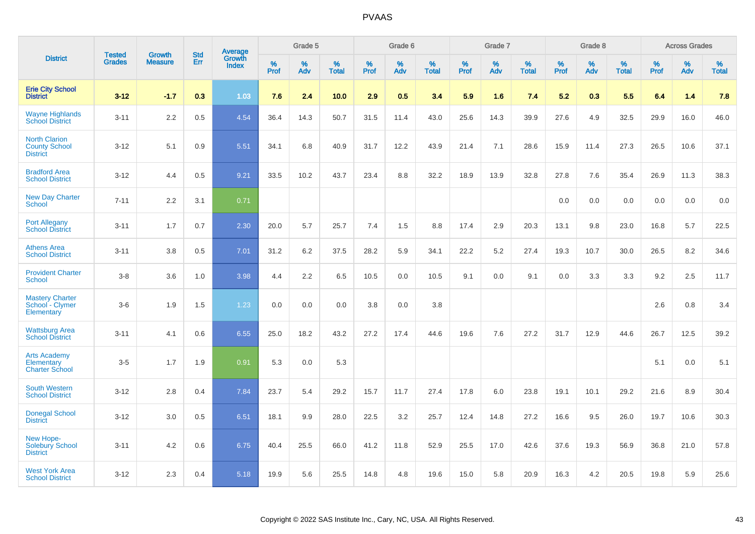| District | Tested Grades | Growth Measure | Std Err | Average Growth Index | Grade 5 | | | Grade 6 | | | Grade 7 | | | Grade 8 | | | Across Grades | | |
|---|---|---|---|---|---|---|---|---|---|---|---|---|---|---|---|---|---|---|---|
| | | | | | % Prof | % Adv | % Total | % Prof | % Adv | % Total | % Prof | % Adv | % Total | % Prof | % Adv | % Total | % Prof | % Adv | % Total |
| **Erie City School District** | **3-12** | **-1.7** | **0.3** | **1.03** | **7.6** | **2.4** | **10.0** | **2.9** | **0.5** | **3.4** | **5.9** | **1.6** | **7.4** | **5.2** | **0.3** | **5.5** | **6.4** | **1.4** | **7.8** |
| Wayne Highlands School District | 3-11 | 2.2 | 0.5 | 4.54 | 36.4 | 14.3 | 50.7 | 31.5 | 11.4 | 43.0 | 25.6 | 14.3 | 39.9 | 27.6 | 4.9 | 32.5 | 29.9 | 16.0 | 46.0 |
| North Clarion County School District | 3-12 | 5.1 | 0.9 | 5.51 | 34.1 | 6.8 | 40.9 | 31.7 | 12.2 | 43.9 | 21.4 | 7.1 | 28.6 | 15.9 | 11.4 | 27.3 | 26.5 | 10.6 | 37.1 |
| Bradford Area School District | 3-12 | 4.4 | 0.5 | 9.21 | 33.5 | 10.2 | 43.7 | 23.4 | 8.8 | 32.2 | 18.9 | 13.9 | 32.8 | 27.8 | 7.6 | 35.4 | 26.9 | 11.3 | 38.3 |
| New Day Charter School | 7-11 | 2.2 | 3.1 | 0.71 | | | | | | | | | | 0.0 | 0.0 | 0.0 | 0.0 | 0.0 | 0.0 |
| Port Allegany School District | 3-11 | 1.7 | 0.7 | 2.30 | 20.0 | 5.7 | 25.7 | 7.4 | 1.5 | 8.8 | 17.4 | 2.9 | 20.3 | 13.1 | 9.8 | 23.0 | 16.8 | 5.7 | 22.5 |
| Athens Area School District | 3-11 | 3.8 | 0.5 | 7.01 | 31.2 | 6.2 | 37.5 | 28.2 | 5.9 | 34.1 | 22.2 | 5.2 | 27.4 | 19.3 | 10.7 | 30.0 | 26.5 | 8.2 | 34.6 |
| Provident Charter School | 3-8 | 3.6 | 1.0 | 3.98 | 4.4 | 2.2 | 6.5 | 10.5 | 0.0 | 10.5 | 9.1 | 0.0 | 9.1 | 0.0 | 3.3 | 3.3 | 9.2 | 2.5 | 11.7 |
| Mastery Charter School - Clymer Elementary | 3-6 | 1.9 | 1.5 | 1.23 | 0.0 | 0.0 | 0.0 | 3.8 | 0.0 | 3.8 | | | | | | | 2.6 | 0.8 | 3.4 |
| Wattsburg Area School District | 3-11 | 4.1 | 0.6 | 6.55 | 25.0 | 18.2 | 43.2 | 27.2 | 17.4 | 44.6 | 19.6 | 7.6 | 27.2 | 31.7 | 12.9 | 44.6 | 26.7 | 12.5 | 39.2 |
| Arts Academy Elementary Charter School | 3-5 | 1.7 | 1.9 | 0.91 | 5.3 | 0.0 | 5.3 | | | | | | | | | | 5.1 | 0.0 | 5.1 |
| South Western School District | 3-12 | 2.8 | 0.4 | 7.84 | 23.7 | 5.4 | 29.2 | 15.7 | 11.7 | 27.4 | 17.8 | 6.0 | 23.8 | 19.1 | 10.1 | 29.2 | 21.6 | 8.9 | 30.4 |
| Donegal School District | 3-12 | 3.0 | 0.5 | 6.51 | 18.1 | 9.9 | 28.0 | 22.5 | 3.2 | 25.7 | 12.4 | 14.8 | 27.2 | 16.6 | 9.5 | 26.0 | 19.7 | 10.6 | 30.3 |
| New Hope-Solebury School District | 3-11 | 4.2 | 0.6 | 6.75 | 40.4 | 25.5 | 66.0 | 41.2 | 11.8 | 52.9 | 25.5 | 17.0 | 42.6 | 37.6 | 19.3 | 56.9 | 36.8 | 21.0 | 57.8 |
| West York Area School District | 3-12 | 2.3 | 0.4 | 5.18 | 19.9 | 5.6 | 25.5 | 14.8 | 4.8 | 19.6 | 15.0 | 5.8 | 20.9 | 16.3 | 4.2 | 20.5 | 19.8 | 5.9 | 25.6 |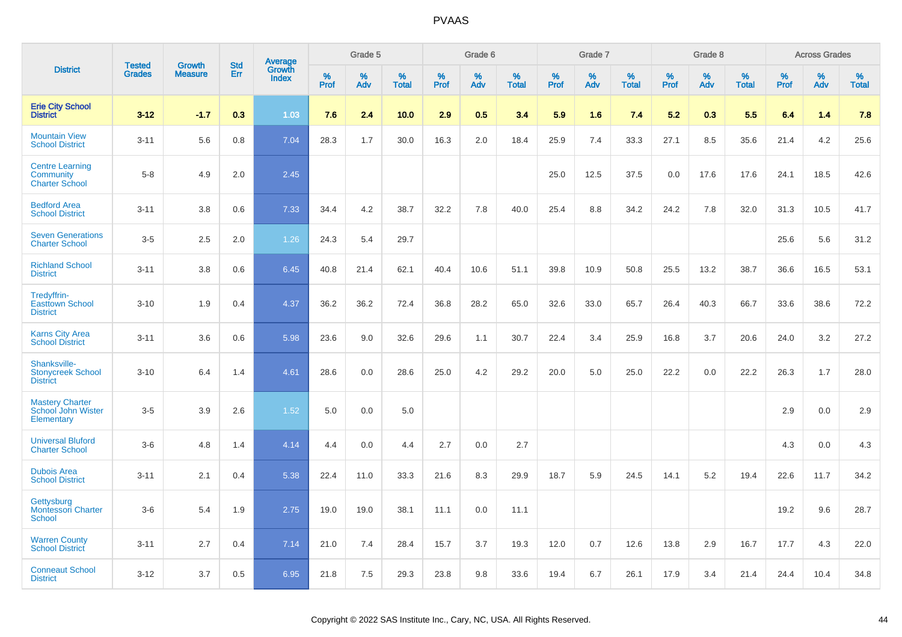# PVAAS

| District | Tested Grades | Growth Measure | Std Err | Average Growth Index | Grade 5 | | | Grade 6 | | | Grade 7 | | | Grade 8 | | | Across Grades | | |
|---|---|---|---|---|---|---|---|---|---|---|---|---|---|---|---|---|---|---|---|
| | | | | | % Prof | % Adv | % Total | % Prof | % Adv | % Total | % Prof | % Adv | % Total | % Prof | % Adv | % Total | % Prof | % Adv | % Total |
| **Erie City School District** | **3-12** | **-1.7** | **0.3** | **1.03** | **7.6** | **2.4** | **10.0** | **2.9** | **0.5** | **3.4** | **5.9** | **1.6** | **7.4** | **5.2** | **0.3** | **5.5** | **6.4** | **1.4** | **7.8** |
| Mountain View School District | 3-11 | 5.6 | 0.8 | 7.04 | 28.3 | 1.7 | 30.0 | 16.3 | 2.0 | 18.4 | 25.9 | 7.4 | 33.3 | 27.1 | 8.5 | 35.6 | 21.4 | 4.2 | 25.6 |
| Centre Learning Community Charter School | 5-8 | 4.9 | 2.0 | 2.45 | | | | | | | 25.0 | 12.5 | 37.5 | 0.0 | 17.6 | 17.6 | 24.1 | 18.5 | 42.6 |
| Bedford Area School District | 3-11 | 3.8 | 0.6 | 7.33 | 34.4 | 4.2 | 38.7 | 32.2 | 7.8 | 40.0 | 25.4 | 8.8 | 34.2 | 24.2 | 7.8 | 32.0 | 31.3 | 10.5 | 41.7 |
| Seven Generations Charter School | 3-5 | 2.5 | 2.0 | 1.26 | 24.3 | 5.4 | 29.7 | | | | | | | | | | 25.6 | 5.6 | 31.2 |
| Richland School District | 3-11 | 3.8 | 0.6 | 6.45 | 40.8 | 21.4 | 62.1 | 40.4 | 10.6 | 51.1 | 39.8 | 10.9 | 50.8 | 25.5 | 13.2 | 38.7 | 36.6 | 16.5 | 53.1 |
| Tredyffrin-Easttown School District | 3-10 | 1.9 | 0.4 | 4.37 | 36.2 | 36.2 | 72.4 | 36.8 | 28.2 | 65.0 | 32.6 | 33.0 | 65.7 | 26.4 | 40.3 | 66.7 | 33.6 | 38.6 | 72.2 |
| Karns City Area School District | 3-11 | 3.6 | 0.6 | 5.98 | 23.6 | 9.0 | 32.6 | 29.6 | 1.1 | 30.7 | 22.4 | 3.4 | 25.9 | 16.8 | 3.7 | 20.6 | 24.0 | 3.2 | 27.2 |
| Shanksville-Stonycreek School District | 3-10 | 6.4 | 1.4 | 4.61 | 28.6 | 0.0 | 28.6 | 25.0 | 4.2 | 29.2 | 20.0 | 5.0 | 25.0 | 22.2 | 0.0 | 22.2 | 26.3 | 1.7 | 28.0 |
| Mastery Charter School John Wister Elementary | 3-5 | 3.9 | 2.6 | 1.52 | 5.0 | 0.0 | 5.0 | | | | | | | | | | 2.9 | 0.0 | 2.9 |
| Universal Bluford Charter School | 3-6 | 4.8 | 1.4 | 4.14 | 4.4 | 0.0 | 4.4 | 2.7 | 0.0 | 2.7 | | | | | | | 4.3 | 0.0 | 4.3 |
| Dubois Area School District | 3-11 | 2.1 | 0.4 | 5.38 | 22.4 | 11.0 | 33.3 | 21.6 | 8.3 | 29.9 | 18.7 | 5.9 | 24.5 | 14.1 | 5.2 | 19.4 | 22.6 | 11.7 | 34.2 |
| Gettysburg Montessori Charter School | 3-6 | 5.4 | 1.9 | 2.75 | 19.0 | 19.0 | 38.1 | 11.1 | 0.0 | 11.1 | | | | | | | 19.2 | 9.6 | 28.7 |
| Warren County School District | 3-11 | 2.7 | 0.4 | 7.14 | 21.0 | 7.4 | 28.4 | 15.7 | 3.7 | 19.3 | 12.0 | 0.7 | 12.6 | 13.8 | 2.9 | 16.7 | 17.7 | 4.3 | 22.0 |
| Conneaut School District | 3-12 | 3.7 | 0.5 | 6.95 | 21.8 | 7.5 | 29.3 | 23.8 | 9.8 | 33.6 | 19.4 | 6.7 | 26.1 | 17.9 | 3.4 | 21.4 | 24.4 | 10.4 | 34.8 |

Copyright © 2022 SAS Institute Inc., Cary, NC, USA. All Rights Reserved.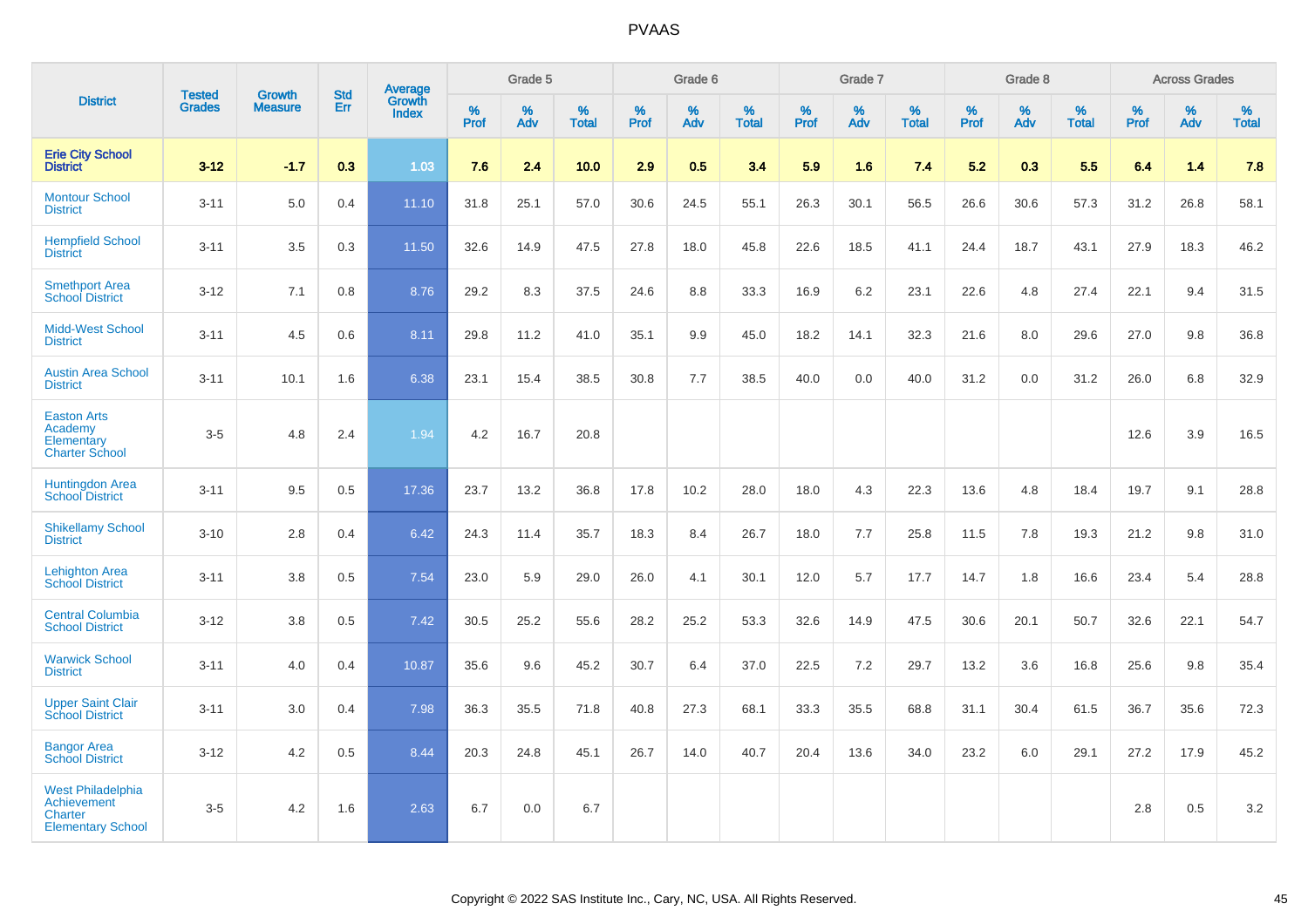# PVAAS

| District | Tested Grades | Growth Measure | Std Err | Average Growth Index | Grade 5 | | | Grade 6 | | | Grade 7 | | | Grade 8 | | | Across Grades | | |
|---|---|---|---|---|---|---|---|---|---|---|---|---|---|---|---|---|---|---|---|
| | | | | | % Prof | % Adv | % Total | % Prof | % Adv | % Total | % Prof | % Adv | % Total | % Prof | % Adv | % Total | % Prof | % Adv | % Total |
| **Erie City School District** | **3-12** | **-1.7** | **0.3** | **1.03** | **7.6** | **2.4** | **10.0** | **2.9** | **0.5** | **3.4** | **5.9** | **1.6** | **7.4** | **5.2** | **0.3** | **5.5** | **6.4** | **1.4** | **7.8** |
| Montour School District | 3-11 | 5.0 | 0.4 | 11.10 | 31.8 | 25.1 | 57.0 | 30.6 | 24.5 | 55.1 | 26.3 | 30.1 | 56.5 | 26.6 | 30.6 | 57.3 | 31.2 | 26.8 | 58.1 |
| Hempfield School District | 3-11 | 3.5 | 0.3 | 11.50 | 32.6 | 14.9 | 47.5 | 27.8 | 18.0 | 45.8 | 22.6 | 18.5 | 41.1 | 24.4 | 18.7 | 43.1 | 27.9 | 18.3 | 46.2 |
| Smethport Area School District | 3-12 | 7.1 | 0.8 | 8.76 | 29.2 | 8.3 | 37.5 | 24.6 | 8.8 | 33.3 | 16.9 | 6.2 | 23.1 | 22.6 | 4.8 | 27.4 | 22.1 | 9.4 | 31.5 |
| Midd-West School District | 3-11 | 4.5 | 0.6 | 8.11 | 29.8 | 11.2 | 41.0 | 35.1 | 9.9 | 45.0 | 18.2 | 14.1 | 32.3 | 21.6 | 8.0 | 29.6 | 27.0 | 9.8 | 36.8 |
| Austin Area School District | 3-11 | 10.1 | 1.6 | 6.38 | 23.1 | 15.4 | 38.5 | 30.8 | 7.7 | 38.5 | 40.0 | 0.0 | 40.0 | 31.2 | 0.0 | 31.2 | 26.0 | 6.8 | 32.9 |
| Easton Arts Academy Elementary Charter School | 3-5 | 4.8 | 2.4 | 1.94 | 4.2 | 16.7 | 20.8 | | | | | | | | | | 12.6 | 3.9 | 16.5 |
| Huntingdon Area School District | 3-11 | 9.5 | 0.5 | 17.36 | 23.7 | 13.2 | 36.8 | 17.8 | 10.2 | 28.0 | 18.0 | 4.3 | 22.3 | 13.6 | 4.8 | 18.4 | 19.7 | 9.1 | 28.8 |
| Shikellamy School District | 3-10 | 2.8 | 0.4 | 6.42 | 24.3 | 11.4 | 35.7 | 18.3 | 8.4 | 26.7 | 18.0 | 7.7 | 25.8 | 11.5 | 7.8 | 19.3 | 21.2 | 9.8 | 31.0 |
| Lehighton Area School District | 3-11 | 3.8 | 0.5 | 7.54 | 23.0 | 5.9 | 29.0 | 26.0 | 4.1 | 30.1 | 12.0 | 5.7 | 17.7 | 14.7 | 1.8 | 16.6 | 23.4 | 5.4 | 28.8 |
| Central Columbia School District | 3-12 | 3.8 | 0.5 | 7.42 | 30.5 | 25.2 | 55.6 | 28.2 | 25.2 | 53.3 | 32.6 | 14.9 | 47.5 | 30.6 | 20.1 | 50.7 | 32.6 | 22.1 | 54.7 |
| Warwick School District | 3-11 | 4.0 | 0.4 | 10.87 | 35.6 | 9.6 | 45.2 | 30.7 | 6.4 | 37.0 | 22.5 | 7.2 | 29.7 | 13.2 | 3.6 | 16.8 | 25.6 | 9.8 | 35.4 |
| Upper Saint Clair School District | 3-11 | 3.0 | 0.4 | 7.98 | 36.3 | 35.5 | 71.8 | 40.8 | 27.3 | 68.1 | 33.3 | 35.5 | 68.8 | 31.1 | 30.4 | 61.5 | 36.7 | 35.6 | 72.3 |
| Bangor Area School District | 3-12 | 4.2 | 0.5 | 8.44 | 20.3 | 24.8 | 45.1 | 26.7 | 14.0 | 40.7 | 20.4 | 13.6 | 34.0 | 23.2 | 6.0 | 29.1 | 27.2 | 17.9 | 45.2 |
| West Philadelphia Achievement Charter Elementary School | 3-5 | 4.2 | 1.6 | 2.63 | 6.7 | 0.0 | 6.7 | | | | | | | | | | 2.8 | 0.5 | 3.2 |

Copyright © 2022 SAS Institute Inc., Cary, NC, USA. All Rights Reserved.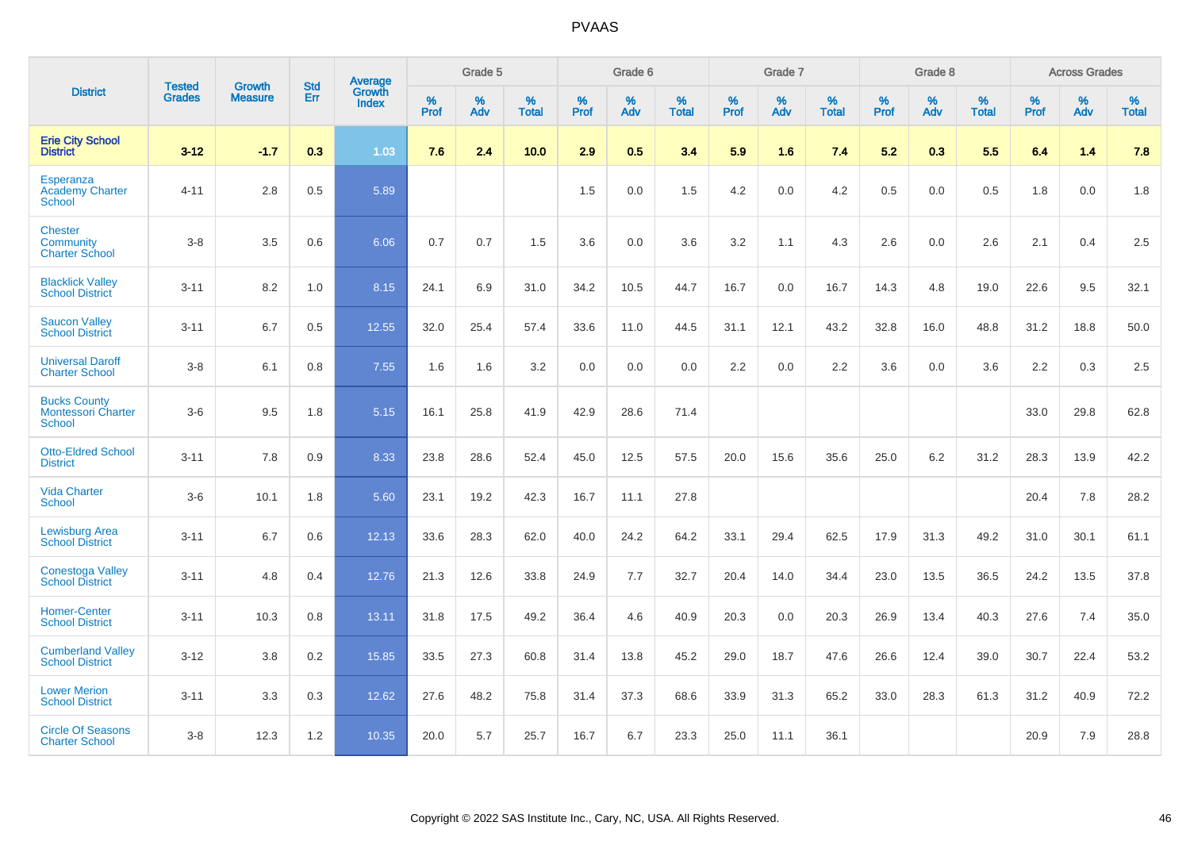# PVAAS

| District | Tested Grades | Growth Measure | Std Err | Average Growth Index | Grade 5 | | | Grade 6 | | | Grade 7 | | | Grade 8 | | | Across Grades | | |
|---|---|---|---|---|---|---|---|---|---|---|---|---|---|---|---|---|---|---|---|
| | | | | | % Prof | % Adv | % Total | % Prof | % Adv | % Total | % Prof | % Adv | % Total | % Prof | % Adv | % Total | % Prof | % Adv | % Total |
| **Erie City School District** | **3-12** | **-1.7** | **0.3** | **1.03** | **7.6** | **2.4** | **10.0** | **2.9** | **0.5** | **3.4** | **5.9** | **1.6** | **7.4** | **5.2** | **0.3** | **5.5** | **6.4** | **1.4** | **7.8** |
| Esperanza Academy Charter School | 4-11 | 2.8 | 0.5 | 5.89 | | | | 1.5 | 0.0 | 1.5 | 4.2 | 0.0 | 4.2 | 0.5 | 0.0 | 0.5 | 1.8 | 0.0 | 1.8 |
| Chester Community Charter School | 3-8 | 3.5 | 0.6 | 6.06 | 0.7 | 0.7 | 1.5 | 3.6 | 0.0 | 3.6 | 3.2 | 1.1 | 4.3 | 2.6 | 0.0 | 2.6 | 2.1 | 0.4 | 2.5 |
| Blacklick Valley School District | 3-11 | 8.2 | 1.0 | 8.15 | 24.1 | 6.9 | 31.0 | 34.2 | 10.5 | 44.7 | 16.7 | 0.0 | 16.7 | 14.3 | 4.8 | 19.0 | 22.6 | 9.5 | 32.1 |
| Saucon Valley School District | 3-11 | 6.7 | 0.5 | 12.55 | 32.0 | 25.4 | 57.4 | 33.6 | 11.0 | 44.5 | 31.1 | 12.1 | 43.2 | 32.8 | 16.0 | 48.8 | 31.2 | 18.8 | 50.0 |
| Universal Daroff Charter School | 3-8 | 6.1 | 0.8 | 7.55 | 1.6 | 1.6 | 3.2 | 0.0 | 0.0 | 0.0 | 2.2 | 0.0 | 2.2 | 3.6 | 0.0 | 3.6 | 2.2 | 0.3 | 2.5 |
| Bucks County Montessori Charter School | 3-6 | 9.5 | 1.8 | 5.15 | 16.1 | 25.8 | 41.9 | 42.9 | 28.6 | 71.4 | | | | | | | 33.0 | 29.8 | 62.8 |
| Otto-Eldred School District | 3-11 | 7.8 | 0.9 | 8.33 | 23.8 | 28.6 | 52.4 | 45.0 | 12.5 | 57.5 | 20.0 | 15.6 | 35.6 | 25.0 | 6.2 | 31.2 | 28.3 | 13.9 | 42.2 |
| Vida Charter School | 3-6 | 10.1 | 1.8 | 5.60 | 23.1 | 19.2 | 42.3 | 16.7 | 11.1 | 27.8 | | | | | | | 20.4 | 7.8 | 28.2 |
| Lewisburg Area School District | 3-11 | 6.7 | 0.6 | 12.13 | 33.6 | 28.3 | 62.0 | 40.0 | 24.2 | 64.2 | 33.1 | 29.4 | 62.5 | 17.9 | 31.3 | 49.2 | 31.0 | 30.1 | 61.1 |
| Conestoga Valley School District | 3-11 | 4.8 | 0.4 | 12.76 | 21.3 | 12.6 | 33.8 | 24.9 | 7.7 | 32.7 | 20.4 | 14.0 | 34.4 | 23.0 | 13.5 | 36.5 | 24.2 | 13.5 | 37.8 |
| Homer-Center School District | 3-11 | 10.3 | 0.8 | 13.11 | 31.8 | 17.5 | 49.2 | 36.4 | 4.6 | 40.9 | 20.3 | 0.0 | 20.3 | 26.9 | 13.4 | 40.3 | 27.6 | 7.4 | 35.0 |
| Cumberland Valley School District | 3-12 | 3.8 | 0.2 | 15.85 | 33.5 | 27.3 | 60.8 | 31.4 | 13.8 | 45.2 | 29.0 | 18.7 | 47.6 | 26.6 | 12.4 | 39.0 | 30.7 | 22.4 | 53.2 |
| Lower Merion School District | 3-11 | 3.3 | 0.3 | 12.62 | 27.6 | 48.2 | 75.8 | 31.4 | 37.3 | 68.6 | 33.9 | 31.3 | 65.2 | 33.0 | 28.3 | 61.3 | 31.2 | 40.9 | 72.2 |
| Circle Of Seasons Charter School | 3-8 | 12.3 | 1.2 | 10.35 | 20.0 | 5.7 | 25.7 | 16.7 | 6.7 | 23.3 | 25.0 | 11.1 | 36.1 | | | | 20.9 | 7.9 | 28.8 |

Copyright © 2022 SAS Institute Inc., Cary, NC, USA. All Rights Reserved.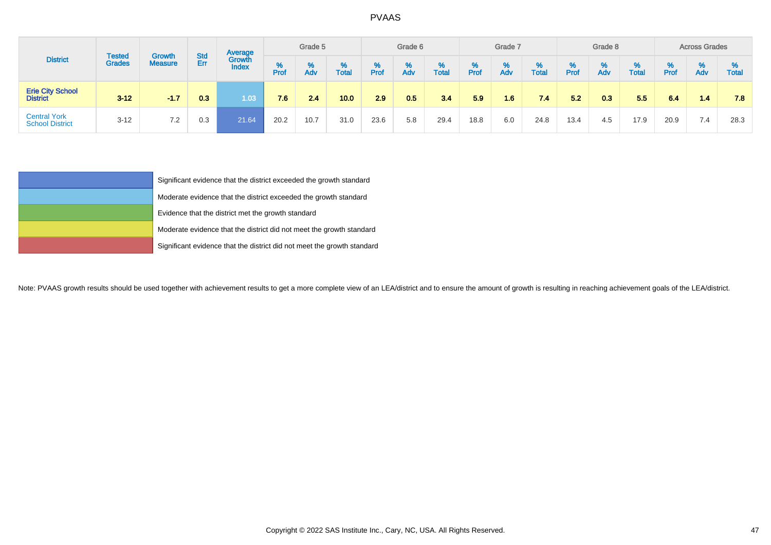# PVAAS

| District | Tested Grades | Growth Measure | Std Err | Average Growth Index | Grade 5 | | | Grade 6 | | | Grade 7 | | | Grade 8 | | | Across Grades | | |
|---|---|---|---|---|---|---|---|---|---|---|---|---|---|---|---|---|---|---|---|
| | | | | | % Prof | % Adv | % Total | % Prof | % Adv | % Total | % Prof | % Adv | % Total | % Prof | % Adv | % Total | % Prof | % Adv | % Total |
| **Erie City School District** | **3-12** | **-1.7** | **0.3** | **1.03** | **7.6** | **2.4** | **10.0** | **2.9** | **0.5** | **3.4** | **5.9** | **1.6** | **7.4** | **5.2** | **0.3** | **5.5** | **6.4** | **1.4** | **7.8** |
| Central York School District | 3-12 | 7.2 | 0.3 | 21.64 | 20.2 | 10.7 | 31.0 | 23.6 | 5.8 | 29.4 | 18.8 | 6.0 | 24.8 | 13.4 | 4.5 | 17.9 | 20.9 | 7.4 | 28.3 |

Significant evidence that the district exceeded the growth standard

Moderate evidence that the district exceeded the growth standard

Evidence that the district met the growth standard

Moderate evidence that the district did not meet the growth standard

Significant evidence that the district did not meet the growth standard

Note: PVAAS growth results should be used together with achievement results to get a more complete view of an LEA/district and to ensure the amount of growth is resulting in reaching achievement goals of the LEA/district.

Copyright © 2022 SAS Institute Inc., Cary, NC, USA. All Rights Reserved.